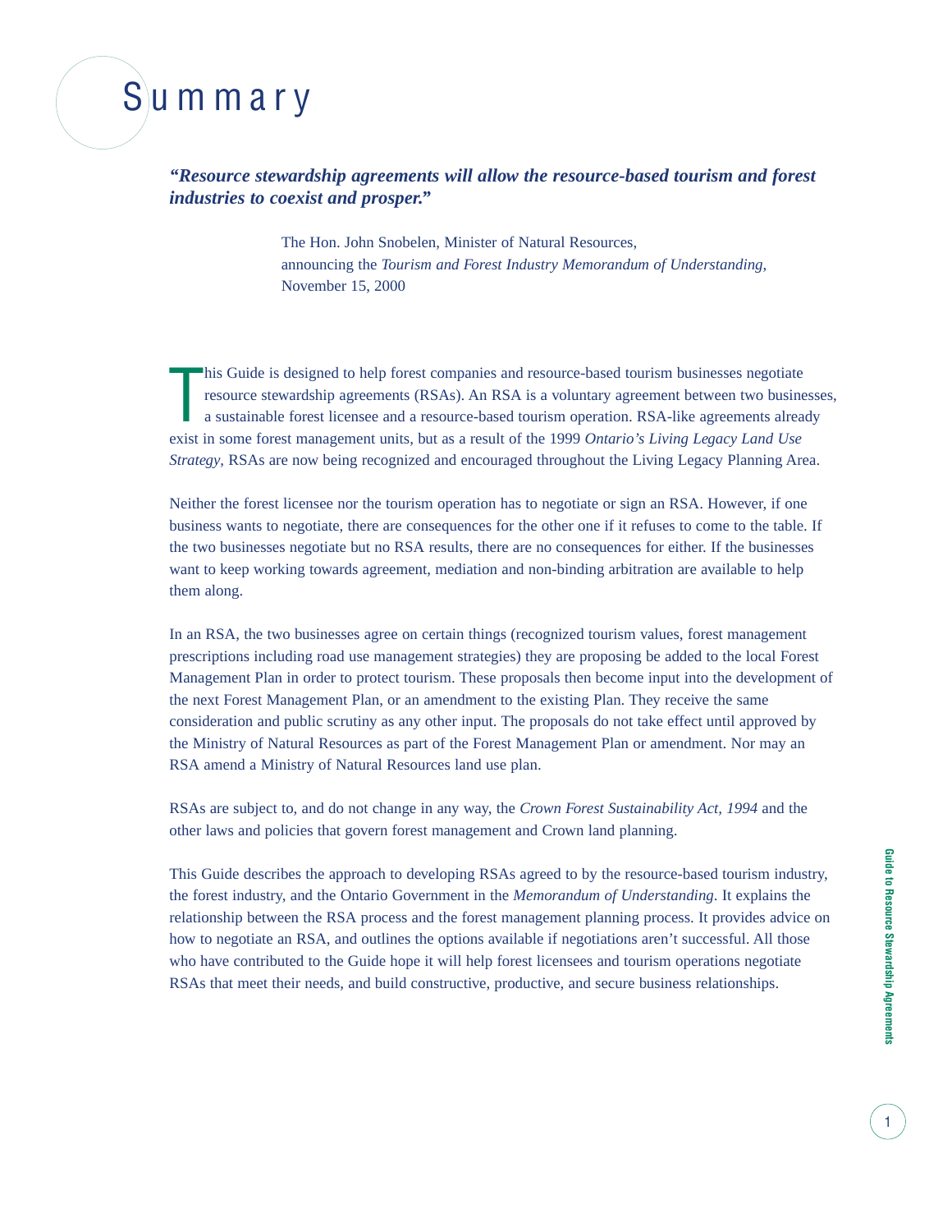# Summary

***"Resource stewardship agreements will allow the resource-based tourism and forest industries to coexist and prosper."***

The Hon. John Snobelen, Minister of Natural Resources,
announcing the *Tourism and Forest Industry Memorandum of Understanding*,
November 15, 2000

This Guide is designed to help forest companies and resource-based tourism businesses negotiate resource stewardship agreements (RSAs). An RSA is a voluntary agreement between two businesses, a sustainable forest licensee and a resource-based tourism operation. RSA-like agreements already exist in some forest management units, but as a result of the 1999 *Ontario's Living Legacy Land Use Strategy*, RSAs are now being recognized and encouraged throughout the Living Legacy Planning Area.

Neither the forest licensee nor the tourism operation has to negotiate or sign an RSA. However, if one business wants to negotiate, there are consequences for the other one if it refuses to come to the table. If the two businesses negotiate but no RSA results, there are no consequences for either. If the businesses want to keep working towards agreement, mediation and non-binding arbitration are available to help them along.

In an RSA, the two businesses agree on certain things (recognized tourism values, forest management prescriptions including road use management strategies) they are proposing be added to the local Forest Management Plan in order to protect tourism. These proposals then become input into the development of the next Forest Management Plan, or an amendment to the existing Plan. They receive the same consideration and public scrutiny as any other input. The proposals do not take effect until approved by the Ministry of Natural Resources as part of the Forest Management Plan or amendment. Nor may an RSA amend a Ministry of Natural Resources land use plan.

RSAs are subject to, and do not change in any way, the *Crown Forest Sustainability Act, 1994* and the other laws and policies that govern forest management and Crown land planning.

This Guide describes the approach to developing RSAs agreed to by the resource-based tourism industry, the forest industry, and the Ontario Government in the *Memorandum of Understanding*. It explains the relationship between the RSA process and the forest management planning process. It provides advice on how to negotiate an RSA, and outlines the options available if negotiations aren't successful. All those who have contributed to the Guide hope it will help forest licensees and tourism operations negotiate RSAs that meet their needs, and build constructive, productive, and secure business relationships.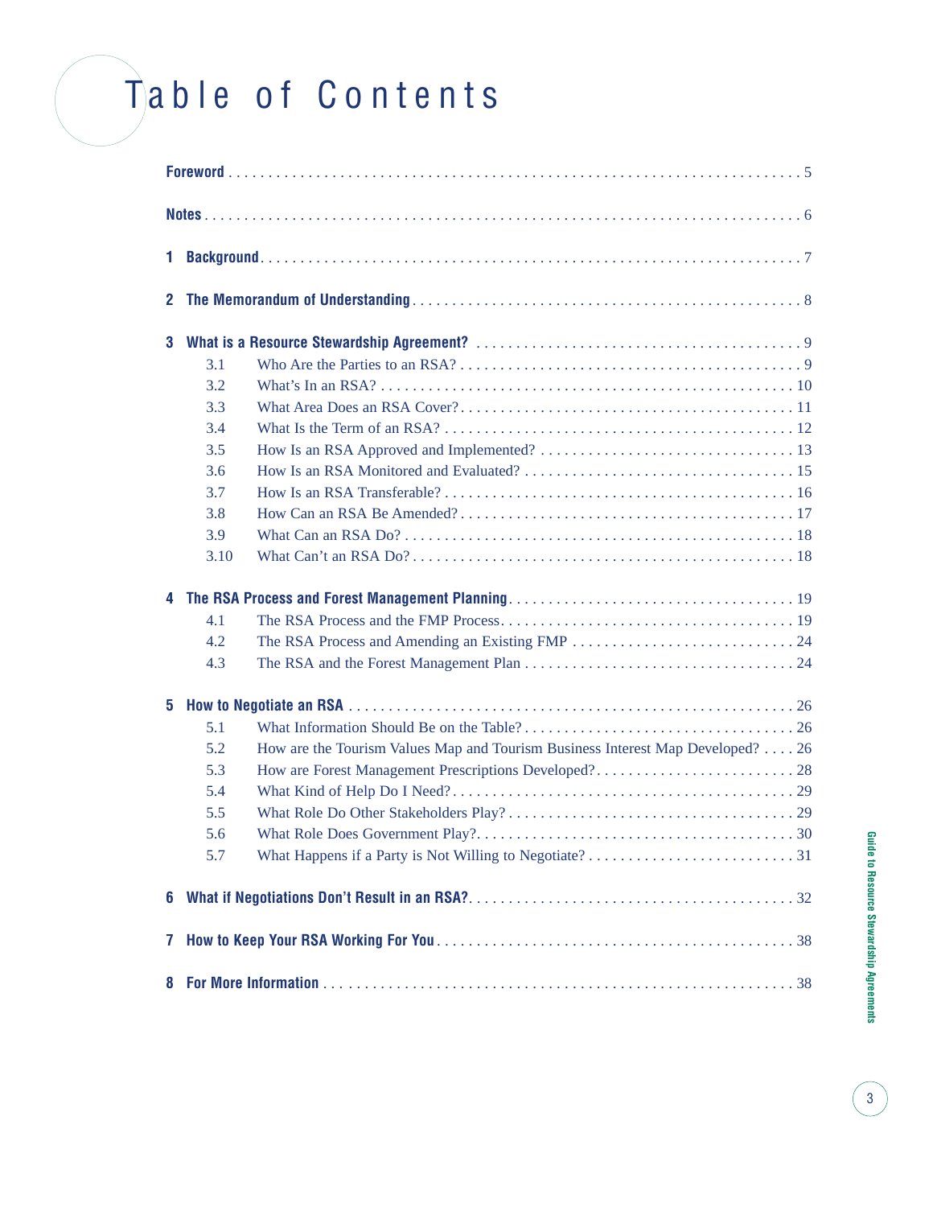# Table of Contents

**Foreword** . . . . . . . . . . 5

**Notes** . . . . . . . . . . 6

**1 Background** . . . . . . . . . . 7

**2 The Memorandum of Understanding** . . . . . . . . . . 8

**3 What is a Resource Stewardship Agreement?** . . . . . . . . . . 9

- 3.1 Who Are the Parties to an RSA? . . . . . . . . . . 9
- 3.2 What's In an RSA? . . . . . . . . . . 10
- 3.3 What Area Does an RSA Cover? . . . . . . . . . . 11
- 3.4 What Is the Term of an RSA? . . . . . . . . . . 12
- 3.5 How Is an RSA Approved and Implemented? . . . . . . . . . . 13
- 3.6 How Is an RSA Monitored and Evaluated? . . . . . . . . . . 15
- 3.7 How Is an RSA Transferable? . . . . . . . . . . 16
- 3.8 How Can an RSA Be Amended? . . . . . . . . . . 17
- 3.9 What Can an RSA Do? . . . . . . . . . . 18
- 3.10 What Can't an RSA Do? . . . . . . . . . . 18

**4 The RSA Process and Forest Management Planning** . . . . . . . . . . 19

- 4.1 The RSA Process and the FMP Process . . . . . . . . . . 19
- 4.2 The RSA Process and Amending an Existing FMP . . . . . . . . . . 24
- 4.3 The RSA and the Forest Management Plan . . . . . . . . . . 24

**5 How to Negotiate an RSA** . . . . . . . . . . 26

- 5.1 What Information Should Be on the Table? . . . . . . . . . . 26
- 5.2 How are the Tourism Values Map and Tourism Business Interest Map Developed? . . . . 26
- 5.3 How are Forest Management Prescriptions Developed? . . . . . . . . . . 28
- 5.4 What Kind of Help Do I Need? . . . . . . . . . . 29
- 5.5 What Role Do Other Stakeholders Play? . . . . . . . . . . 29
- 5.6 What Role Does Government Play? . . . . . . . . . . 30
- 5.7 What Happens if a Party is Not Willing to Negotiate? . . . . . . . . . . 31

**6 What if Negotiations Don't Result in an RSA?** . . . . . . . . . . 32

**7 How to Keep Your RSA Working For You** . . . . . . . . . . 38

**8 For More Information** . . . . . . . . . . 38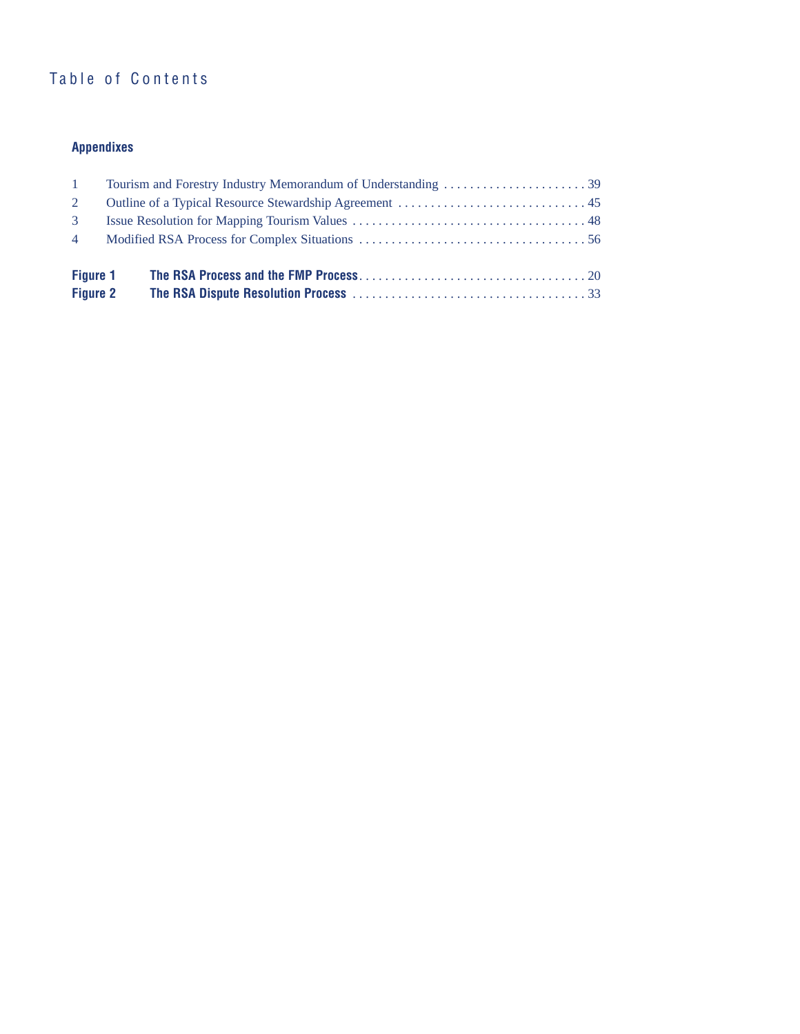# Table of Contents

### Appendixes

| | | |
|---|---|---|
| 1 | Tourism and Forestry Industry Memorandum of Understanding | 39 |
| 2 | Outline of a Typical Resource Stewardship Agreement | 45 |
| 3 | Issue Resolution for Mapping Tourism Values | 48 |
| 4 | Modified RSA Process for Complex Situations | 56 |

| | | |
|---|---|---|
| **Figure 1** | **The RSA Process and the FMP Process** | 20 |
| **Figure 2** | **The RSA Dispute Resolution Process** | 33 |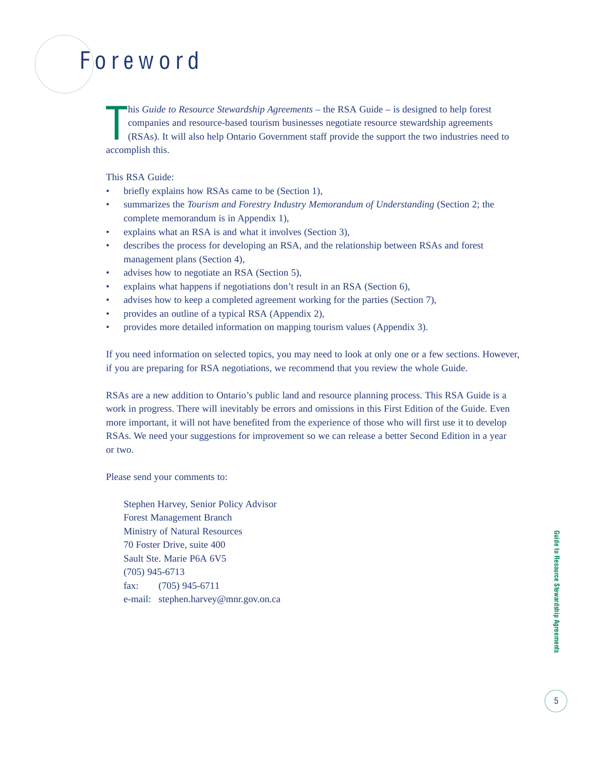# Foreword

This *Guide to Resource Stewardship Agreements* – the RSA Guide – is designed to help forest companies and resource-based tourism businesses negotiate resource stewardship agreements (RSAs). It will also help Ontario Government staff provide the support the two industries need to accomplish this.

This RSA Guide:

- briefly explains how RSAs came to be (Section 1),
- summarizes the *Tourism and Forestry Industry Memorandum of Understanding* (Section 2; the complete memorandum is in Appendix 1),
- explains what an RSA is and what it involves (Section 3),
- describes the process for developing an RSA, and the relationship between RSAs and forest management plans (Section 4),
- advises how to negotiate an RSA (Section 5),
- explains what happens if negotiations don't result in an RSA (Section 6),
- advises how to keep a completed agreement working for the parties (Section 7),
- provides an outline of a typical RSA (Appendix 2),
- provides more detailed information on mapping tourism values (Appendix 3).

If you need information on selected topics, you may need to look at only one or a few sections. However, if you are preparing for RSA negotiations, we recommend that you review the whole Guide.

RSAs are a new addition to Ontario's public land and resource planning process. This RSA Guide is a work in progress. There will inevitably be errors and omissions in this First Edition of the Guide. Even more important, it will not have benefited from the experience of those who will first use it to develop RSAs. We need your suggestions for improvement so we can release a better Second Edition in a year or two.

Please send your comments to:

Stephen Harvey, Senior Policy Advisor
Forest Management Branch
Ministry of Natural Resources
70 Foster Drive, suite 400
Sault Ste. Marie P6A 6V5
(705) 945-6713
fax: (705) 945-6711
e-mail: stephen.harvey@mnr.gov.on.ca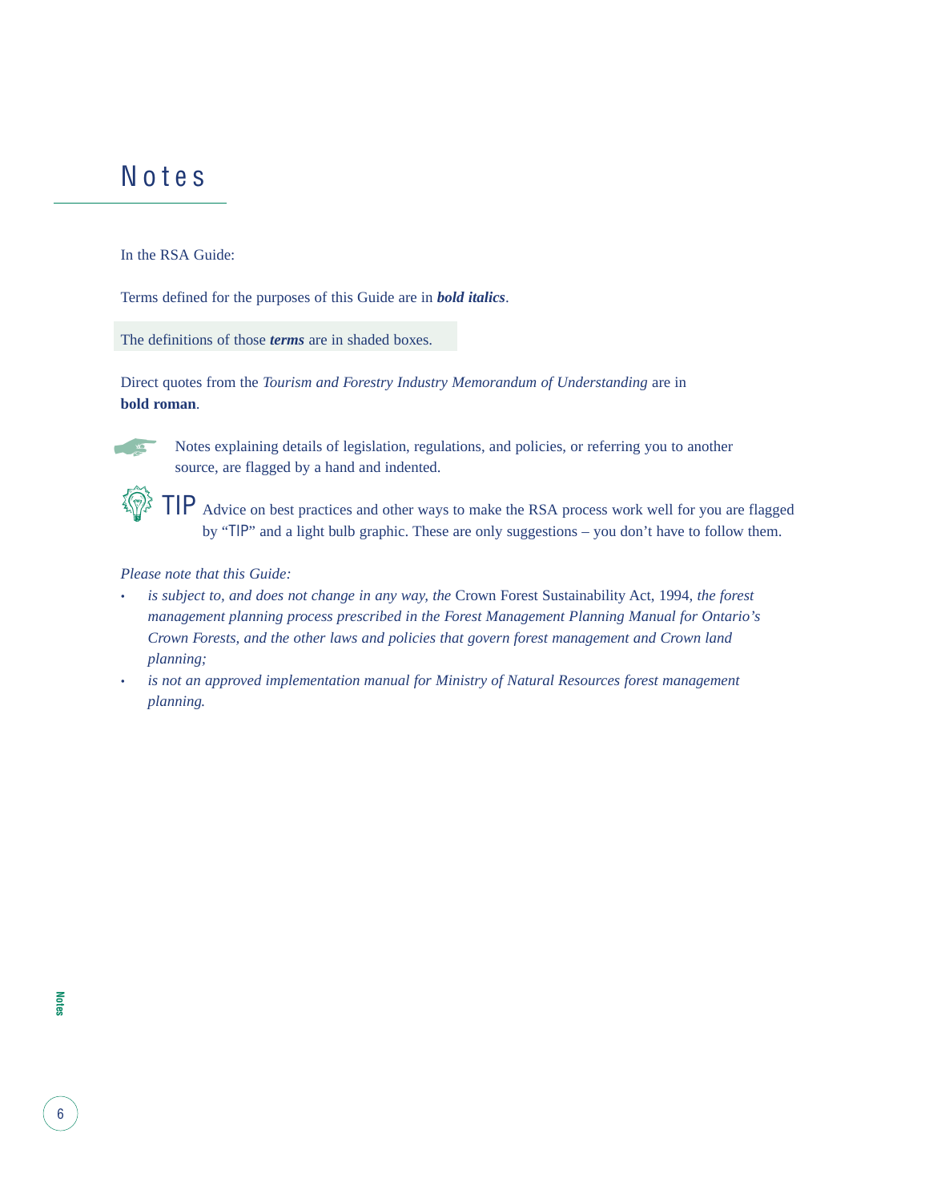# Notes

In the RSA Guide:

Terms defined for the purposes of this Guide are in ***bold italics***.

The definitions of those ***terms*** are in shaded boxes.

Direct quotes from the *Tourism and Forestry Industry Memorandum of Understanding* are in **bold roman**.

Notes explaining details of legislation, regulations, and policies, or referring you to another source, are flagged by a hand and indented.

TIP Advice on best practices and other ways to make the RSA process work well for you are flagged by "TIP" and a light bulb graphic. These are only suggestions – you don't have to follow them.

*Please note that this Guide:*

- *is subject to, and does not change in any way, the* Crown Forest Sustainability Act, 1994*, the forest management planning process prescribed in the Forest Management Planning Manual for Ontario's Crown Forests, and the other laws and policies that govern forest management and Crown land planning;*
- *is not an approved implementation manual for Ministry of Natural Resources forest management planning.*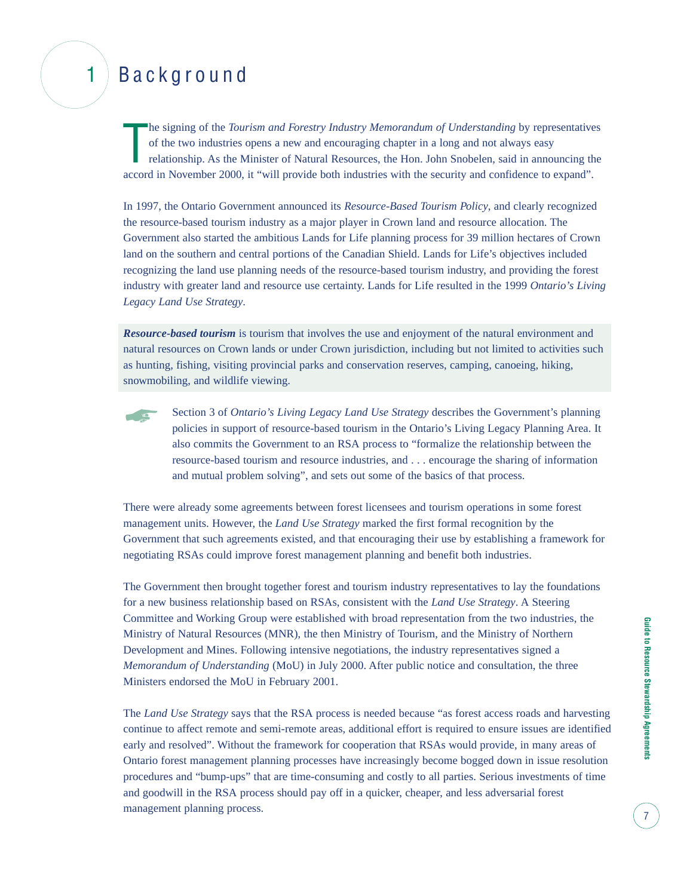# 1 Background

The signing of the *Tourism and Forestry Industry Memorandum of Understanding* by representatives of the two industries opens a new and encouraging chapter in a long and not always easy relationship. As the Minister of Natural Resources, the Hon. John Snobelen, said in announcing the accord in November 2000, it "will provide both industries with the security and confidence to expand".

In 1997, the Ontario Government announced its *Resource-Based Tourism Policy*, and clearly recognized the resource-based tourism industry as a major player in Crown land and resource allocation. The Government also started the ambitious Lands for Life planning process for 39 million hectares of Crown land on the southern and central portions of the Canadian Shield. Lands for Life's objectives included recognizing the land use planning needs of the resource-based tourism industry, and providing the forest industry with greater land and resource use certainty. Lands for Life resulted in the 1999 *Ontario's Living Legacy Land Use Strategy*.

***Resource-based tourism*** is tourism that involves the use and enjoyment of the natural environment and natural resources on Crown lands or under Crown jurisdiction, including but not limited to activities such as hunting, fishing, visiting provincial parks and conservation reserves, camping, canoeing, hiking, snowmobiling, and wildlife viewing.

Section 3 of *Ontario's Living Legacy Land Use Strategy* describes the Government's planning policies in support of resource-based tourism in the Ontario's Living Legacy Planning Area. It also commits the Government to an RSA process to "formalize the relationship between the resource-based tourism and resource industries, and . . . encourage the sharing of information and mutual problem solving", and sets out some of the basics of that process.

There were already some agreements between forest licensees and tourism operations in some forest management units. However, the *Land Use Strategy* marked the first formal recognition by the Government that such agreements existed, and that encouraging their use by establishing a framework for negotiating RSAs could improve forest management planning and benefit both industries.

The Government then brought together forest and tourism industry representatives to lay the foundations for a new business relationship based on RSAs, consistent with the *Land Use Strategy*. A Steering Committee and Working Group were established with broad representation from the two industries, the Ministry of Natural Resources (MNR), the then Ministry of Tourism, and the Ministry of Northern Development and Mines. Following intensive negotiations, the industry representatives signed a *Memorandum of Understanding* (MoU) in July 2000. After public notice and consultation, the three Ministers endorsed the MoU in February 2001.

The *Land Use Strategy* says that the RSA process is needed because "as forest access roads and harvesting continue to affect remote and semi-remote areas, additional effort is required to ensure issues are identified early and resolved". Without the framework for cooperation that RSAs would provide, in many areas of Ontario forest management planning processes have increasingly become bogged down in issue resolution procedures and "bump-ups" that are time-consuming and costly to all parties. Serious investments of time and goodwill in the RSA process should pay off in a quicker, cheaper, and less adversarial forest management planning process.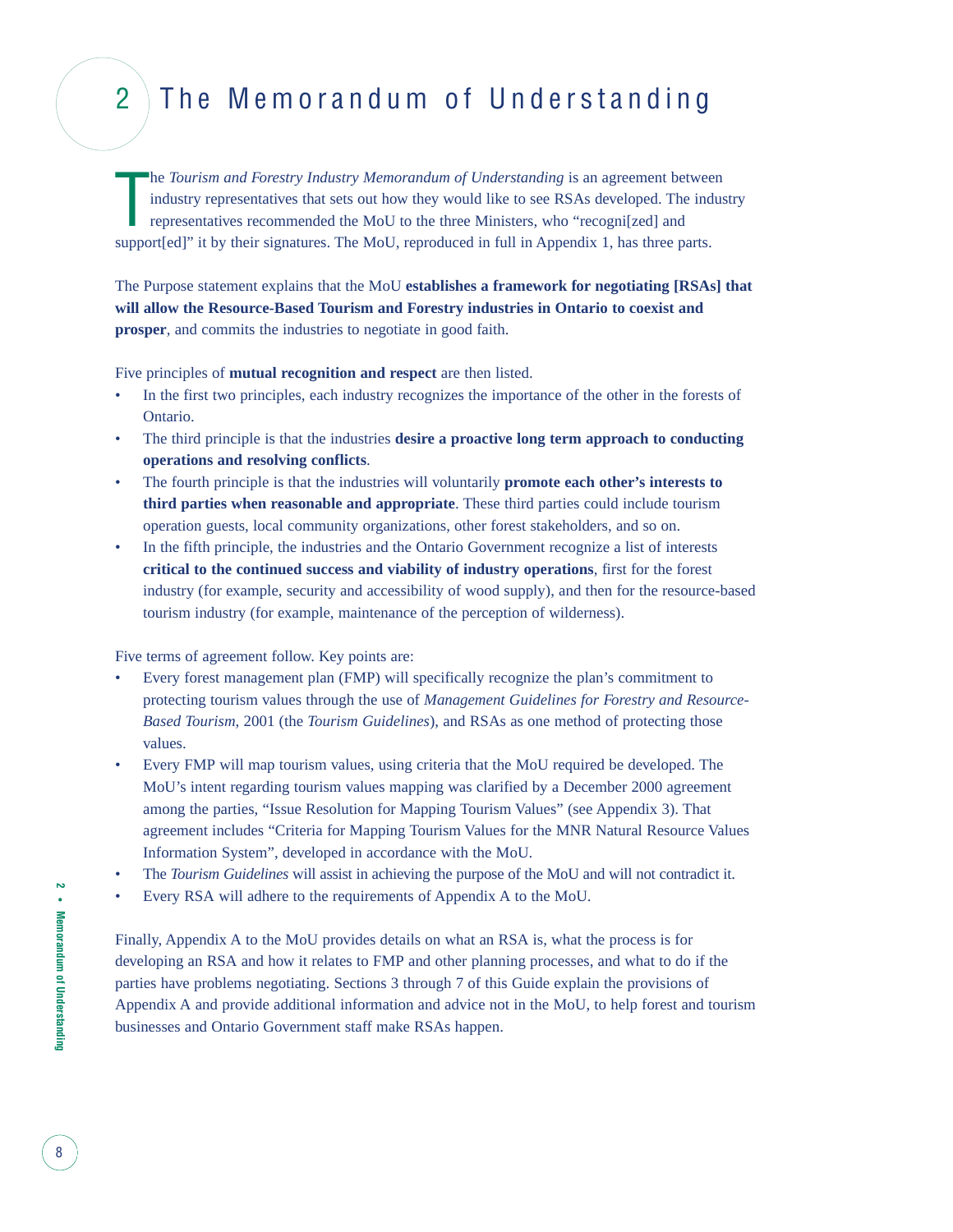# 2 The Memorandum of Understanding

The *Tourism and Forestry Industry Memorandum of Understanding* is an agreement between industry representatives that sets out how they would like to see RSAs developed. The industry representatives recommended the MoU to the three Ministers, who "recogni[zed] and support[ed]" it by their signatures. The MoU, reproduced in full in Appendix 1, has three parts.

The Purpose statement explains that the MoU **establishes a framework for negotiating [RSAs] that will allow the Resource-Based Tourism and Forestry industries in Ontario to coexist and prosper**, and commits the industries to negotiate in good faith.

Five principles of **mutual recognition and respect** are then listed.

- In the first two principles, each industry recognizes the importance of the other in the forests of Ontario.
- The third principle is that the industries **desire a proactive long term approach to conducting operations and resolving conflicts**.
- The fourth principle is that the industries will voluntarily **promote each other's interests to third parties when reasonable and appropriate**. These third parties could include tourism operation guests, local community organizations, other forest stakeholders, and so on.
- In the fifth principle, the industries and the Ontario Government recognize a list of interests **critical to the continued success and viability of industry operations**, first for the forest industry (for example, security and accessibility of wood supply), and then for the resource-based tourism industry (for example, maintenance of the perception of wilderness).

Five terms of agreement follow. Key points are:

- Every forest management plan (FMP) will specifically recognize the plan's commitment to protecting tourism values through the use of *Management Guidelines for Forestry and Resource-Based Tourism*, 2001 (the *Tourism Guidelines*), and RSAs as one method of protecting those values.
- Every FMP will map tourism values, using criteria that the MoU required be developed. The MoU's intent regarding tourism values mapping was clarified by a December 2000 agreement among the parties, "Issue Resolution for Mapping Tourism Values" (see Appendix 3). That agreement includes "Criteria for Mapping Tourism Values for the MNR Natural Resource Values Information System", developed in accordance with the MoU.
- The *Tourism Guidelines* will assist in achieving the purpose of the MoU and will not contradict it.
- Every RSA will adhere to the requirements of Appendix A to the MoU.

Finally, Appendix A to the MoU provides details on what an RSA is, what the process is for developing an RSA and how it relates to FMP and other planning processes, and what to do if the parties have problems negotiating. Sections 3 through 7 of this Guide explain the provisions of Appendix A and provide additional information and advice not in the MoU, to help forest and tourism businesses and Ontario Government staff make RSAs happen.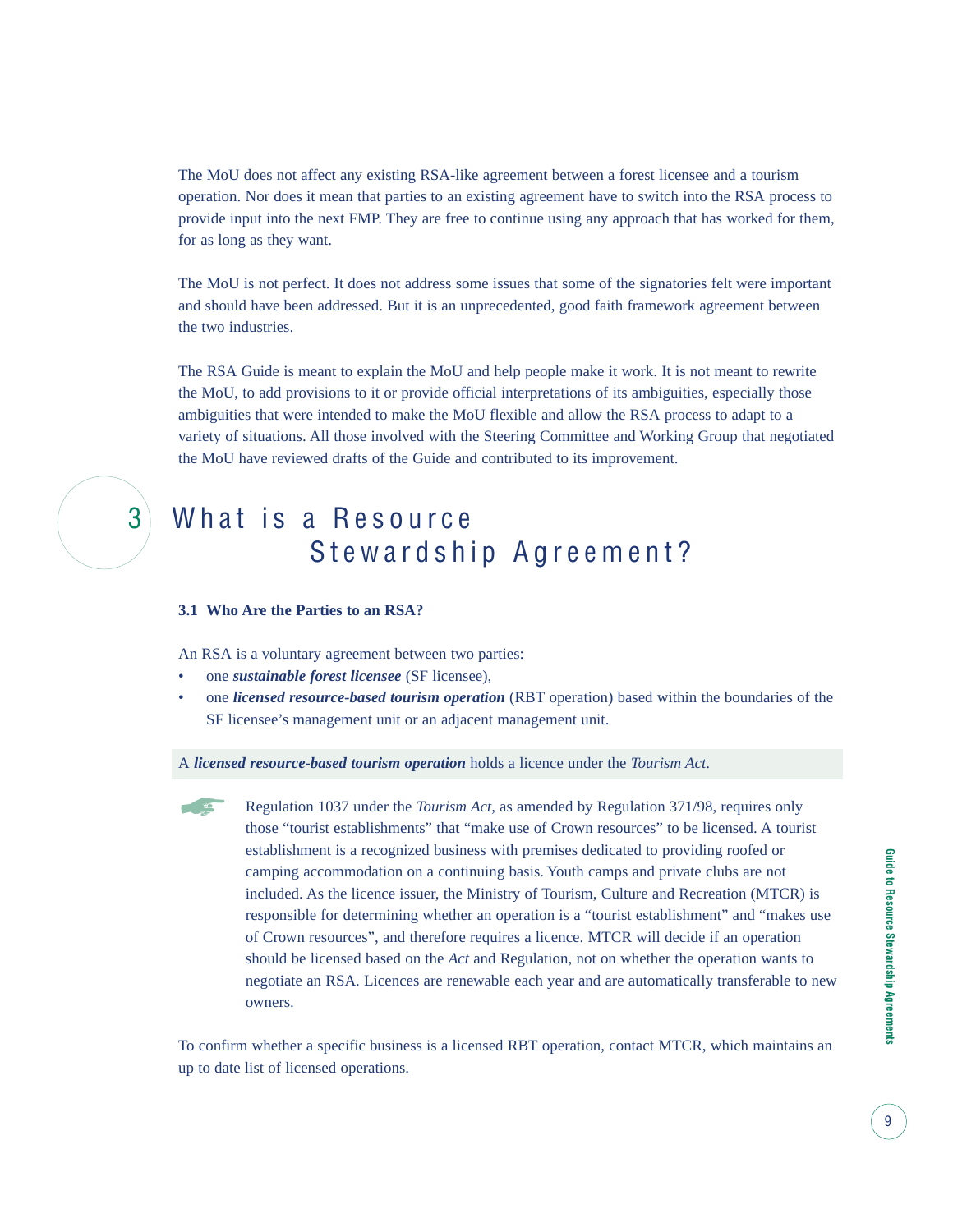The MoU does not affect any existing RSA-like agreement between a forest licensee and a tourism operation. Nor does it mean that parties to an existing agreement have to switch into the RSA process to provide input into the next FMP. They are free to continue using any approach that has worked for them, for as long as they want.

The MoU is not perfect. It does not address some issues that some of the signatories felt were important and should have been addressed. But it is an unprecedented, good faith framework agreement between the two industries.

The RSA Guide is meant to explain the MoU and help people make it work. It is not meant to rewrite the MoU, to add provisions to it or provide official interpretations of its ambiguities, especially those ambiguities that were intended to make the MoU flexible and allow the RSA process to adapt to a variety of situations. All those involved with the Steering Committee and Working Group that negotiated the MoU have reviewed drafts of the Guide and contributed to its improvement.

# 3 What is a Resource Stewardship Agreement?

### 3.1 Who Are the Parties to an RSA?

An RSA is a voluntary agreement between two parties:

- one ***sustainable forest licensee*** (SF licensee),
- one ***licensed resource-based tourism operation*** (RBT operation) based within the boundaries of the SF licensee's management unit or an adjacent management unit.

A ***licensed resource-based tourism operation*** holds a licence under the *Tourism Act*.

Regulation 1037 under the *Tourism Act*, as amended by Regulation 371/98, requires only those "tourist establishments" that "make use of Crown resources" to be licensed. A tourist establishment is a recognized business with premises dedicated to providing roofed or camping accommodation on a continuing basis. Youth camps and private clubs are not included. As the licence issuer, the Ministry of Tourism, Culture and Recreation (MTCR) is responsible for determining whether an operation is a "tourist establishment" and "makes use of Crown resources", and therefore requires a licence. MTCR will decide if an operation should be licensed based on the *Act* and Regulation, not on whether the operation wants to negotiate an RSA. Licences are renewable each year and are automatically transferable to new owners.

To confirm whether a specific business is a licensed RBT operation, contact MTCR, which maintains an up to date list of licensed operations.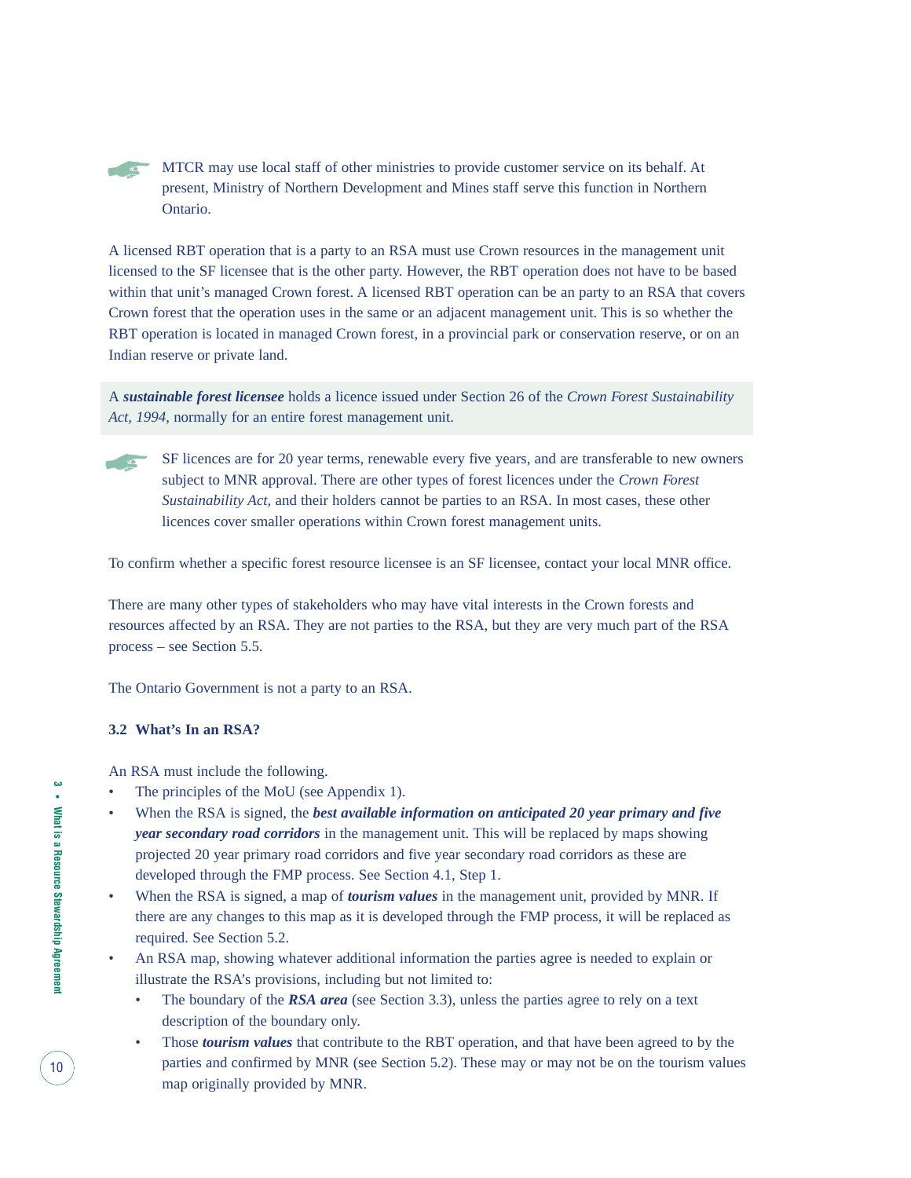MTCR may use local staff of other ministries to provide customer service on its behalf. At present, Ministry of Northern Development and Mines staff serve this function in Northern Ontario.

A licensed RBT operation that is a party to an RSA must use Crown resources in the management unit licensed to the SF licensee that is the other party. However, the RBT operation does not have to be based within that unit's managed Crown forest. A licensed RBT operation can be an party to an RSA that covers Crown forest that the operation uses in the same or an adjacent management unit. This is so whether the RBT operation is located in managed Crown forest, in a provincial park or conservation reserve, or on an Indian reserve or private land.

A ***sustainable forest licensee*** holds a licence issued under Section 26 of the *Crown Forest Sustainability Act, 1994*, normally for an entire forest management unit.

SF licences are for 20 year terms, renewable every five years, and are transferable to new owners subject to MNR approval. There are other types of forest licences under the *Crown Forest Sustainability Act,* and their holders cannot be parties to an RSA. In most cases, these other licences cover smaller operations within Crown forest management units.

To confirm whether a specific forest resource licensee is an SF licensee, contact your local MNR office.

There are many other types of stakeholders who may have vital interests in the Crown forests and resources affected by an RSA. They are not parties to the RSA, but they are very much part of the RSA process – see Section 5.5.

The Ontario Government is not a party to an RSA.

### 3.2 What's In an RSA?

An RSA must include the following.

- The principles of the MoU (see Appendix 1).
- When the RSA is signed, the ***best available information on anticipated 20 year primary and five year secondary road corridors*** in the management unit. This will be replaced by maps showing projected 20 year primary road corridors and five year secondary road corridors as these are developed through the FMP process. See Section 4.1, Step 1.
- When the RSA is signed, a map of ***tourism values*** in the management unit, provided by MNR. If there are any changes to this map as it is developed through the FMP process, it will be replaced as required. See Section 5.2.
- An RSA map, showing whatever additional information the parties agree is needed to explain or illustrate the RSA's provisions, including but not limited to:
  - The boundary of the ***RSA area*** (see Section 3.3), unless the parties agree to rely on a text description of the boundary only.
  - Those ***tourism values*** that contribute to the RBT operation, and that have been agreed to by the parties and confirmed by MNR (see Section 5.2). These may or may not be on the tourism values map originally provided by MNR.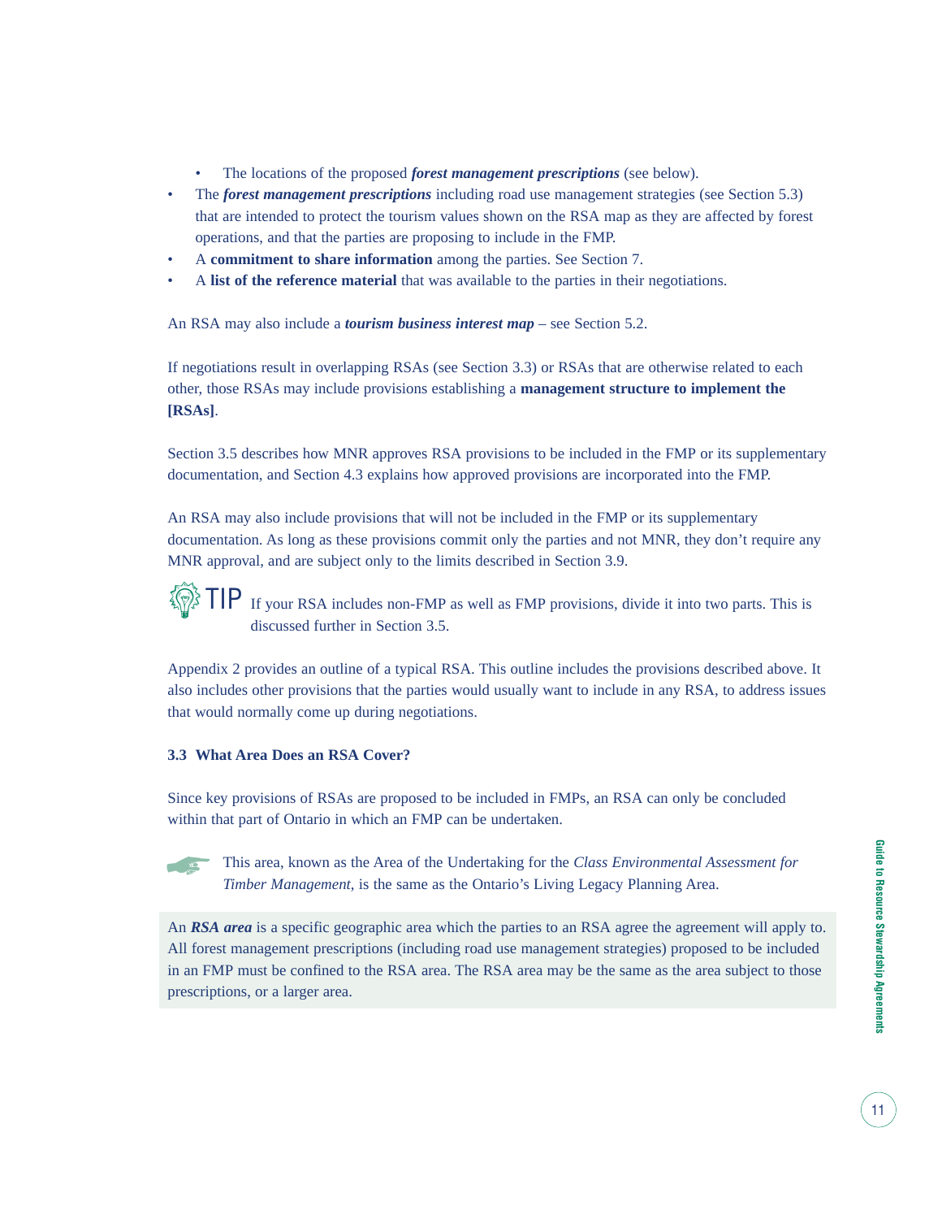- The locations of the proposed ***forest management prescriptions*** (see below).
- The ***forest management prescriptions*** including road use management strategies (see Section 5.3) that are intended to protect the tourism values shown on the RSA map as they are affected by forest operations, and that the parties are proposing to include in the FMP.
- A **commitment to share information** among the parties. See Section 7.
- A **list of the reference material** that was available to the parties in their negotiations.

An RSA may also include a ***tourism business interest map*** – see Section 5.2.

If negotiations result in overlapping RSAs (see Section 3.3) or RSAs that are otherwise related to each other, those RSAs may include provisions establishing a **management structure to implement the [RSAs]**.

Section 3.5 describes how MNR approves RSA provisions to be included in the FMP or its supplementary documentation, and Section 4.3 explains how approved provisions are incorporated into the FMP.

An RSA may also include provisions that will not be included in the FMP or its supplementary documentation. As long as these provisions commit only the parties and not MNR, they don't require any MNR approval, and are subject only to the limits described in Section 3.9.

TIP If your RSA includes non-FMP as well as FMP provisions, divide it into two parts. This is discussed further in Section 3.5.

Appendix 2 provides an outline of a typical RSA. This outline includes the provisions described above. It also includes other provisions that the parties would usually want to include in any RSA, to address issues that would normally come up during negotiations.

### 3.3 What Area Does an RSA Cover?

Since key provisions of RSAs are proposed to be included in FMPs, an RSA can only be concluded within that part of Ontario in which an FMP can be undertaken.

This area, known as the Area of the Undertaking for the *Class Environmental Assessment for Timber Management*, is the same as the Ontario's Living Legacy Planning Area.

An ***RSA area*** is a specific geographic area which the parties to an RSA agree the agreement will apply to. All forest management prescriptions (including road use management strategies) proposed to be included in an FMP must be confined to the RSA area. The RSA area may be the same as the area subject to those prescriptions, or a larger area.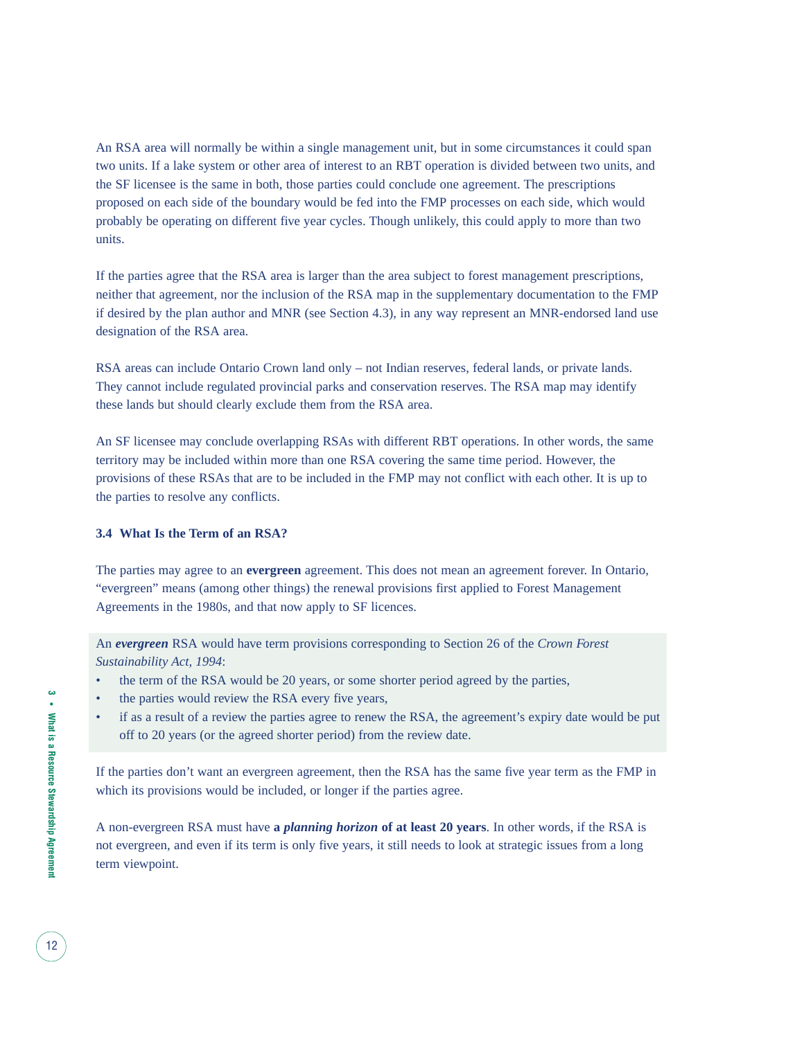An RSA area will normally be within a single management unit, but in some circumstances it could span two units. If a lake system or other area of interest to an RBT operation is divided between two units, and the SF licensee is the same in both, those parties could conclude one agreement. The prescriptions proposed on each side of the boundary would be fed into the FMP processes on each side, which would probably be operating on different five year cycles. Though unlikely, this could apply to more than two units.

If the parties agree that the RSA area is larger than the area subject to forest management prescriptions, neither that agreement, nor the inclusion of the RSA map in the supplementary documentation to the FMP if desired by the plan author and MNR (see Section 4.3), in any way represent an MNR-endorsed land use designation of the RSA area.

RSA areas can include Ontario Crown land only – not Indian reserves, federal lands, or private lands. They cannot include regulated provincial parks and conservation reserves. The RSA map may identify these lands but should clearly exclude them from the RSA area.

An SF licensee may conclude overlapping RSAs with different RBT operations. In other words, the same territory may be included within more than one RSA covering the same time period. However, the provisions of these RSAs that are to be included in the FMP may not conflict with each other. It is up to the parties to resolve any conflicts.

### 3.4 What Is the Term of an RSA?

The parties may agree to an **evergreen** agreement. This does not mean an agreement forever. In Ontario, "evergreen" means (among other things) the renewal provisions first applied to Forest Management Agreements in the 1980s, and that now apply to SF licences.

An ***evergreen*** RSA would have term provisions corresponding to Section 26 of the *Crown Forest Sustainability Act, 1994*:

- the term of the RSA would be 20 years, or some shorter period agreed by the parties,
- the parties would review the RSA every five years,
- if as a result of a review the parties agree to renew the RSA, the agreement's expiry date would be put off to 20 years (or the agreed shorter period) from the review date.

If the parties don't want an evergreen agreement, then the RSA has the same five year term as the FMP in which its provisions would be included, or longer if the parties agree.

A non-evergreen RSA must have **a *planning horizon* of at least 20 years**. In other words, if the RSA is not evergreen, and even if its term is only five years, it still needs to look at strategic issues from a long term viewpoint.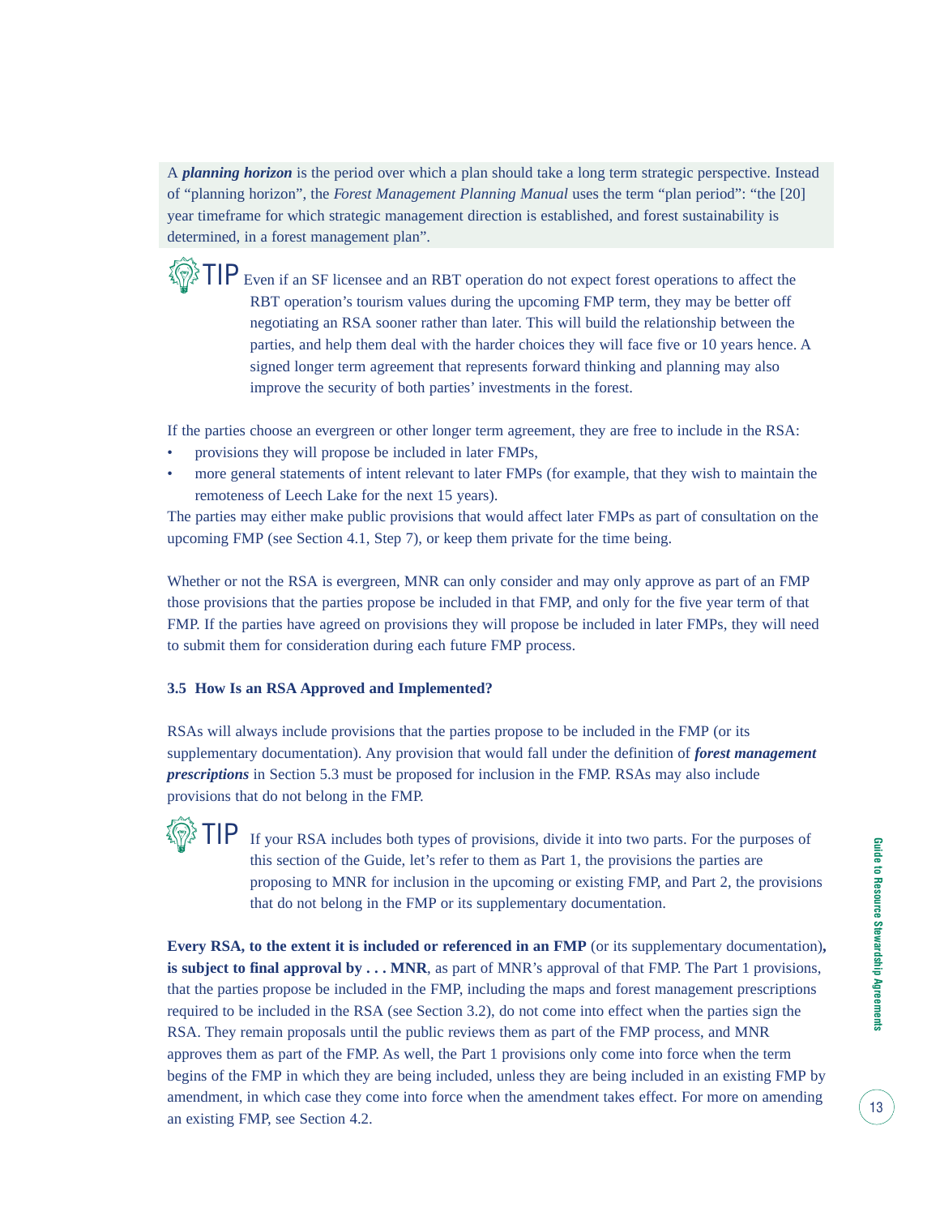A ***planning horizon*** is the period over which a plan should take a long term strategic perspective. Instead of "planning horizon", the *Forest Management Planning Manual* uses the term "plan period": "the [20] year timeframe for which strategic management direction is established, and forest sustainability is determined, in a forest management plan".

**TIP** Even if an SF licensee and an RBT operation do not expect forest operations to affect the RBT operation's tourism values during the upcoming FMP term, they may be better off negotiating an RSA sooner rather than later. This will build the relationship between the parties, and help them deal with the harder choices they will face five or 10 years hence. A signed longer term agreement that represents forward thinking and planning may also improve the security of both parties' investments in the forest.

If the parties choose an evergreen or other longer term agreement, they are free to include in the RSA:

- provisions they will propose be included in later FMPs,
- more general statements of intent relevant to later FMPs (for example, that they wish to maintain the remoteness of Leech Lake for the next 15 years).

The parties may either make public provisions that would affect later FMPs as part of consultation on the upcoming FMP (see Section 4.1, Step 7), or keep them private for the time being.

Whether or not the RSA is evergreen, MNR can only consider and may only approve as part of an FMP those provisions that the parties propose be included in that FMP, and only for the five year term of that FMP. If the parties have agreed on provisions they will propose be included in later FMPs, they will need to submit them for consideration during each future FMP process.

### 3.5 How Is an RSA Approved and Implemented?

RSAs will always include provisions that the parties propose to be included in the FMP (or its supplementary documentation). Any provision that would fall under the definition of ***forest management prescriptions*** in Section 5.3 must be proposed for inclusion in the FMP. RSAs may also include provisions that do not belong in the FMP.

**TIP** If your RSA includes both types of provisions, divide it into two parts. For the purposes of this section of the Guide, let's refer to them as Part 1, the provisions the parties are proposing to MNR for inclusion in the upcoming or existing FMP, and Part 2, the provisions that do not belong in the FMP or its supplementary documentation.

**Every RSA, to the extent it is included or referenced in an FMP** (or its supplementary documentation)**, is subject to final approval by . . . MNR**, as part of MNR's approval of that FMP. The Part 1 provisions, that the parties propose be included in the FMP, including the maps and forest management prescriptions required to be included in the RSA (see Section 3.2), do not come into effect when the parties sign the RSA. They remain proposals until the public reviews them as part of the FMP process, and MNR approves them as part of the FMP. As well, the Part 1 provisions only come into force when the term begins of the FMP in which they are being included, unless they are being included in an existing FMP by amendment, in which case they come into force when the amendment takes effect. For more on amending an existing FMP, see Section 4.2.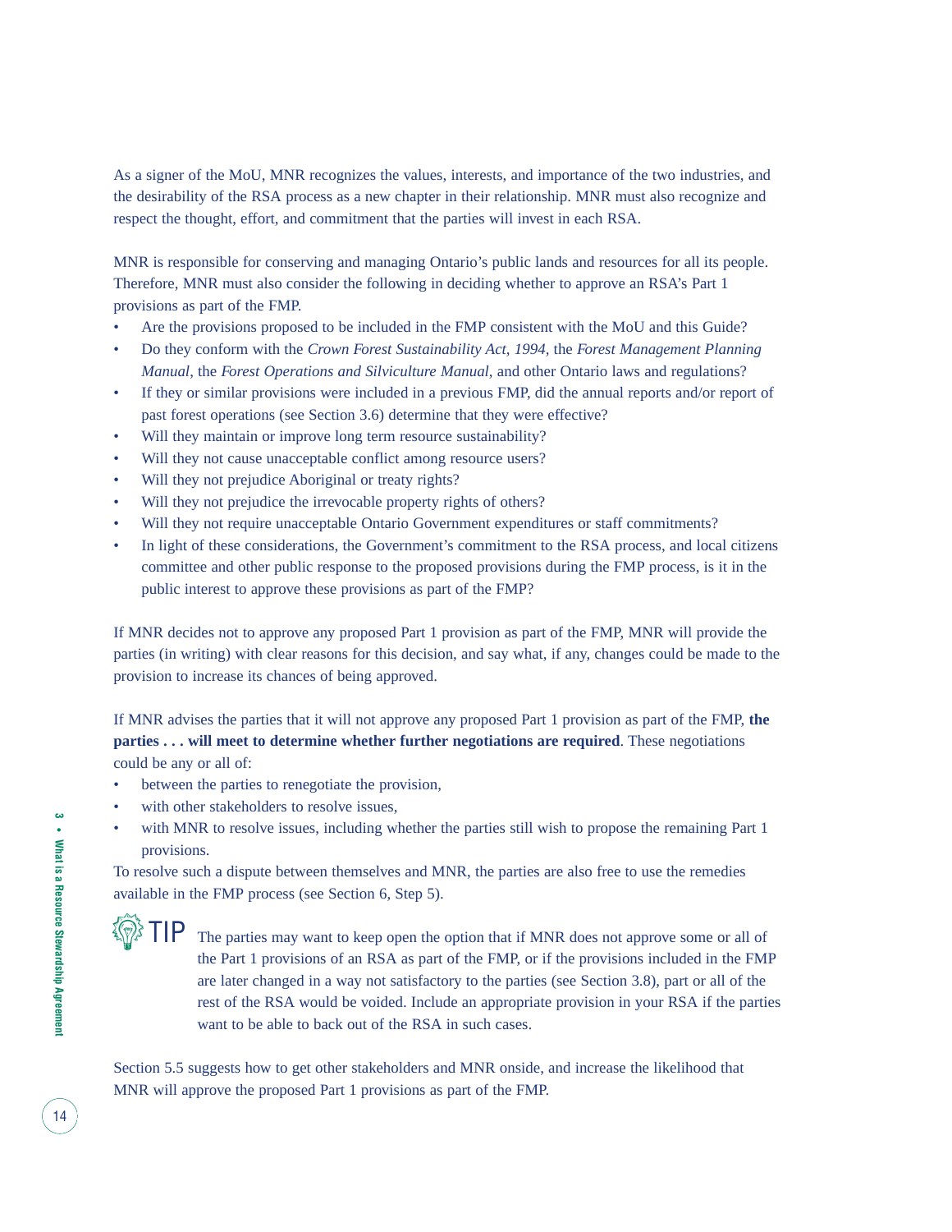As a signer of the MoU, MNR recognizes the values, interests, and importance of the two industries, and the desirability of the RSA process as a new chapter in their relationship. MNR must also recognize and respect the thought, effort, and commitment that the parties will invest in each RSA.

MNR is responsible for conserving and managing Ontario's public lands and resources for all its people. Therefore, MNR must also consider the following in deciding whether to approve an RSA's Part 1 provisions as part of the FMP.

- Are the provisions proposed to be included in the FMP consistent with the MoU and this Guide?
- Do they conform with the *Crown Forest Sustainability Act, 1994*, the *Forest Management Planning Manual*, the *Forest Operations and Silviculture Manual*, and other Ontario laws and regulations?
- If they or similar provisions were included in a previous FMP, did the annual reports and/or report of past forest operations (see Section 3.6) determine that they were effective?
- Will they maintain or improve long term resource sustainability?
- Will they not cause unacceptable conflict among resource users?
- Will they not prejudice Aboriginal or treaty rights?
- Will they not prejudice the irrevocable property rights of others?
- Will they not require unacceptable Ontario Government expenditures or staff commitments?
- In light of these considerations, the Government's commitment to the RSA process, and local citizens committee and other public response to the proposed provisions during the FMP process, is it in the public interest to approve these provisions as part of the FMP?

If MNR decides not to approve any proposed Part 1 provision as part of the FMP, MNR will provide the parties (in writing) with clear reasons for this decision, and say what, if any, changes could be made to the provision to increase its chances of being approved.

If MNR advises the parties that it will not approve any proposed Part 1 provision as part of the FMP, **the parties . . . will meet to determine whether further negotiations are required**. These negotiations could be any or all of:

- between the parties to renegotiate the provision,
- with other stakeholders to resolve issues,
- with MNR to resolve issues, including whether the parties still wish to propose the remaining Part 1 provisions.

To resolve such a dispute between themselves and MNR, the parties are also free to use the remedies available in the FMP process (see Section 6, Step 5).

**TIP** The parties may want to keep open the option that if MNR does not approve some or all of the Part 1 provisions of an RSA as part of the FMP, or if the provisions included in the FMP are later changed in a way not satisfactory to the parties (see Section 3.8), part or all of the rest of the RSA would be voided. Include an appropriate provision in your RSA if the parties want to be able to back out of the RSA in such cases.

Section 5.5 suggests how to get other stakeholders and MNR onside, and increase the likelihood that MNR will approve the proposed Part 1 provisions as part of the FMP.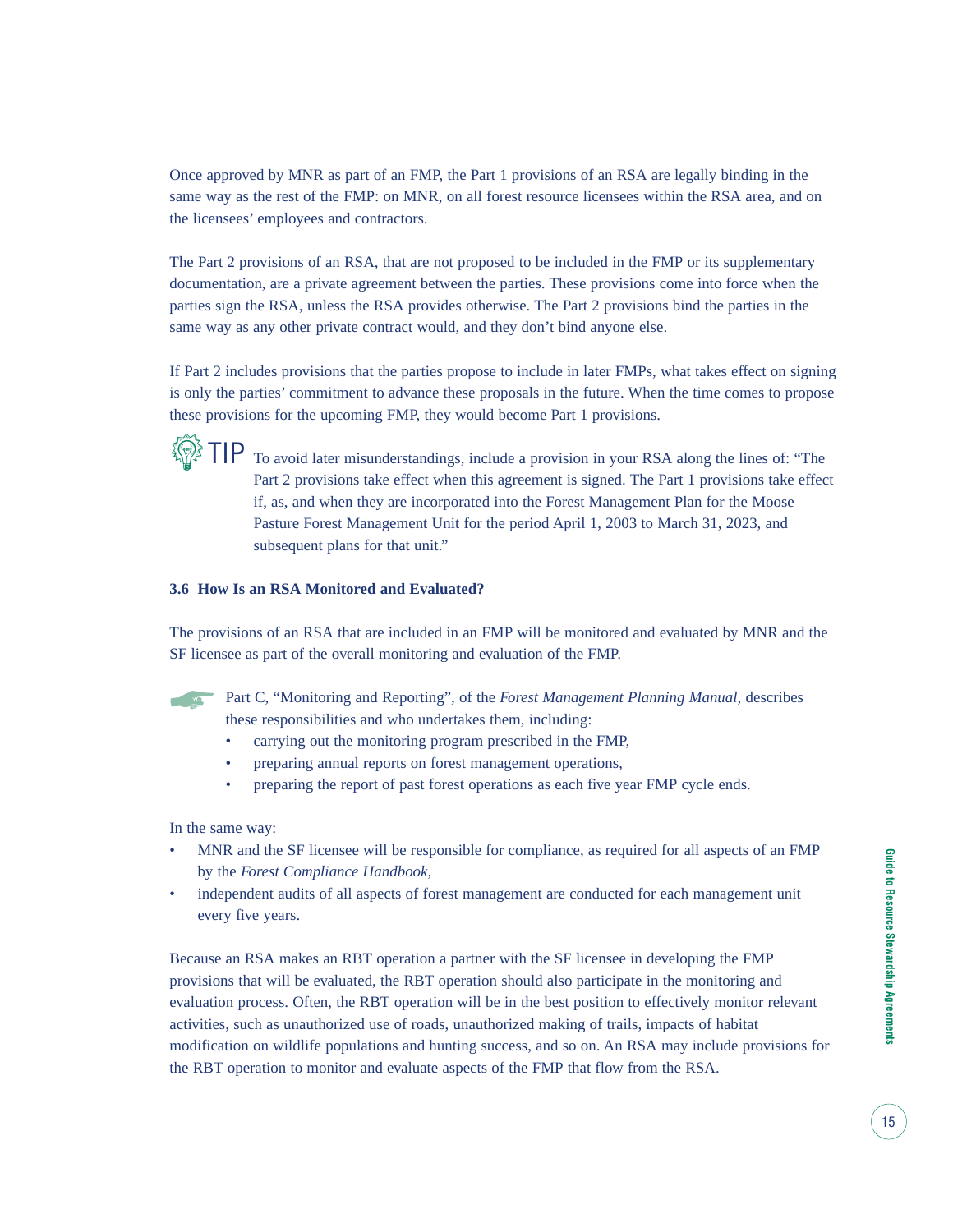Once approved by MNR as part of an FMP, the Part 1 provisions of an RSA are legally binding in the same way as the rest of the FMP: on MNR, on all forest resource licensees within the RSA area, and on the licensees' employees and contractors.

The Part 2 provisions of an RSA, that are not proposed to be included in the FMP or its supplementary documentation, are a private agreement between the parties. These provisions come into force when the parties sign the RSA, unless the RSA provides otherwise. The Part 2 provisions bind the parties in the same way as any other private contract would, and they don't bind anyone else.

If Part 2 includes provisions that the parties propose to include in later FMPs, what takes effect on signing is only the parties' commitment to advance these proposals in the future. When the time comes to propose these provisions for the upcoming FMP, they would become Part 1 provisions.

**TIP** To avoid later misunderstandings, include a provision in your RSA along the lines of: "The Part 2 provisions take effect when this agreement is signed. The Part 1 provisions take effect if, as, and when they are incorporated into the Forest Management Plan for the Moose Pasture Forest Management Unit for the period April 1, 2003 to March 31, 2023, and subsequent plans for that unit."

### 3.6 How Is an RSA Monitored and Evaluated?

The provisions of an RSA that are included in an FMP will be monitored and evaluated by MNR and the SF licensee as part of the overall monitoring and evaluation of the FMP.

Part C, "Monitoring and Reporting", of the *Forest Management Planning Manual*, describes these responsibilities and who undertakes them, including:

- carrying out the monitoring program prescribed in the FMP,
- preparing annual reports on forest management operations,
- preparing the report of past forest operations as each five year FMP cycle ends.

In the same way:

- MNR and the SF licensee will be responsible for compliance, as required for all aspects of an FMP by the *Forest Compliance Handbook*,
- independent audits of all aspects of forest management are conducted for each management unit every five years.

Because an RSA makes an RBT operation a partner with the SF licensee in developing the FMP provisions that will be evaluated, the RBT operation should also participate in the monitoring and evaluation process. Often, the RBT operation will be in the best position to effectively monitor relevant activities, such as unauthorized use of roads, unauthorized making of trails, impacts of habitat modification on wildlife populations and hunting success, and so on. An RSA may include provisions for the RBT operation to monitor and evaluate aspects of the FMP that flow from the RSA.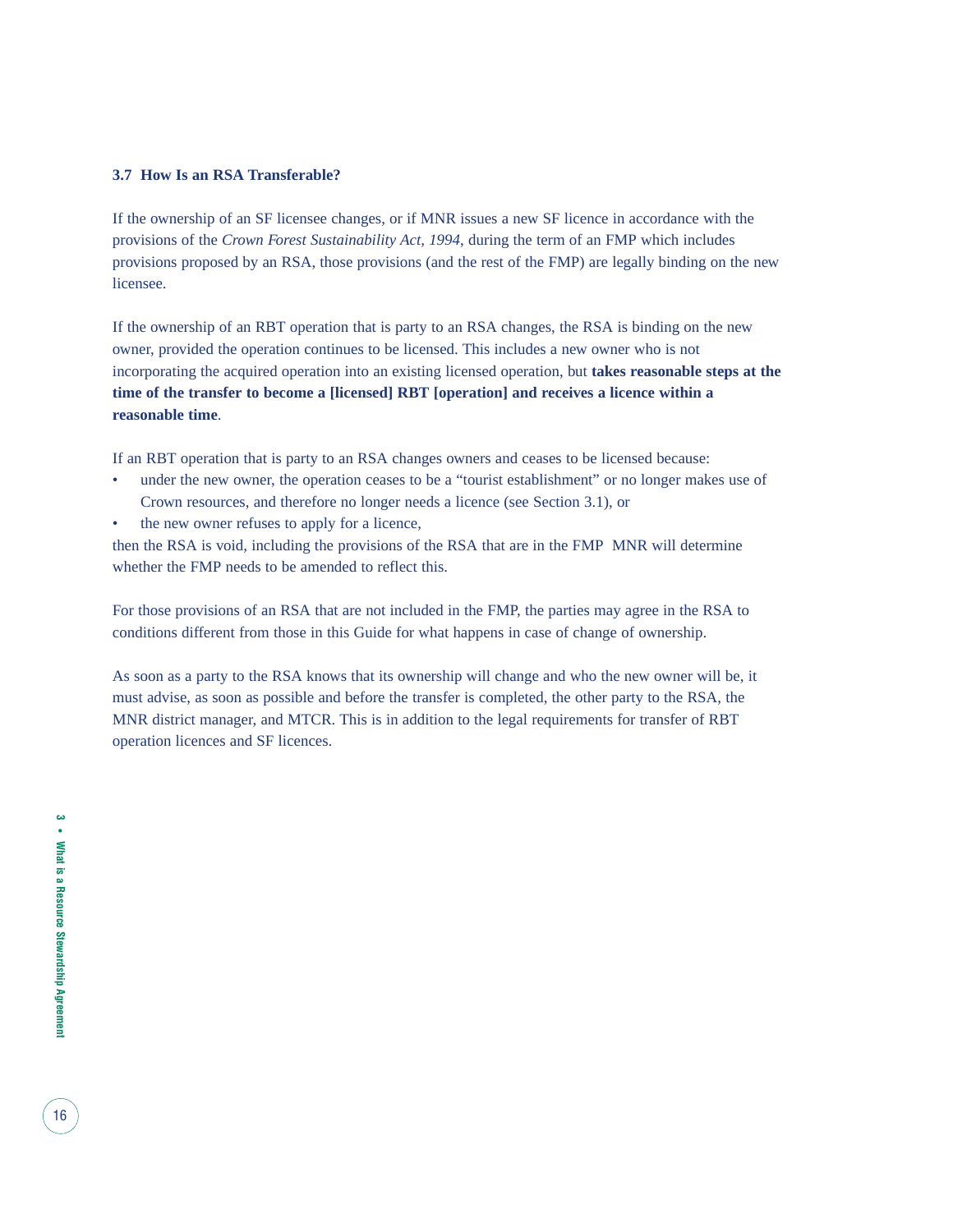### 3.7 How Is an RSA Transferable?

If the ownership of an SF licensee changes, or if MNR issues a new SF licence in accordance with the provisions of the *Crown Forest Sustainability Act, 1994*, during the term of an FMP which includes provisions proposed by an RSA, those provisions (and the rest of the FMP) are legally binding on the new licensee.

If the ownership of an RBT operation that is party to an RSA changes, the RSA is binding on the new owner, provided the operation continues to be licensed. This includes a new owner who is not incorporating the acquired operation into an existing licensed operation, but **takes reasonable steps at the time of the transfer to become a [licensed] RBT [operation] and receives a licence within a reasonable time**.

If an RBT operation that is party to an RSA changes owners and ceases to be licensed because:

- under the new owner, the operation ceases to be a "tourist establishment" or no longer makes use of Crown resources, and therefore no longer needs a licence (see Section 3.1), or
- the new owner refuses to apply for a licence,

then the RSA is void, including the provisions of the RSA that are in the FMP MNR will determine whether the FMP needs to be amended to reflect this.

For those provisions of an RSA that are not included in the FMP, the parties may agree in the RSA to conditions different from those in this Guide for what happens in case of change of ownership.

As soon as a party to the RSA knows that its ownership will change and who the new owner will be, it must advise, as soon as possible and before the transfer is completed, the other party to the RSA, the MNR district manager, and MTCR. This is in addition to the legal requirements for transfer of RBT operation licences and SF licences.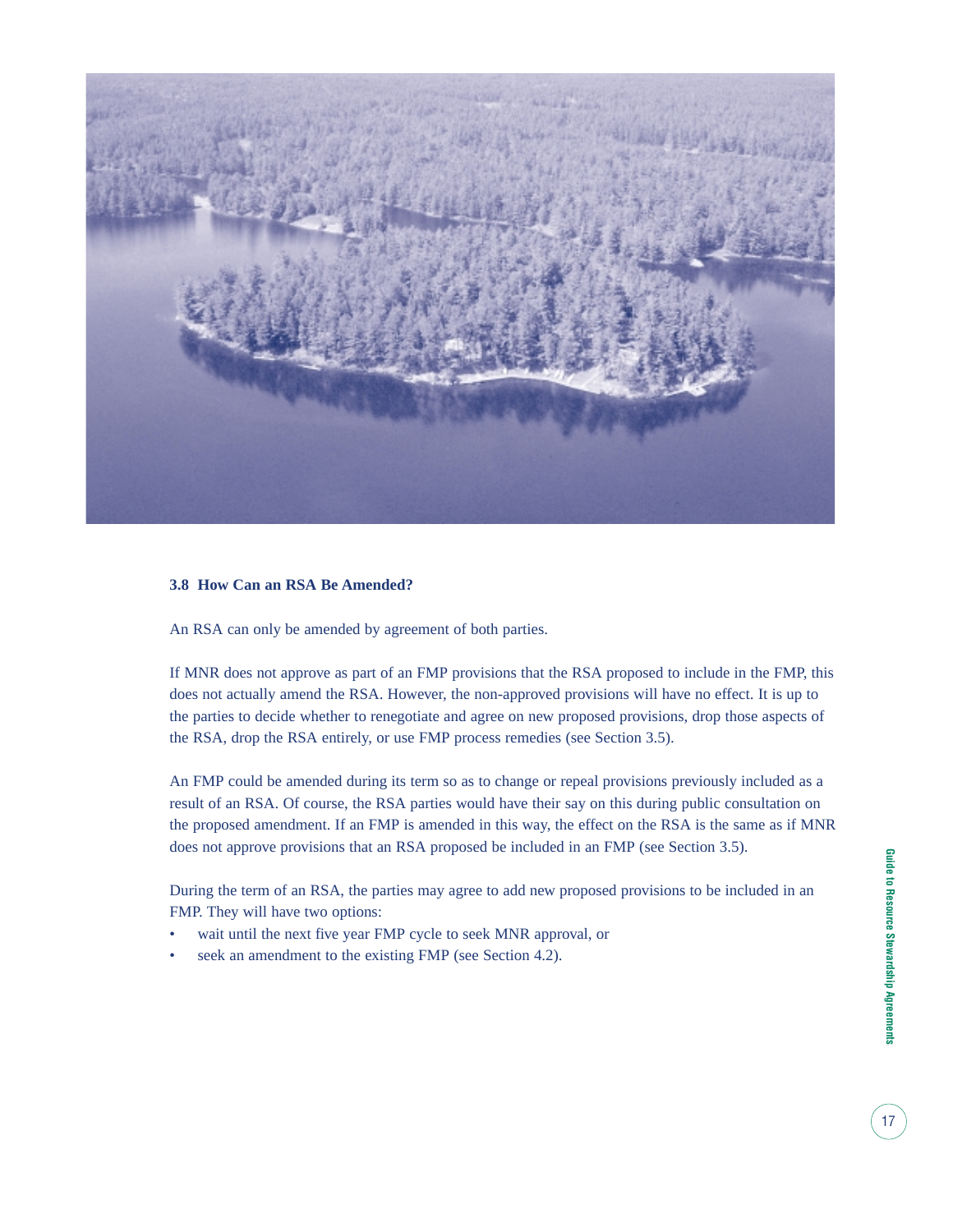### 3.8 How Can an RSA Be Amended?

An RSA can only be amended by agreement of both parties.

If MNR does not approve as part of an FMP provisions that the RSA proposed to include in the FMP, this does not actually amend the RSA. However, the non-approved provisions will have no effect. It is up to the parties to decide whether to renegotiate and agree on new proposed provisions, drop those aspects of the RSA, drop the RSA entirely, or use FMP process remedies (see Section 3.5).

An FMP could be amended during its term so as to change or repeal provisions previously included as a result of an RSA. Of course, the RSA parties would have their say on this during public consultation on the proposed amendment. If an FMP is amended in this way, the effect on the RSA is the same as if MNR does not approve provisions that an RSA proposed be included in an FMP (see Section 3.5).

During the term of an RSA, the parties may agree to add new proposed provisions to be included in an FMP. They will have two options:

- wait until the next five year FMP cycle to seek MNR approval, or
- seek an amendment to the existing FMP (see Section 4.2).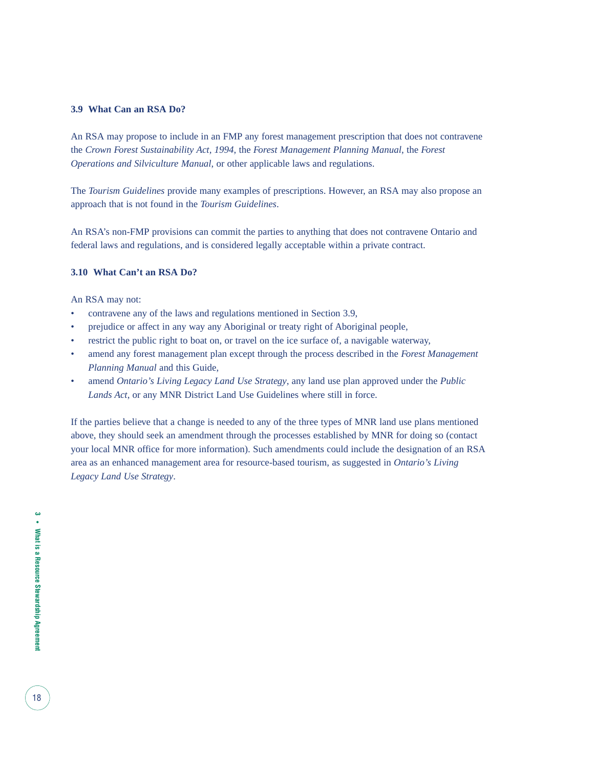### 3.9 What Can an RSA Do?

An RSA may propose to include in an FMP any forest management prescription that does not contravene the *Crown Forest Sustainability Act, 1994*, the *Forest Management Planning Manual*, the *Forest Operations and Silviculture Manual*, or other applicable laws and regulations.

The *Tourism Guidelines* provide many examples of prescriptions. However, an RSA may also propose an approach that is not found in the *Tourism Guidelines*.

An RSA's non-FMP provisions can commit the parties to anything that does not contravene Ontario and federal laws and regulations, and is considered legally acceptable within a private contract.

### 3.10 What Can't an RSA Do?

An RSA may not:

- contravene any of the laws and regulations mentioned in Section 3.9,
- prejudice or affect in any way any Aboriginal or treaty right of Aboriginal people,
- restrict the public right to boat on, or travel on the ice surface of, a navigable waterway,
- amend any forest management plan except through the process described in the *Forest Management Planning Manual* and this Guide,
- amend *Ontario's Living Legacy Land Use Strategy*, any land use plan approved under the *Public Lands Act*, or any MNR District Land Use Guidelines where still in force.

If the parties believe that a change is needed to any of the three types of MNR land use plans mentioned above, they should seek an amendment through the processes established by MNR for doing so (contact your local MNR office for more information). Such amendments could include the designation of an RSA area as an enhanced management area for resource-based tourism, as suggested in *Ontario's Living Legacy Land Use Strategy*.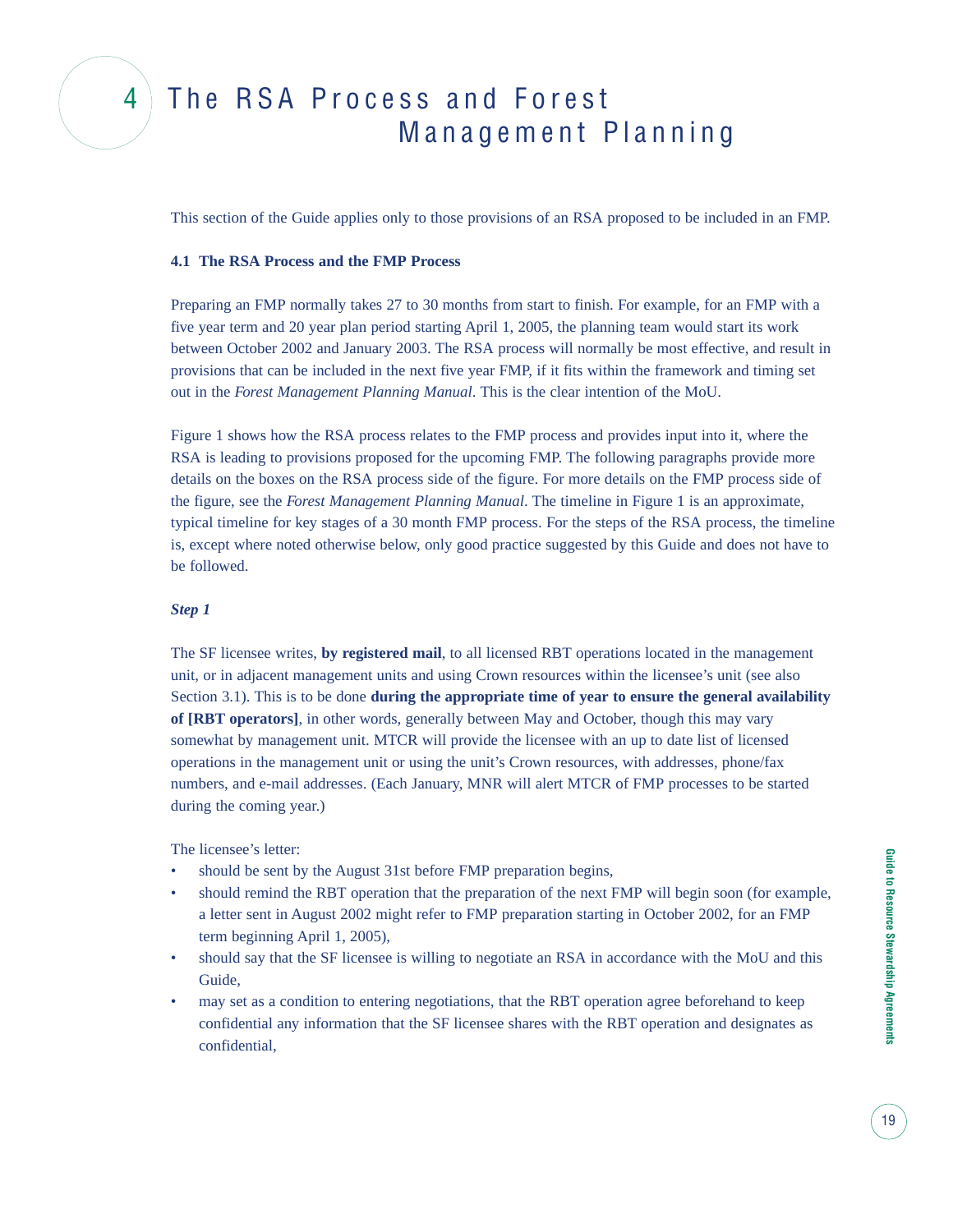# 4 The RSA Process and Forest Management Planning

This section of the Guide applies only to those provisions of an RSA proposed to be included in an FMP.

**4.1 The RSA Process and the FMP Process**

Preparing an FMP normally takes 27 to 30 months from start to finish. For example, for an FMP with a five year term and 20 year plan period starting April 1, 2005, the planning team would start its work between October 2002 and January 2003. The RSA process will normally be most effective, and result in provisions that can be included in the next five year FMP, if it fits within the framework and timing set out in the *Forest Management Planning Manual*. This is the clear intention of the MoU.

Figure 1 shows how the RSA process relates to the FMP process and provides input into it, where the RSA is leading to provisions proposed for the upcoming FMP. The following paragraphs provide more details on the boxes on the RSA process side of the figure. For more details on the FMP process side of the figure, see the *Forest Management Planning Manual*. The timeline in Figure 1 is an approximate, typical timeline for key stages of a 30 month FMP process. For the steps of the RSA process, the timeline is, except where noted otherwise below, only good practice suggested by this Guide and does not have to be followed.

***Step 1***

The SF licensee writes, **by registered mail**, to all licensed RBT operations located in the management unit, or in adjacent management units and using Crown resources within the licensee's unit (see also Section 3.1). This is to be done **during the appropriate time of year to ensure the general availability of [RBT operators]**, in other words, generally between May and October, though this may vary somewhat by management unit. MTCR will provide the licensee with an up to date list of licensed operations in the management unit or using the unit's Crown resources, with addresses, phone/fax numbers, and e-mail addresses. (Each January, MNR will alert MTCR of FMP processes to be started during the coming year.)

The licensee's letter:

- should be sent by the August 31st before FMP preparation begins,
- should remind the RBT operation that the preparation of the next FMP will begin soon (for example, a letter sent in August 2002 might refer to FMP preparation starting in October 2002, for an FMP term beginning April 1, 2005),
- should say that the SF licensee is willing to negotiate an RSA in accordance with the MoU and this Guide,
- may set as a condition to entering negotiations, that the RBT operation agree beforehand to keep confidential any information that the SF licensee shares with the RBT operation and designates as confidential,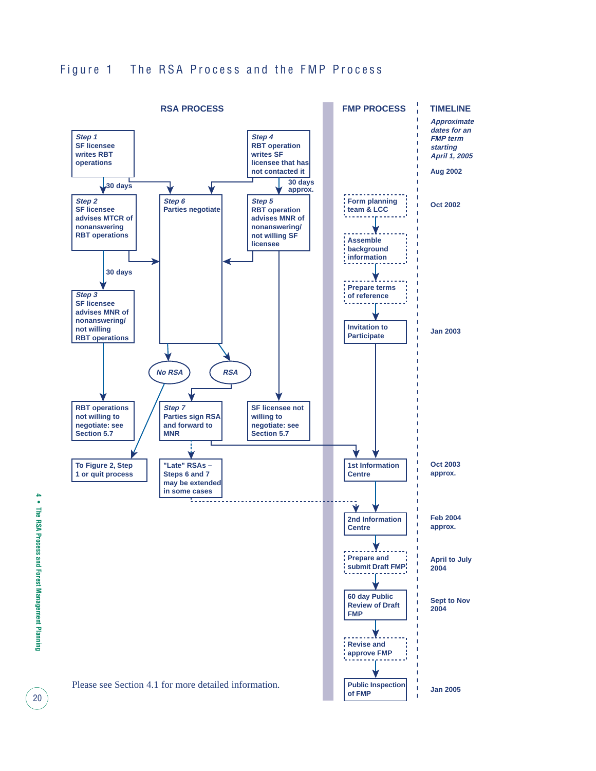# Figure 1 The RSA Process and the FMP Process

**RSA PROCESS**

*Step 1*
SF licensee writes RBT operations

→ 30 days →

*Step 2*
SF licensee advises MTCR of nonanswering RBT operations

→ 30 days →

*Step 3*
SF licensee advises MNR of nonanswering/ not willing RBT operations

→ RBT operations not willing to negotiate: see Section 5.7

*Step 4*
RBT operation writes SF licensee that has not contacted it

→ 30 days approx. →

*Step 5*
RBT operation advises MNR of nonanswering/ not willing SF licensee

→ SF licensee not willing to negotiate: see Section 5.7

*Step 6*
Parties negotiate

→ *No RSA* → To Figure 2, Step 1 or quit process

→ *RSA* → *Step 7* Parties sign RSA and forward to MNR

"Late" RSAs – Steps 6 and 7 may be extended in some cases

**FMP PROCESS**

| FMP Process | Timeline (Approximate dates for an FMP term starting April 1, 2005) |
|---|---|
| | Aug 2002 |
| Form planning team & LCC | Oct 2002 |
| Assemble background information | |
| Prepare terms of reference | |
| Invitation to Participate | Jan 2003 |
| 1st Information Centre | Oct 2003 approx. |
| 2nd Information Centre | Feb 2004 approx. |
| Prepare and submit Draft FMP | April to July 2004 |
| 60 day Public Review of Draft FMP | Sept to Nov 2004 |
| Revise and approve FMP | |
| Public Inspection of FMP | Jan 2005 |

Please see Section 4.1 for more detailed information.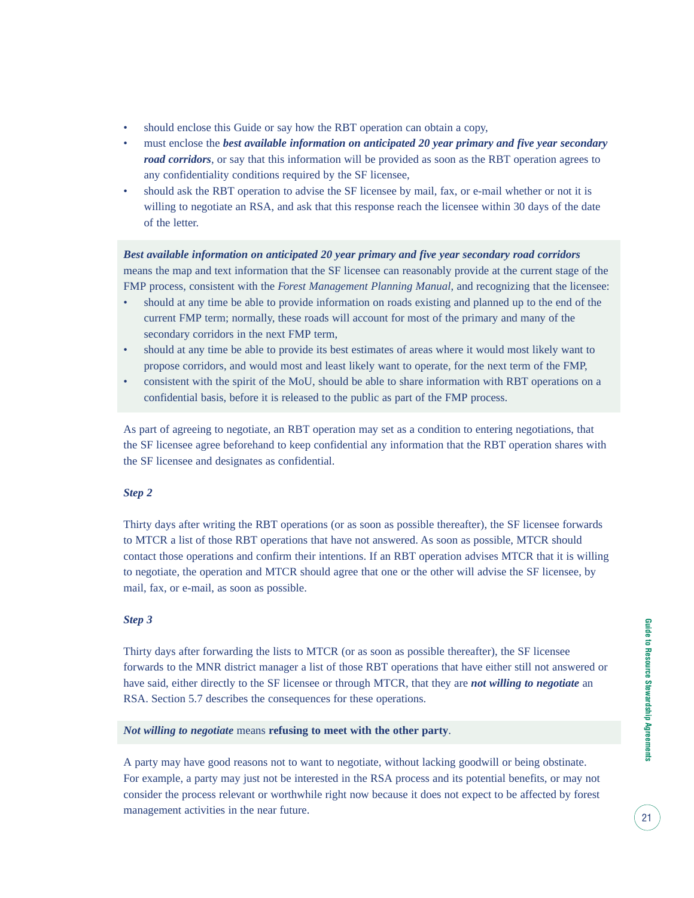- should enclose this Guide or say how the RBT operation can obtain a copy,
- must enclose the ***best available information on anticipated 20 year primary and five year secondary road corridors***, or say that this information will be provided as soon as the RBT operation agrees to any confidentiality conditions required by the SF licensee,
- should ask the RBT operation to advise the SF licensee by mail, fax, or e-mail whether or not it is willing to negotiate an RSA, and ask that this response reach the licensee within 30 days of the date of the letter.

***Best available information on anticipated 20 year primary and five year secondary road corridors*** means the map and text information that the SF licensee can reasonably provide at the current stage of the FMP process, consistent with the *Forest Management Planning Manual*, and recognizing that the licensee:

- should at any time be able to provide information on roads existing and planned up to the end of the current FMP term; normally, these roads will account for most of the primary and many of the secondary corridors in the next FMP term,
- should at any time be able to provide its best estimates of areas where it would most likely want to propose corridors, and would most and least likely want to operate, for the next term of the FMP,
- consistent with the spirit of the MoU, should be able to share information with RBT operations on a confidential basis, before it is released to the public as part of the FMP process.

As part of agreeing to negotiate, an RBT operation may set as a condition to entering negotiations, that the SF licensee agree beforehand to keep confidential any information that the RBT operation shares with the SF licensee and designates as confidential.

***Step 2***

Thirty days after writing the RBT operations (or as soon as possible thereafter), the SF licensee forwards to MTCR a list of those RBT operations that have not answered. As soon as possible, MTCR should contact those operations and confirm their intentions. If an RBT operation advises MTCR that it is willing to negotiate, the operation and MTCR should agree that one or the other will advise the SF licensee, by mail, fax, or e-mail, as soon as possible.

***Step 3***

Thirty days after forwarding the lists to MTCR (or as soon as possible thereafter), the SF licensee forwards to the MNR district manager a list of those RBT operations that have either still not answered or have said, either directly to the SF licensee or through MTCR, that they are ***not willing to negotiate*** an RSA. Section 5.7 describes the consequences for these operations.

***Not willing to negotiate*** means **refusing to meet with the other party**.

A party may have good reasons not to want to negotiate, without lacking goodwill or being obstinate. For example, a party may just not be interested in the RSA process and its potential benefits, or may not consider the process relevant or worthwhile right now because it does not expect to be affected by forest management activities in the near future.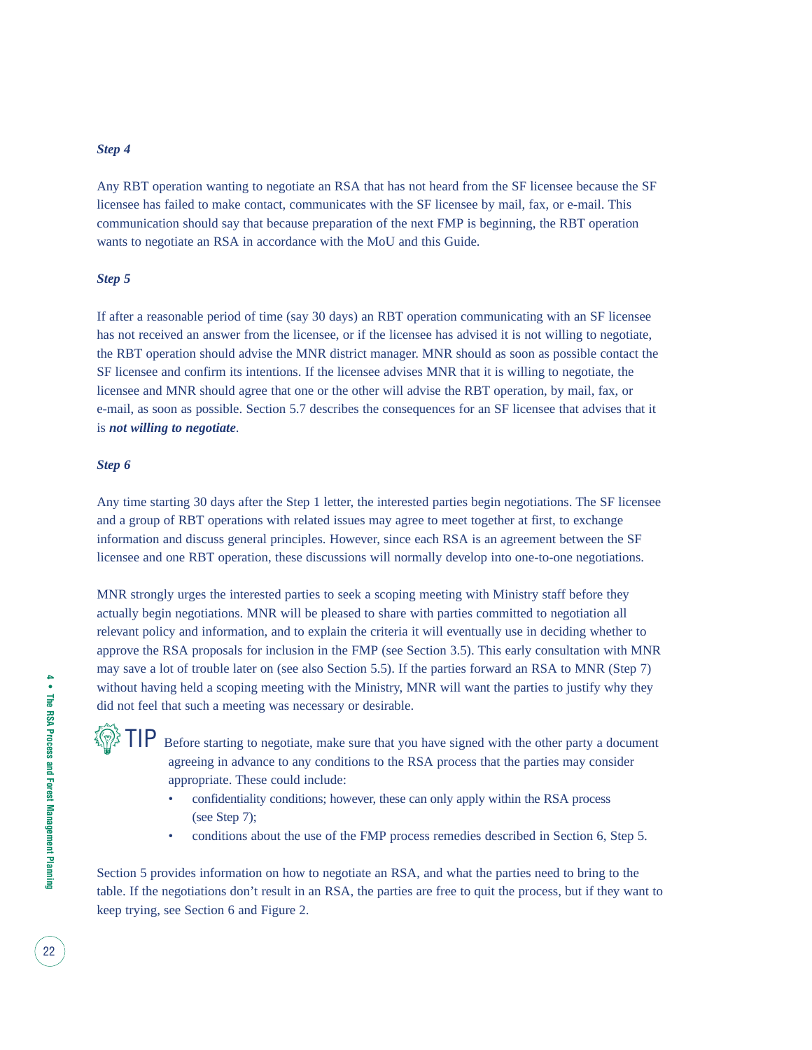***Step 4***

Any RBT operation wanting to negotiate an RSA that has not heard from the SF licensee because the SF licensee has failed to make contact, communicates with the SF licensee by mail, fax, or e-mail. This communication should say that because preparation of the next FMP is beginning, the RBT operation wants to negotiate an RSA in accordance with the MoU and this Guide.

***Step 5***

If after a reasonable period of time (say 30 days) an RBT operation communicating with an SF licensee has not received an answer from the licensee, or if the licensee has advised it is not willing to negotiate, the RBT operation should advise the MNR district manager. MNR should as soon as possible contact the SF licensee and confirm its intentions. If the licensee advises MNR that it is willing to negotiate, the licensee and MNR should agree that one or the other will advise the RBT operation, by mail, fax, or e-mail, as soon as possible. Section 5.7 describes the consequences for an SF licensee that advises that it is ***not willing to negotiate***.

***Step 6***

Any time starting 30 days after the Step 1 letter, the interested parties begin negotiations. The SF licensee and a group of RBT operations with related issues may agree to meet together at first, to exchange information and discuss general principles. However, since each RSA is an agreement between the SF licensee and one RBT operation, these discussions will normally develop into one-to-one negotiations.

MNR strongly urges the interested parties to seek a scoping meeting with Ministry staff before they actually begin negotiations. MNR will be pleased to share with parties committed to negotiation all relevant policy and information, and to explain the criteria it will eventually use in deciding whether to approve the RSA proposals for inclusion in the FMP (see Section 3.5). This early consultation with MNR may save a lot of trouble later on (see also Section 5.5). If the parties forward an RSA to MNR (Step 7) without having held a scoping meeting with the Ministry, MNR will want the parties to justify why they did not feel that such a meeting was necessary or desirable.

TIP Before starting to negotiate, make sure that you have signed with the other party a document agreeing in advance to any conditions to the RSA process that the parties may consider appropriate. These could include:

- confidentiality conditions; however, these can only apply within the RSA process (see Step 7);
- conditions about the use of the FMP process remedies described in Section 6, Step 5.

Section 5 provides information on how to negotiate an RSA, and what the parties need to bring to the table. If the negotiations don't result in an RSA, the parties are free to quit the process, but if they want to keep trying, see Section 6 and Figure 2.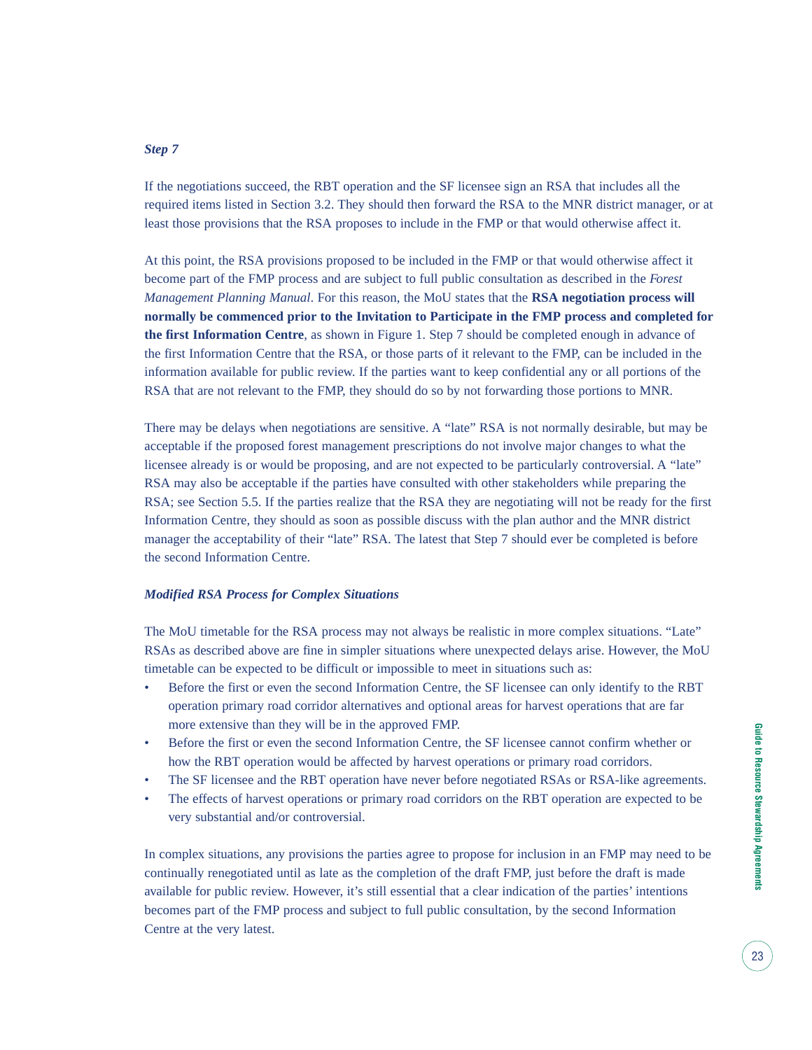### *Step 7*

If the negotiations succeed, the RBT operation and the SF licensee sign an RSA that includes all the required items listed in Section 3.2. They should then forward the RSA to the MNR district manager, or at least those provisions that the RSA proposes to include in the FMP or that would otherwise affect it.

At this point, the RSA provisions proposed to be included in the FMP or that would otherwise affect it become part of the FMP process and are subject to full public consultation as described in the *Forest Management Planning Manual*. For this reason, the MoU states that the **RSA negotiation process will normally be commenced prior to the Invitation to Participate in the FMP process and completed for the first Information Centre**, as shown in Figure 1. Step 7 should be completed enough in advance of the first Information Centre that the RSA, or those parts of it relevant to the FMP, can be included in the information available for public review. If the parties want to keep confidential any or all portions of the RSA that are not relevant to the FMP, they should do so by not forwarding those portions to MNR.

There may be delays when negotiations are sensitive. A "late" RSA is not normally desirable, but may be acceptable if the proposed forest management prescriptions do not involve major changes to what the licensee already is or would be proposing, and are not expected to be particularly controversial. A "late" RSA may also be acceptable if the parties have consulted with other stakeholders while preparing the RSA; see Section 5.5. If the parties realize that the RSA they are negotiating will not be ready for the first Information Centre, they should as soon as possible discuss with the plan author and the MNR district manager the acceptability of their "late" RSA. The latest that Step 7 should ever be completed is before the second Information Centre.

### *Modified RSA Process for Complex Situations*

The MoU timetable for the RSA process may not always be realistic in more complex situations. "Late" RSAs as described above are fine in simpler situations where unexpected delays arise. However, the MoU timetable can be expected to be difficult or impossible to meet in situations such as:

- Before the first or even the second Information Centre, the SF licensee can only identify to the RBT operation primary road corridor alternatives and optional areas for harvest operations that are far more extensive than they will be in the approved FMP.
- Before the first or even the second Information Centre, the SF licensee cannot confirm whether or how the RBT operation would be affected by harvest operations or primary road corridors.
- The SF licensee and the RBT operation have never before negotiated RSAs or RSA-like agreements.
- The effects of harvest operations or primary road corridors on the RBT operation are expected to be very substantial and/or controversial.

In complex situations, any provisions the parties agree to propose for inclusion in an FMP may need to be continually renegotiated until as late as the completion of the draft FMP, just before the draft is made available for public review. However, it's still essential that a clear indication of the parties' intentions becomes part of the FMP process and subject to full public consultation, by the second Information Centre at the very latest.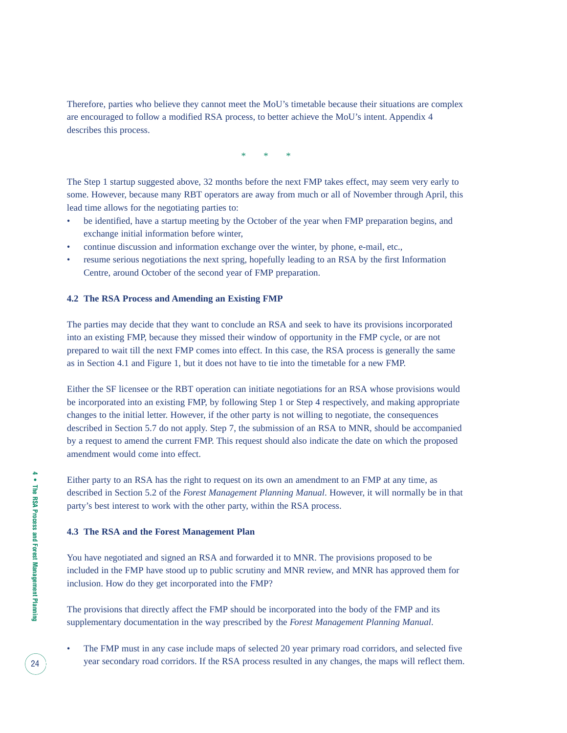Therefore, parties who believe they cannot meet the MoU's timetable because their situations are complex are encouraged to follow a modified RSA process, to better achieve the MoU's intent. Appendix 4 describes this process.

\* \* \*

The Step 1 startup suggested above, 32 months before the next FMP takes effect, may seem very early to some. However, because many RBT operators are away from much or all of November through April, this lead time allows for the negotiating parties to:

- be identified, have a startup meeting by the October of the year when FMP preparation begins, and exchange initial information before winter,
- continue discussion and information exchange over the winter, by phone, e-mail, etc.,
- resume serious negotiations the next spring, hopefully leading to an RSA by the first Information Centre, around October of the second year of FMP preparation.

### 4.2 The RSA Process and Amending an Existing FMP

The parties may decide that they want to conclude an RSA and seek to have its provisions incorporated into an existing FMP, because they missed their window of opportunity in the FMP cycle, or are not prepared to wait till the next FMP comes into effect. In this case, the RSA process is generally the same as in Section 4.1 and Figure 1, but it does not have to tie into the timetable for a new FMP.

Either the SF licensee or the RBT operation can initiate negotiations for an RSA whose provisions would be incorporated into an existing FMP, by following Step 1 or Step 4 respectively, and making appropriate changes to the initial letter. However, if the other party is not willing to negotiate, the consequences described in Section 5.7 do not apply. Step 7, the submission of an RSA to MNR, should be accompanied by a request to amend the current FMP. This request should also indicate the date on which the proposed amendment would come into effect.

Either party to an RSA has the right to request on its own an amendment to an FMP at any time, as described in Section 5.2 of the *Forest Management Planning Manual*. However, it will normally be in that party's best interest to work with the other party, within the RSA process.

### 4.3 The RSA and the Forest Management Plan

You have negotiated and signed an RSA and forwarded it to MNR. The provisions proposed to be included in the FMP have stood up to public scrutiny and MNR review, and MNR has approved them for inclusion. How do they get incorporated into the FMP?

The provisions that directly affect the FMP should be incorporated into the body of the FMP and its supplementary documentation in the way prescribed by the *Forest Management Planning Manual*.

- The FMP must in any case include maps of selected 20 year primary road corridors, and selected five year secondary road corridors. If the RSA process resulted in any changes, the maps will reflect them.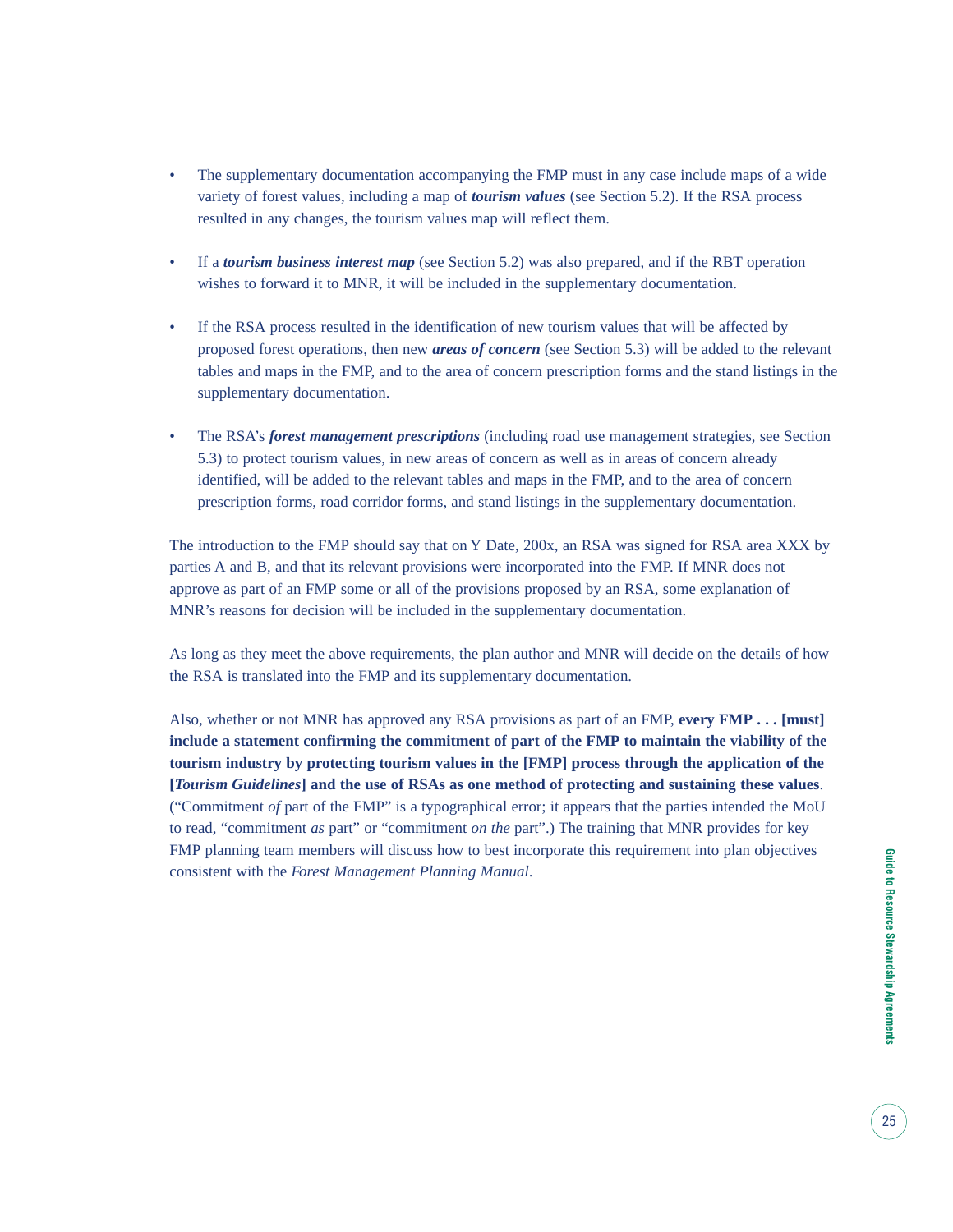- The supplementary documentation accompanying the FMP must in any case include maps of a wide variety of forest values, including a map of ***tourism values*** (see Section 5.2). If the RSA process resulted in any changes, the tourism values map will reflect them.

- If a ***tourism business interest map*** (see Section 5.2) was also prepared, and if the RBT operation wishes to forward it to MNR, it will be included in the supplementary documentation.

- If the RSA process resulted in the identification of new tourism values that will be affected by proposed forest operations, then new ***areas of concern*** (see Section 5.3) will be added to the relevant tables and maps in the FMP, and to the area of concern prescription forms and the stand listings in the supplementary documentation.

- The RSA's ***forest management prescriptions*** (including road use management strategies, see Section 5.3) to protect tourism values, in new areas of concern as well as in areas of concern already identified, will be added to the relevant tables and maps in the FMP, and to the area of concern prescription forms, road corridor forms, and stand listings in the supplementary documentation.

The introduction to the FMP should say that on Y Date, 200x, an RSA was signed for RSA area XXX by parties A and B, and that its relevant provisions were incorporated into the FMP. If MNR does not approve as part of an FMP some or all of the provisions proposed by an RSA, some explanation of MNR's reasons for decision will be included in the supplementary documentation.

As long as they meet the above requirements, the plan author and MNR will decide on the details of how the RSA is translated into the FMP and its supplementary documentation.

Also, whether or not MNR has approved any RSA provisions as part of an FMP, **every FMP . . . [must] include a statement confirming the commitment of part of the FMP to maintain the viability of the tourism industry by protecting tourism values in the [FMP] process through the application of the [*Tourism Guidelines*] and the use of RSAs as one method of protecting and sustaining these values**. ("Commitment *of* part of the FMP" is a typographical error; it appears that the parties intended the MoU to read, "commitment *as* part" or "commitment *on the* part".) The training that MNR provides for key FMP planning team members will discuss how to best incorporate this requirement into plan objectives consistent with the *Forest Management Planning Manual*.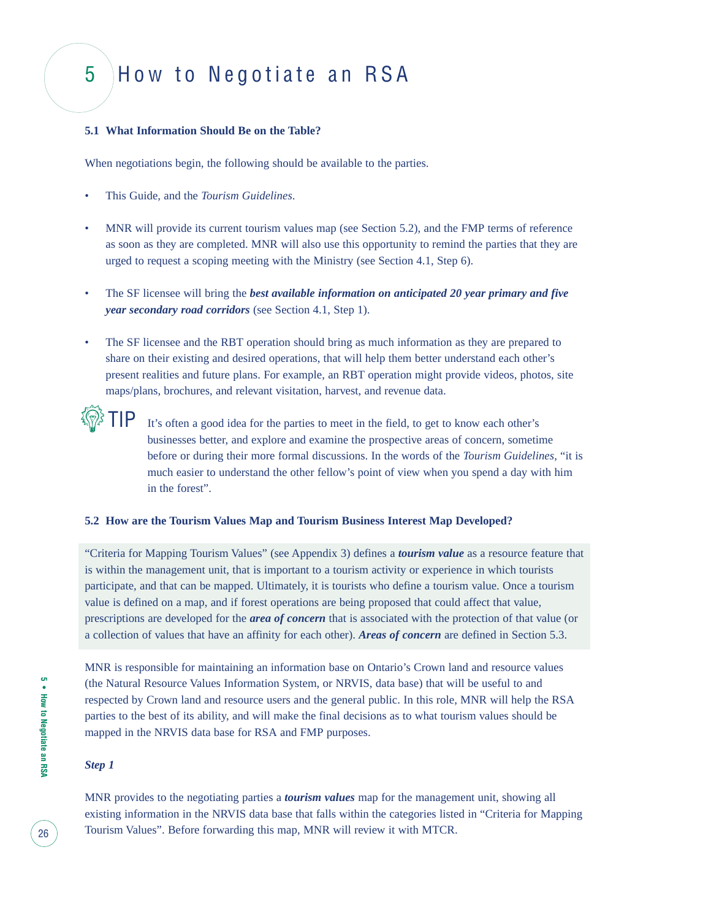# 5 How to Negotiate an RSA

### 5.1 What Information Should Be on the Table?

When negotiations begin, the following should be available to the parties.

- This Guide, and the *Tourism Guidelines*.
- MNR will provide its current tourism values map (see Section 5.2), and the FMP terms of reference as soon as they are completed. MNR will also use this opportunity to remind the parties that they are urged to request a scoping meeting with the Ministry (see Section 4.1, Step 6).
- The SF licensee will bring the ***best available information on anticipated 20 year primary and five year secondary road corridors*** (see Section 4.1, Step 1).
- The SF licensee and the RBT operation should bring as much information as they are prepared to share on their existing and desired operations, that will help them better understand each other's present realities and future plans. For example, an RBT operation might provide videos, photos, site maps/plans, brochures, and relevant visitation, harvest, and revenue data.

TIP It's often a good idea for the parties to meet in the field, to get to know each other's businesses better, and explore and examine the prospective areas of concern, sometime before or during their more formal discussions. In the words of the *Tourism Guidelines*, "it is much easier to understand the other fellow's point of view when you spend a day with him in the forest".

### 5.2 How are the Tourism Values Map and Tourism Business Interest Map Developed?

"Criteria for Mapping Tourism Values" (see Appendix 3) defines a ***tourism value*** as a resource feature that is within the management unit, that is important to a tourism activity or experience in which tourists participate, and that can be mapped. Ultimately, it is tourists who define a tourism value. Once a tourism value is defined on a map, and if forest operations are being proposed that could affect that value, prescriptions are developed for the ***area of concern*** that is associated with the protection of that value (or a collection of values that have an affinity for each other). ***Areas of concern*** are defined in Section 5.3.

MNR is responsible for maintaining an information base on Ontario's Crown land and resource values (the Natural Resource Values Information System, or NRVIS, data base) that will be useful to and respected by Crown land and resource users and the general public. In this role, MNR will help the RSA parties to the best of its ability, and will make the final decisions as to what tourism values should be mapped in the NRVIS data base for RSA and FMP purposes.

***Step 1***

MNR provides to the negotiating parties a ***tourism values*** map for the management unit, showing all existing information in the NRVIS data base that falls within the categories listed in "Criteria for Mapping Tourism Values". Before forwarding this map, MNR will review it with MTCR.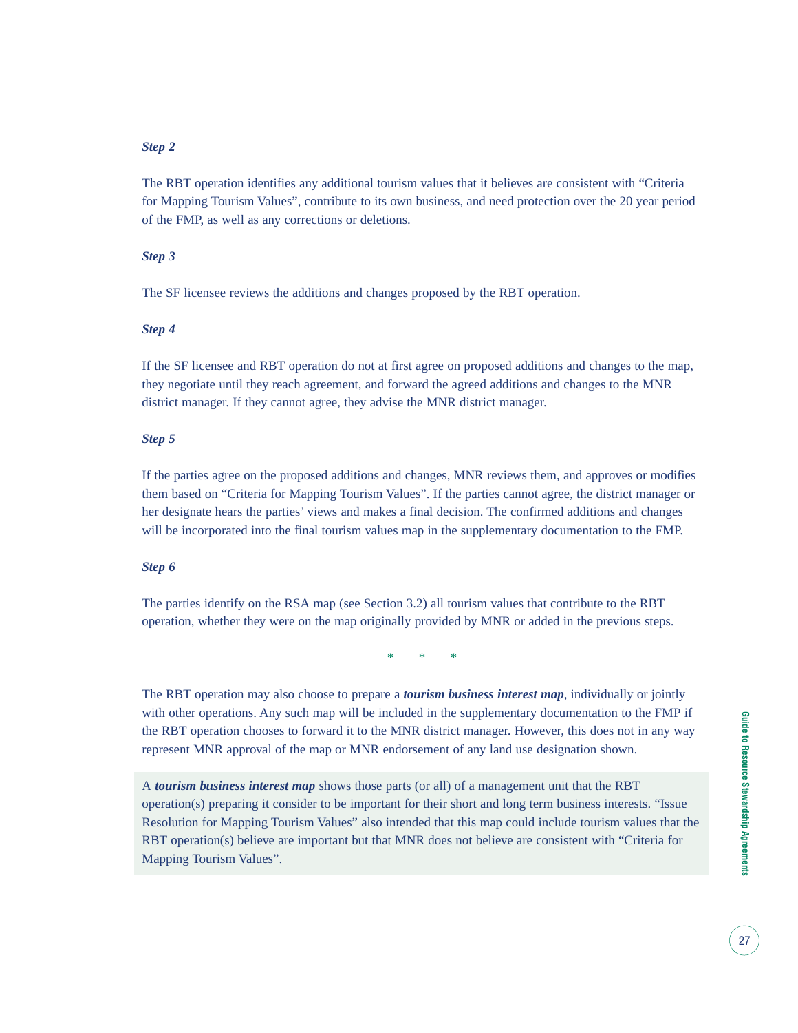***Step 2***

The RBT operation identifies any additional tourism values that it believes are consistent with "Criteria for Mapping Tourism Values", contribute to its own business, and need protection over the 20 year period of the FMP, as well as any corrections or deletions.

***Step 3***

The SF licensee reviews the additions and changes proposed by the RBT operation.

***Step 4***

If the SF licensee and RBT operation do not at first agree on proposed additions and changes to the map, they negotiate until they reach agreement, and forward the agreed additions and changes to the MNR district manager. If they cannot agree, they advise the MNR district manager.

***Step 5***

If the parties agree on the proposed additions and changes, MNR reviews them, and approves or modifies them based on "Criteria for Mapping Tourism Values". If the parties cannot agree, the district manager or her designate hears the parties' views and makes a final decision. The confirmed additions and changes will be incorporated into the final tourism values map in the supplementary documentation to the FMP.

***Step 6***

The parties identify on the RSA map (see Section 3.2) all tourism values that contribute to the RBT operation, whether they were on the map originally provided by MNR or added in the previous steps.

\* \* \*

The RBT operation may also choose to prepare a ***tourism business interest map***, individually or jointly with other operations. Any such map will be included in the supplementary documentation to the FMP if the RBT operation chooses to forward it to the MNR district manager. However, this does not in any way represent MNR approval of the map or MNR endorsement of any land use designation shown.

A ***tourism business interest map*** shows those parts (or all) of a management unit that the RBT operation(s) preparing it consider to be important for their short and long term business interests. "Issue Resolution for Mapping Tourism Values" also intended that this map could include tourism values that the RBT operation(s) believe are important but that MNR does not believe are consistent with "Criteria for Mapping Tourism Values".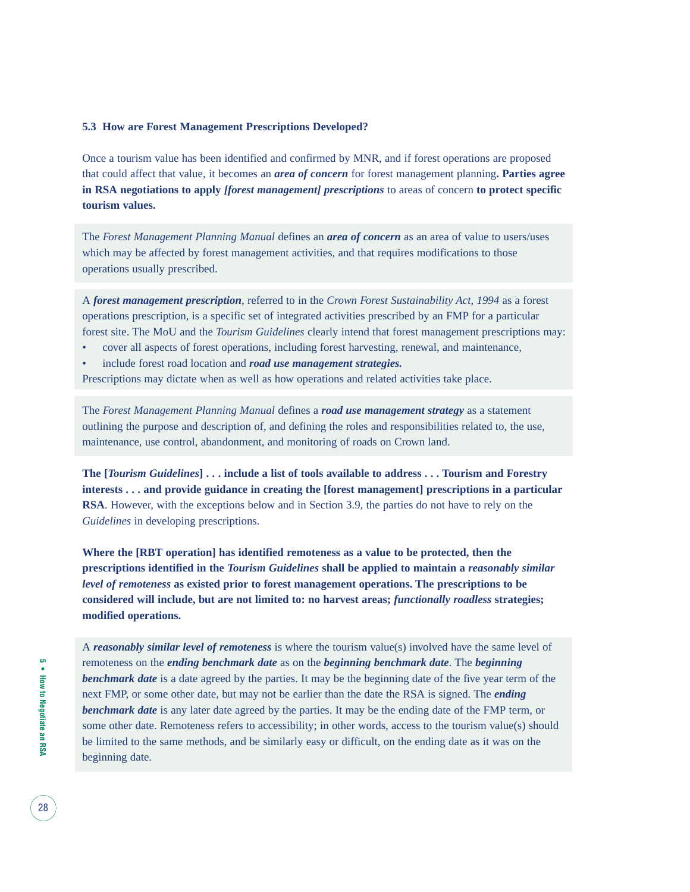### 5.3 How are Forest Management Prescriptions Developed?

Once a tourism value has been identified and confirmed by MNR, and if forest operations are proposed that could affect that value, it becomes an ***area of concern*** for forest management planning**. Parties agree in RSA negotiations to apply *[forest management] prescriptions*** to areas of concern **to protect specific tourism values.**

The *Forest Management Planning Manual* defines an ***area of concern*** as an area of value to users/uses which may be affected by forest management activities, and that requires modifications to those operations usually prescribed.

A ***forest management prescription***, referred to in the *Crown Forest Sustainability Act, 1994* as a forest operations prescription, is a specific set of integrated activities prescribed by an FMP for a particular forest site. The MoU and the *Tourism Guidelines* clearly intend that forest management prescriptions may:

- cover all aspects of forest operations, including forest harvesting, renewal, and maintenance,
- include forest road location and ***road use management strategies.***

Prescriptions may dictate when as well as how operations and related activities take place.

The *Forest Management Planning Manual* defines a ***road use management strategy*** as a statement outlining the purpose and description of, and defining the roles and responsibilities related to, the use, maintenance, use control, abandonment, and monitoring of roads on Crown land.

**The [*Tourism Guidelines*] . . . include a list of tools available to address . . . Tourism and Forestry interests . . . and provide guidance in creating the [forest management] prescriptions in a particular RSA**. However, with the exceptions below and in Section 3.9, the parties do not have to rely on the *Guidelines* in developing prescriptions.

**Where the [RBT operation] has identified remoteness as a value to be protected, then the prescriptions identified in the *Tourism Guidelines* shall be applied to maintain a *reasonably similar level of remoteness* as existed prior to forest management operations. The prescriptions to be considered will include, but are not limited to: no harvest areas; *functionally roadless* strategies; modified operations.**

A ***reasonably similar level of remoteness*** is where the tourism value(s) involved have the same level of remoteness on the ***ending benchmark date*** as on the ***beginning benchmark date***. The ***beginning benchmark date*** is a date agreed by the parties. It may be the beginning date of the five year term of the next FMP, or some other date, but may not be earlier than the date the RSA is signed. The ***ending benchmark date*** is any later date agreed by the parties. It may be the ending date of the FMP term, or some other date. Remoteness refers to accessibility; in other words, access to the tourism value(s) should be limited to the same methods, and be similarly easy or difficult, on the ending date as it was on the beginning date.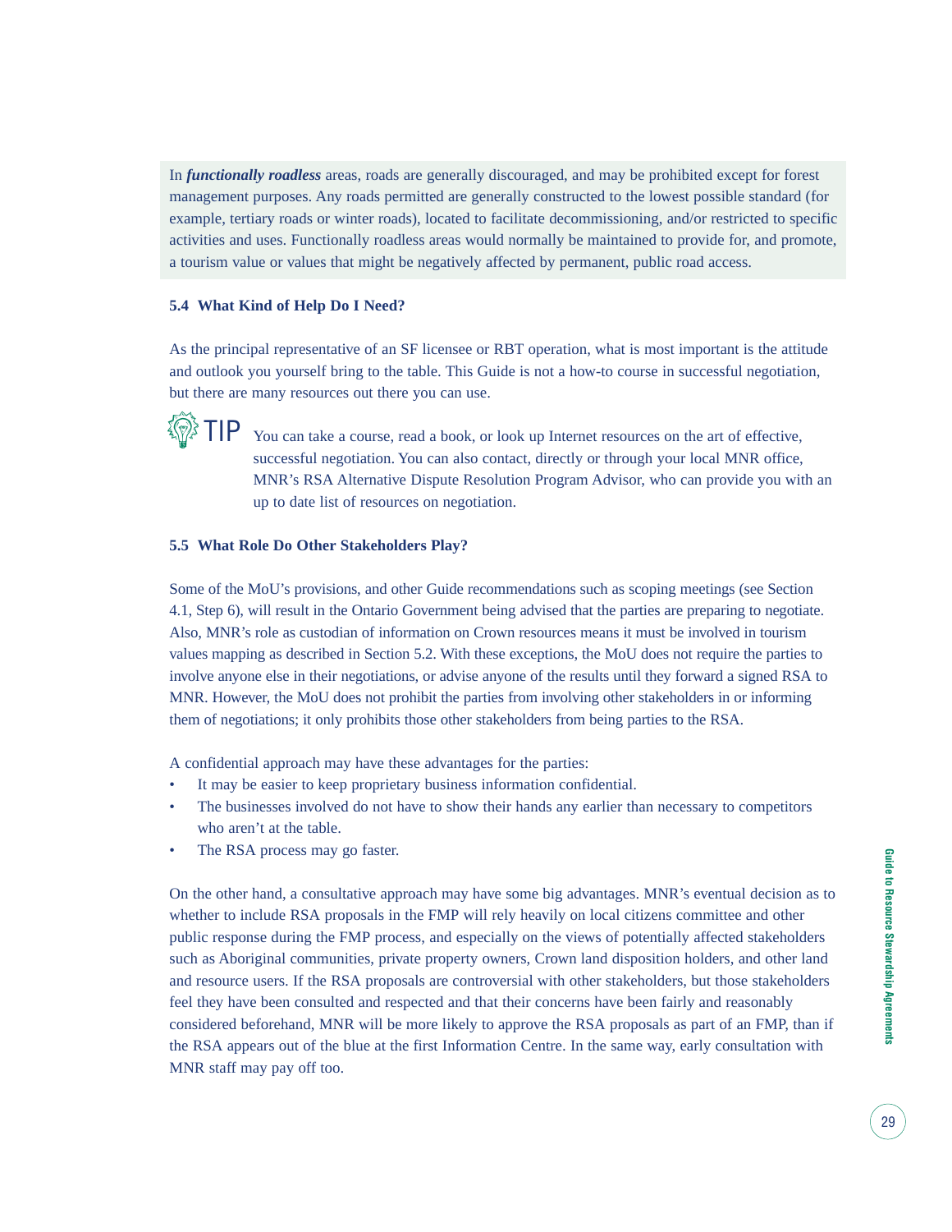In ***functionally roadless*** areas, roads are generally discouraged, and may be prohibited except for forest management purposes. Any roads permitted are generally constructed to the lowest possible standard (for example, tertiary roads or winter roads), located to facilitate decommissioning, and/or restricted to specific activities and uses. Functionally roadless areas would normally be maintained to provide for, and promote, a tourism value or values that might be negatively affected by permanent, public road access.

### 5.4 What Kind of Help Do I Need?

As the principal representative of an SF licensee or RBT operation, what is most important is the attitude and outlook you yourself bring to the table. This Guide is not a how-to course in successful negotiation, but there are many resources out there you can use.

**TIP** You can take a course, read a book, or look up Internet resources on the art of effective, successful negotiation. You can also contact, directly or through your local MNR office, MNR's RSA Alternative Dispute Resolution Program Advisor, who can provide you with an up to date list of resources on negotiation.

### 5.5 What Role Do Other Stakeholders Play?

Some of the MoU's provisions, and other Guide recommendations such as scoping meetings (see Section 4.1, Step 6), will result in the Ontario Government being advised that the parties are preparing to negotiate. Also, MNR's role as custodian of information on Crown resources means it must be involved in tourism values mapping as described in Section 5.2. With these exceptions, the MoU does not require the parties to involve anyone else in their negotiations, or advise anyone of the results until they forward a signed RSA to MNR. However, the MoU does not prohibit the parties from involving other stakeholders in or informing them of negotiations; it only prohibits those other stakeholders from being parties to the RSA.

A confidential approach may have these advantages for the parties:

- It may be easier to keep proprietary business information confidential.
- The businesses involved do not have to show their hands any earlier than necessary to competitors who aren't at the table.
- The RSA process may go faster.

On the other hand, a consultative approach may have some big advantages. MNR's eventual decision as to whether to include RSA proposals in the FMP will rely heavily on local citizens committee and other public response during the FMP process, and especially on the views of potentially affected stakeholders such as Aboriginal communities, private property owners, Crown land disposition holders, and other land and resource users. If the RSA proposals are controversial with other stakeholders, but those stakeholders feel they have been consulted and respected and that their concerns have been fairly and reasonably considered beforehand, MNR will be more likely to approve the RSA proposals as part of an FMP, than if the RSA appears out of the blue at the first Information Centre. In the same way, early consultation with MNR staff may pay off too.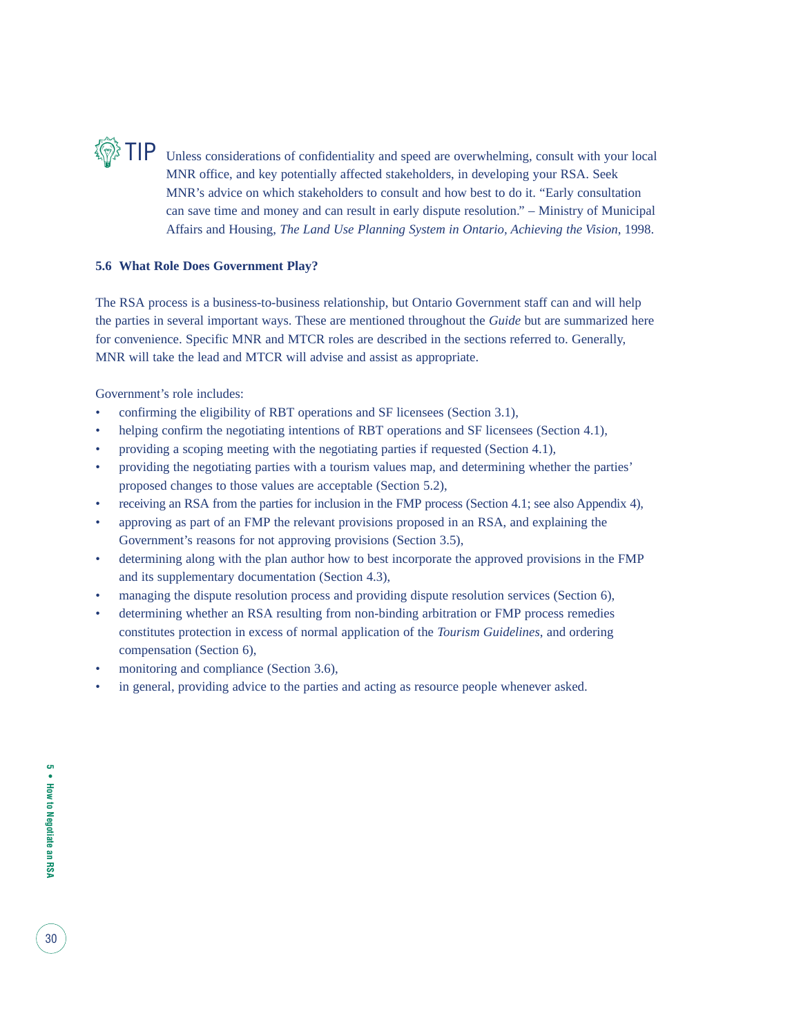**TIP** Unless considerations of confidentiality and speed are overwhelming, consult with your local MNR office, and key potentially affected stakeholders, in developing your RSA. Seek MNR's advice on which stakeholders to consult and how best to do it. "Early consultation can save time and money and can result in early dispute resolution." – Ministry of Municipal Affairs and Housing, *The Land Use Planning System in Ontario, Achieving the Vision*, 1998.

### 5.6 What Role Does Government Play?

The RSA process is a business-to-business relationship, but Ontario Government staff can and will help the parties in several important ways. These are mentioned throughout the *Guide* but are summarized here for convenience. Specific MNR and MTCR roles are described in the sections referred to. Generally, MNR will take the lead and MTCR will advise and assist as appropriate.

Government's role includes:

- confirming the eligibility of RBT operations and SF licensees (Section 3.1),
- helping confirm the negotiating intentions of RBT operations and SF licensees (Section 4.1),
- providing a scoping meeting with the negotiating parties if requested (Section 4.1),
- providing the negotiating parties with a tourism values map, and determining whether the parties' proposed changes to those values are acceptable (Section 5.2),
- receiving an RSA from the parties for inclusion in the FMP process (Section 4.1; see also Appendix 4),
- approving as part of an FMP the relevant provisions proposed in an RSA, and explaining the Government's reasons for not approving provisions (Section 3.5),
- determining along with the plan author how to best incorporate the approved provisions in the FMP and its supplementary documentation (Section 4.3),
- managing the dispute resolution process and providing dispute resolution services (Section 6),
- determining whether an RSA resulting from non-binding arbitration or FMP process remedies constitutes protection in excess of normal application of the *Tourism Guidelines*, and ordering compensation (Section 6),
- monitoring and compliance (Section 3.6),
- in general, providing advice to the parties and acting as resource people whenever asked.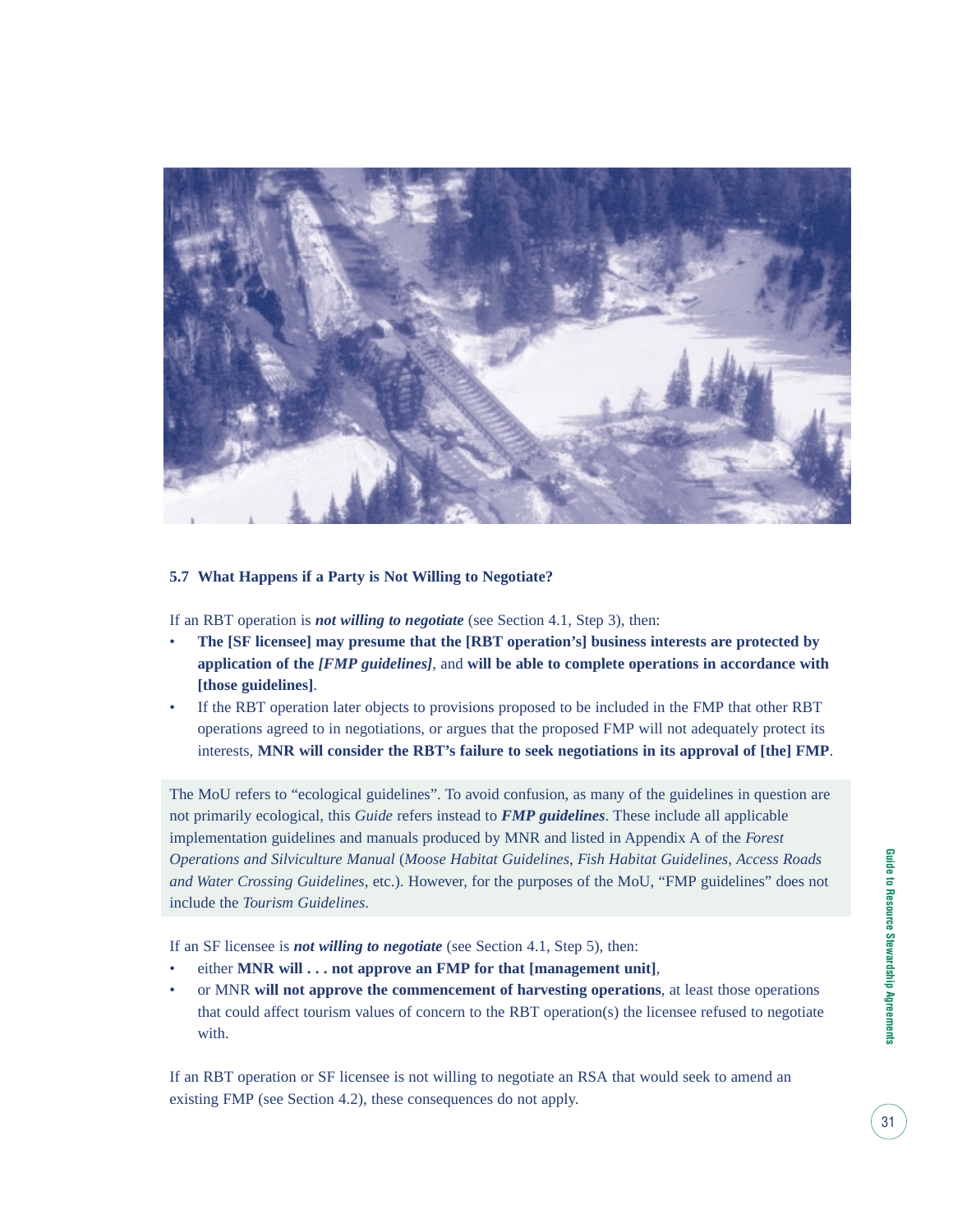### 5.7 What Happens if a Party is Not Willing to Negotiate?

If an RBT operation is ***not willing to negotiate*** (see Section 4.1, Step 3), then:

- **The [SF licensee] may presume that the [RBT operation's] business interests are protected by application of the *[FMP guidelines]***, and **will be able to complete operations in accordance with [those guidelines]**.
- If the RBT operation later objects to provisions proposed to be included in the FMP that other RBT operations agreed to in negotiations, or argues that the proposed FMP will not adequately protect its interests, **MNR will consider the RBT's failure to seek negotiations in its approval of [the] FMP**.

The MoU refers to "ecological guidelines". To avoid confusion, as many of the guidelines in question are not primarily ecological, this *Guide* refers instead to ***FMP guidelines***. These include all applicable implementation guidelines and manuals produced by MNR and listed in Appendix A of the *Forest Operations and Silviculture Manual* (*Moose Habitat Guidelines*, *Fish Habitat Guidelines*, *Access Roads and Water Crossing Guidelines*, etc.). However, for the purposes of the MoU, "FMP guidelines" does not include the *Tourism Guidelines*.

If an SF licensee is ***not willing to negotiate*** (see Section 4.1, Step 5), then:

- either **MNR will . . . not approve an FMP for that [management unit]**,
- or MNR **will not approve the commencement of harvesting operations**, at least those operations that could affect tourism values of concern to the RBT operation(s) the licensee refused to negotiate with.

If an RBT operation or SF licensee is not willing to negotiate an RSA that would seek to amend an existing FMP (see Section 4.2), these consequences do not apply.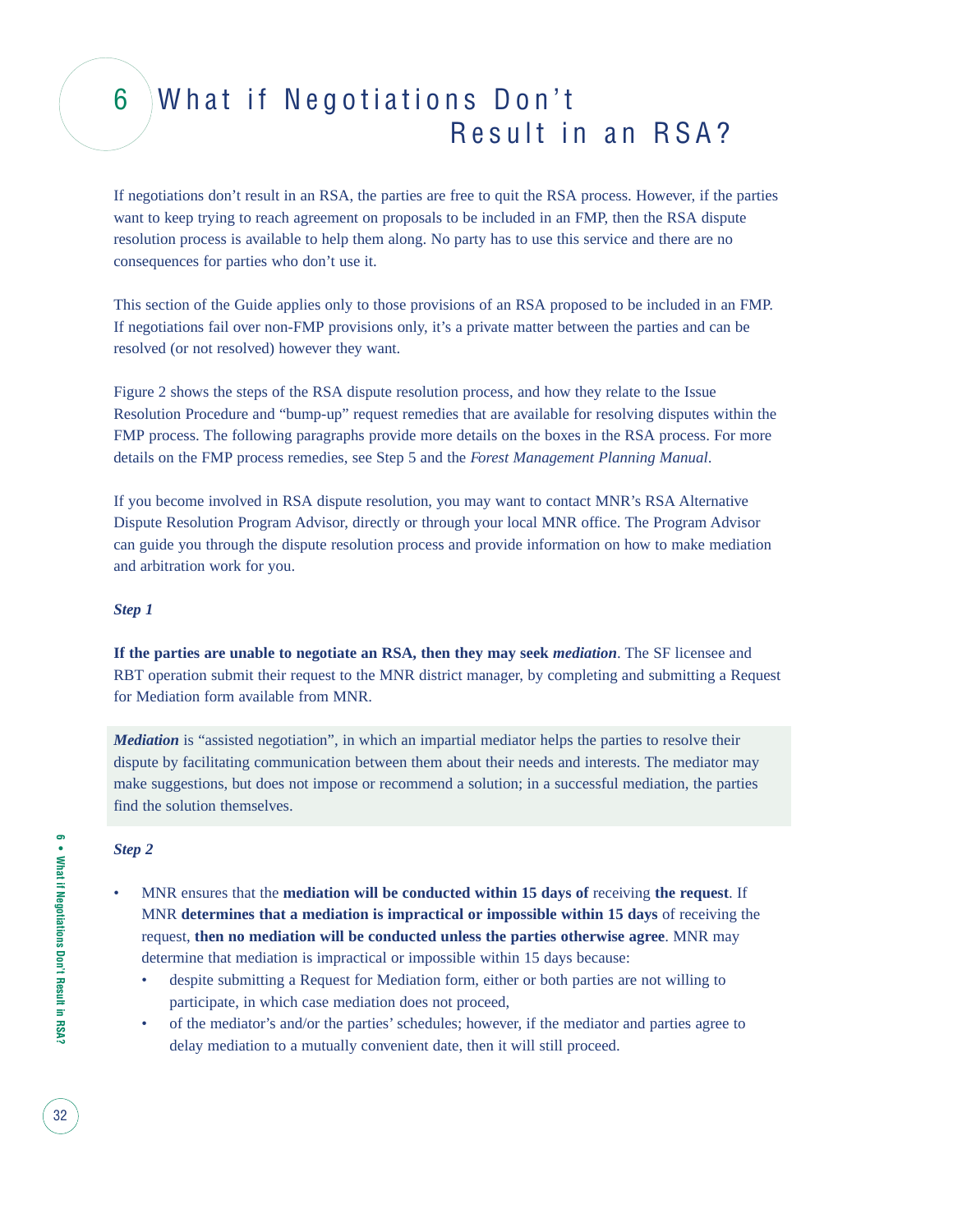# 6 What if Negotiations Don't Result in an RSA?

If negotiations don't result in an RSA, the parties are free to quit the RSA process. However, if the parties want to keep trying to reach agreement on proposals to be included in an FMP, then the RSA dispute resolution process is available to help them along. No party has to use this service and there are no consequences for parties who don't use it.

This section of the Guide applies only to those provisions of an RSA proposed to be included in an FMP. If negotiations fail over non-FMP provisions only, it's a private matter between the parties and can be resolved (or not resolved) however they want.

Figure 2 shows the steps of the RSA dispute resolution process, and how they relate to the Issue Resolution Procedure and "bump-up" request remedies that are available for resolving disputes within the FMP process. The following paragraphs provide more details on the boxes in the RSA process. For more details on the FMP process remedies, see Step 5 and the *Forest Management Planning Manual*.

If you become involved in RSA dispute resolution, you may want to contact MNR's RSA Alternative Dispute Resolution Program Advisor, directly or through your local MNR office. The Program Advisor can guide you through the dispute resolution process and provide information on how to make mediation and arbitration work for you.

***Step 1***

**If the parties are unable to negotiate an RSA, then they may seek *mediation***. The SF licensee and RBT operation submit their request to the MNR district manager, by completing and submitting a Request for Mediation form available from MNR.

> ***Mediation*** is "assisted negotiation", in which an impartial mediator helps the parties to resolve their dispute by facilitating communication between them about their needs and interests. The mediator may make suggestions, but does not impose or recommend a solution; in a successful mediation, the parties find the solution themselves.

***Step 2***

- MNR ensures that the **mediation will be conducted within 15 days of** receiving **the request**. If MNR **determines that a mediation is impractical or impossible within 15 days** of receiving the request, **then no mediation will be conducted unless the parties otherwise agree**. MNR may determine that mediation is impractical or impossible within 15 days because:
  - despite submitting a Request for Mediation form, either or both parties are not willing to participate, in which case mediation does not proceed,
  - of the mediator's and/or the parties' schedules; however, if the mediator and parties agree to delay mediation to a mutually convenient date, then it will still proceed.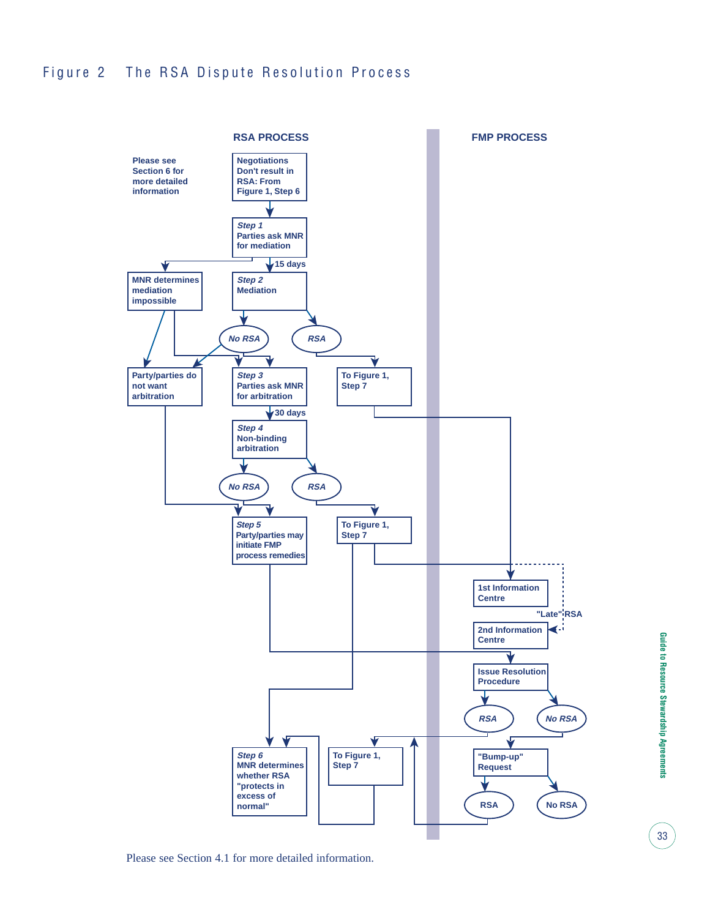# Figure 2 The RSA Dispute Resolution Process

**RSA PROCESS**

**FMP PROCESS**

Please see Section 6 for more detailed information

Negotiations Don't result in RSA: From Figure 1, Step 6

*Step 1*
Parties ask MNR for mediation

15 days

MNR determines mediation impossible

*Step 2*
Mediation

*No RSA*

*RSA*

Party/parties do not want arbitration

*Step 3*
Parties ask MNR for arbitration

To Figure 1, Step 7

30 days

*Step 4*
Non-binding arbitration

*No RSA*

*RSA*

*Step 5*
Party/parties may initiate FMP process remedies

To Figure 1, Step 7

1st Information Centre

"Late" RSA

2nd Information Centre

Issue Resolution Procedure

*RSA*

*No RSA*

"Bump-up" Request

RSA

No RSA

*Step 6*
MNR determines whether RSA "protects in excess of normal"

To Figure 1, Step 7

Please see Section 4.1 for more detailed information.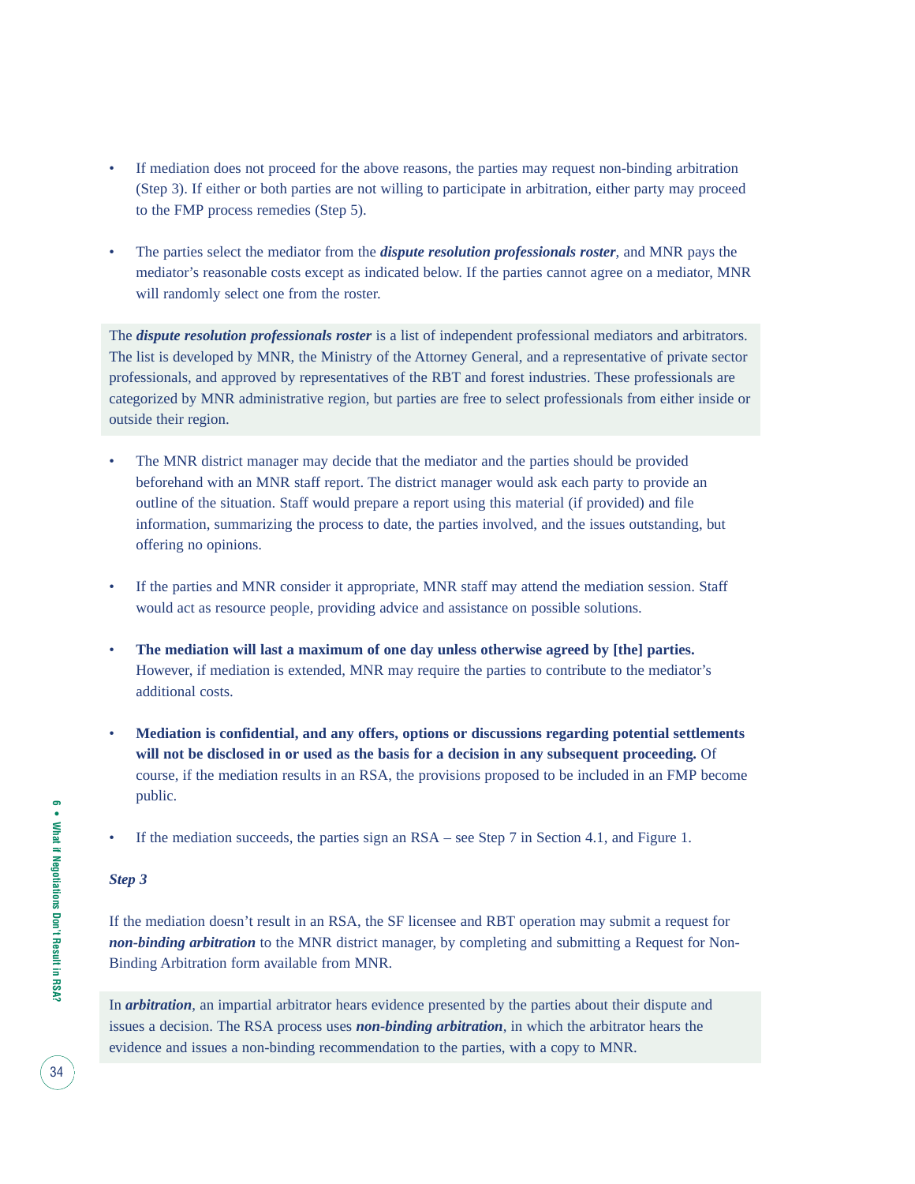- If mediation does not proceed for the above reasons, the parties may request non-binding arbitration (Step 3). If either or both parties are not willing to participate in arbitration, either party may proceed to the FMP process remedies (Step 5).

- The parties select the mediator from the ***dispute resolution professionals roster***, and MNR pays the mediator's reasonable costs except as indicated below. If the parties cannot agree on a mediator, MNR will randomly select one from the roster.

The ***dispute resolution professionals roster*** is a list of independent professional mediators and arbitrators. The list is developed by MNR, the Ministry of the Attorney General, and a representative of private sector professionals, and approved by representatives of the RBT and forest industries. These professionals are categorized by MNR administrative region, but parties are free to select professionals from either inside or outside their region.

- The MNR district manager may decide that the mediator and the parties should be provided beforehand with an MNR staff report. The district manager would ask each party to provide an outline of the situation. Staff would prepare a report using this material (if provided) and file information, summarizing the process to date, the parties involved, and the issues outstanding, but offering no opinions.

- If the parties and MNR consider it appropriate, MNR staff may attend the mediation session. Staff would act as resource people, providing advice and assistance on possible solutions.

- **The mediation will last a maximum of one day unless otherwise agreed by [the] parties.** However, if mediation is extended, MNR may require the parties to contribute to the mediator's additional costs.

- **Mediation is confidential, and any offers, options or discussions regarding potential settlements will not be disclosed in or used as the basis for a decision in any subsequent proceeding.** Of course, if the mediation results in an RSA, the provisions proposed to be included in an FMP become public.

- If the mediation succeeds, the parties sign an RSA – see Step 7 in Section 4.1, and Figure 1.

***Step 3***

If the mediation doesn't result in an RSA, the SF licensee and RBT operation may submit a request for ***non-binding arbitration*** to the MNR district manager, by completing and submitting a Request for Non-Binding Arbitration form available from MNR.

In ***arbitration***, an impartial arbitrator hears evidence presented by the parties about their dispute and issues a decision. The RSA process uses ***non-binding arbitration***, in which the arbitrator hears the evidence and issues a non-binding recommendation to the parties, with a copy to MNR.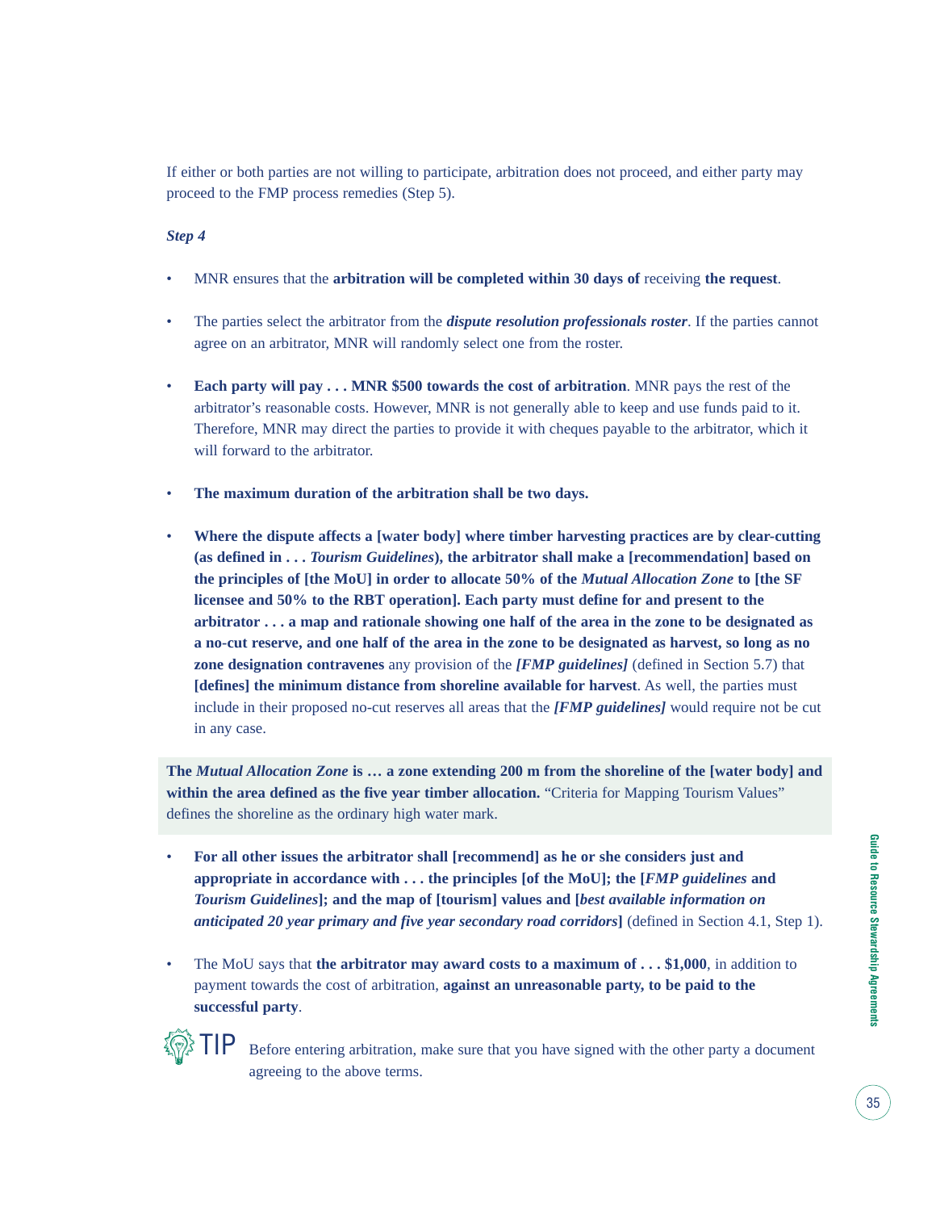If either or both parties are not willing to participate, arbitration does not proceed, and either party may proceed to the FMP process remedies (Step 5).

***Step 4***

- MNR ensures that the **arbitration will be completed within 30 days of** receiving **the request**.
- The parties select the arbitrator from the ***dispute resolution professionals roster***. If the parties cannot agree on an arbitrator, MNR will randomly select one from the roster.
- **Each party will pay . . . MNR $500 towards the cost of arbitration**. MNR pays the rest of the arbitrator's reasonable costs. However, MNR is not generally able to keep and use funds paid to it. Therefore, MNR may direct the parties to provide it with cheques payable to the arbitrator, which it will forward to the arbitrator.
- **The maximum duration of the arbitration shall be two days.**
- **Where the dispute affects a [water body] where timber harvesting practices are by clear-cutting (as defined in . . . *Tourism Guidelines*), the arbitrator shall make a [recommendation] based on the principles of [the MoU] in order to allocate 50% of the *Mutual Allocation Zone* to [the SF licensee and 50% to the RBT operation]. Each party must define for and present to the arbitrator . . . a map and rationale showing one half of the area in the zone to be designated as a no-cut reserve, and one half of the area in the zone to be designated as harvest, so long as no zone designation contravenes** any provision of the ***[FMP guidelines]*** (defined in Section 5.7) that **[defines] the minimum distance from shoreline available for harvest**. As well, the parties must include in their proposed no-cut reserves all areas that the ***[FMP guidelines]*** would require not be cut in any case.

**The *Mutual Allocation Zone* is … a zone extending 200 m from the shoreline of the [water body] and within the area defined as the five year timber allocation.** "Criteria for Mapping Tourism Values" defines the shoreline as the ordinary high water mark.

- **For all other issues the arbitrator shall [recommend] as he or she considers just and appropriate in accordance with . . . the principles [of the MoU]; the [*FMP guidelines* and *Tourism Guidelines*]; and the map of [tourism] values and [*best available information on anticipated 20 year primary and five year secondary road corridors*]** (defined in Section 4.1, Step 1).
- The MoU says that **the arbitrator may award costs to a maximum of . . . $1,000**, in addition to payment towards the cost of arbitration, **against an unreasonable party, to be paid to the successful party**.

**TIP** Before entering arbitration, make sure that you have signed with the other party a document agreeing to the above terms.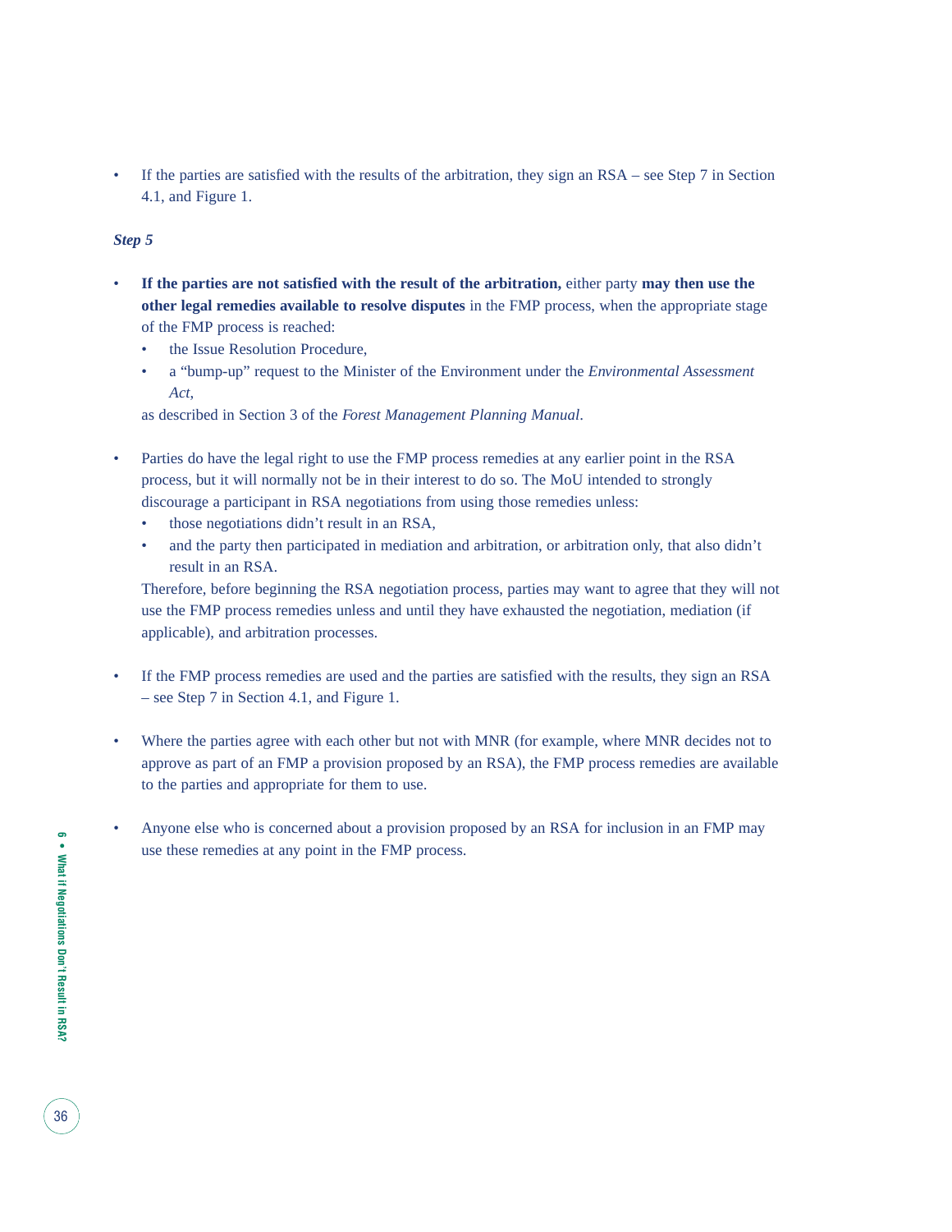- If the parties are satisfied with the results of the arbitration, they sign an RSA – see Step 7 in Section 4.1, and Figure 1.

***Step 5***

- **If the parties are not satisfied with the result of the arbitration,** either party **may then use the other legal remedies available to resolve disputes** in the FMP process, when the appropriate stage of the FMP process is reached:
  - the Issue Resolution Procedure,
  - a "bump-up" request to the Minister of the Environment under the *Environmental Assessment Act*,

  as described in Section 3 of the *Forest Management Planning Manual*.

- Parties do have the legal right to use the FMP process remedies at any earlier point in the RSA process, but it will normally not be in their interest to do so. The MoU intended to strongly discourage a participant in RSA negotiations from using those remedies unless:
  - those negotiations didn't result in an RSA,
  - and the party then participated in mediation and arbitration, or arbitration only, that also didn't result in an RSA.

  Therefore, before beginning the RSA negotiation process, parties may want to agree that they will not use the FMP process remedies unless and until they have exhausted the negotiation, mediation (if applicable), and arbitration processes.

- If the FMP process remedies are used and the parties are satisfied with the results, they sign an RSA – see Step 7 in Section 4.1, and Figure 1.

- Where the parties agree with each other but not with MNR (for example, where MNR decides not to approve as part of an FMP a provision proposed by an RSA), the FMP process remedies are available to the parties and appropriate for them to use.

- Anyone else who is concerned about a provision proposed by an RSA for inclusion in an FMP may use these remedies at any point in the FMP process.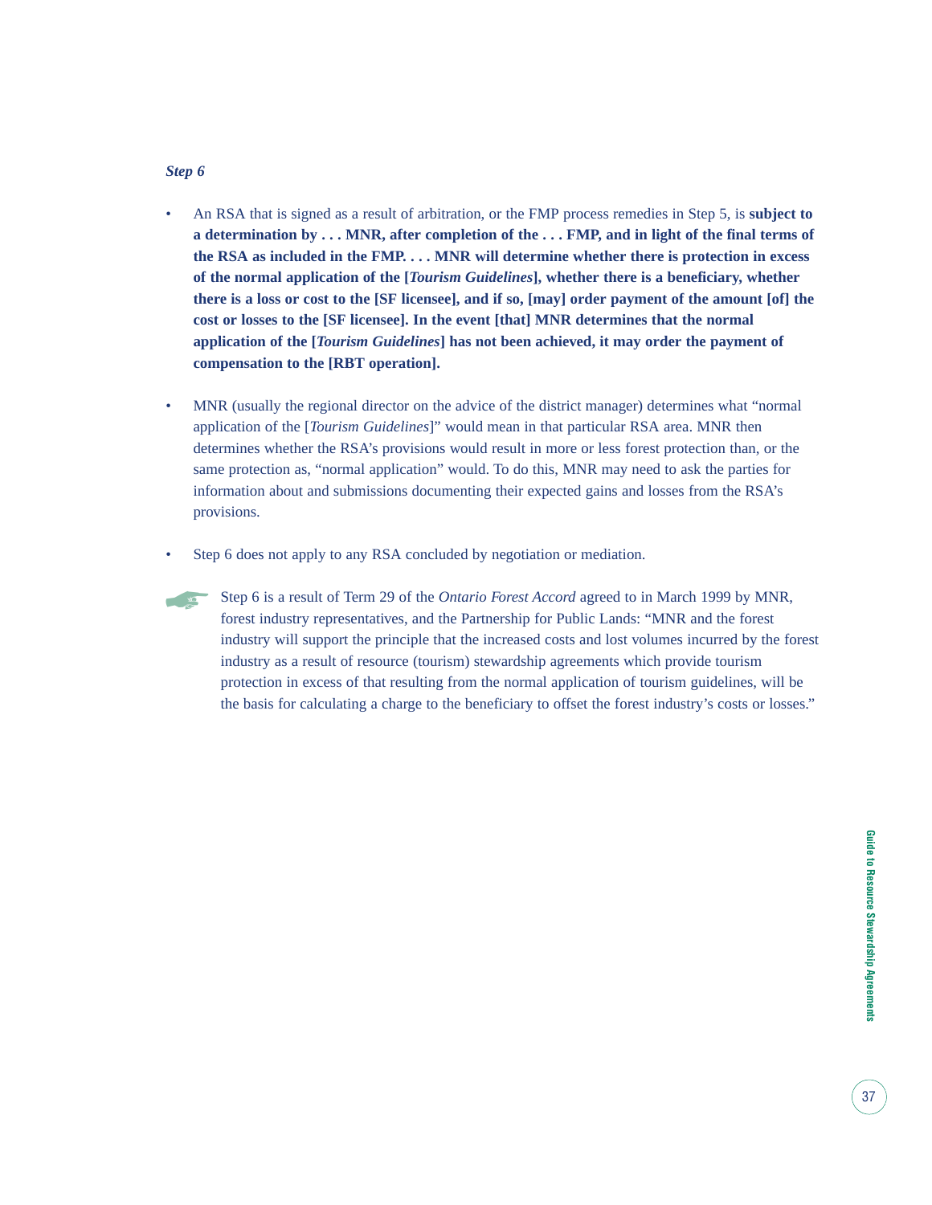*Step 6*

- An RSA that is signed as a result of arbitration, or the FMP process remedies in Step 5, is **subject to a determination by . . . MNR, after completion of the . . . FMP, and in light of the final terms of the RSA as included in the FMP. . . . MNR will determine whether there is protection in excess of the normal application of the [*Tourism Guidelines*], whether there is a beneficiary, whether there is a loss or cost to the [SF licensee], and if so, [may] order payment of the amount [of] the cost or losses to the [SF licensee]. In the event [that] MNR determines that the normal application of the [*Tourism Guidelines*] has not been achieved, it may order the payment of compensation to the [RBT operation].**

- MNR (usually the regional director on the advice of the district manager) determines what "normal application of the [*Tourism Guidelines*]" would mean in that particular RSA area. MNR then determines whether the RSA's provisions would result in more or less forest protection than, or the same protection as, "normal application" would. To do this, MNR may need to ask the parties for information about and submissions documenting their expected gains and losses from the RSA's provisions.

- Step 6 does not apply to any RSA concluded by negotiation or mediation.

Step 6 is a result of Term 29 of the *Ontario Forest Accord* agreed to in March 1999 by MNR, forest industry representatives, and the Partnership for Public Lands: "MNR and the forest industry will support the principle that the increased costs and lost volumes incurred by the forest industry as a result of resource (tourism) stewardship agreements which provide tourism protection in excess of that resulting from the normal application of tourism guidelines, will be the basis for calculating a charge to the beneficiary to offset the forest industry's costs or losses."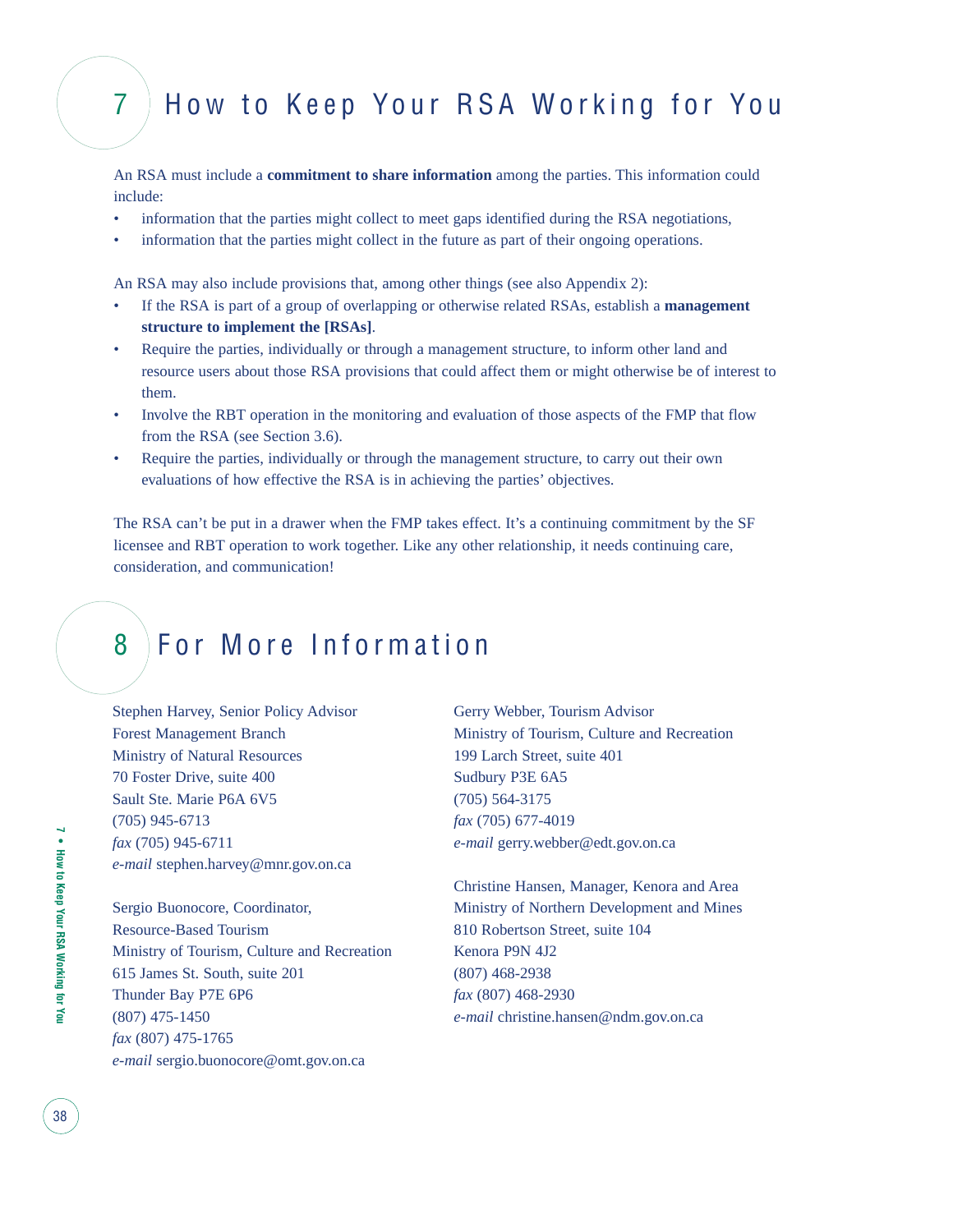# 7 How to Keep Your RSA Working for You

An RSA must include a **commitment to share information** among the parties. This information could include:

- information that the parties might collect to meet gaps identified during the RSA negotiations,
- information that the parties might collect in the future as part of their ongoing operations.

An RSA may also include provisions that, among other things (see also Appendix 2):

- If the RSA is part of a group of overlapping or otherwise related RSAs, establish a **management structure to implement the [RSAs]**.
- Require the parties, individually or through a management structure, to inform other land and resource users about those RSA provisions that could affect them or might otherwise be of interest to them.
- Involve the RBT operation in the monitoring and evaluation of those aspects of the FMP that flow from the RSA (see Section 3.6).
- Require the parties, individually or through the management structure, to carry out their own evaluations of how effective the RSA is in achieving the parties' objectives.

The RSA can't be put in a drawer when the FMP takes effect. It's a continuing commitment by the SF licensee and RBT operation to work together. Like any other relationship, it needs continuing care, consideration, and communication!

# 8 For More Information

Stephen Harvey, Senior Policy Advisor
Forest Management Branch
Ministry of Natural Resources
70 Foster Drive, suite 400
Sault Ste. Marie P6A 6V5
(705) 945-6713
*fax* (705) 945-6711
*e-mail* stephen.harvey@mnr.gov.on.ca

Sergio Buonocore, Coordinator,
Resource-Based Tourism
Ministry of Tourism, Culture and Recreation
615 James St. South, suite 201
Thunder Bay P7E 6P6
(807) 475-1450
*fax* (807) 475-1765
*e-mail* sergio.buonocore@omt.gov.on.ca

Gerry Webber, Tourism Advisor
Ministry of Tourism, Culture and Recreation
199 Larch Street, suite 401
Sudbury P3E 6A5
(705) 564-3175
*fax* (705) 677-4019
*e-mail* gerry.webber@edt.gov.on.ca

Christine Hansen, Manager, Kenora and Area
Ministry of Northern Development and Mines
810 Robertson Street, suite 104
Kenora P9N 4J2
(807) 468-2938
*fax* (807) 468-2930
*e-mail* christine.hansen@ndm.gov.on.ca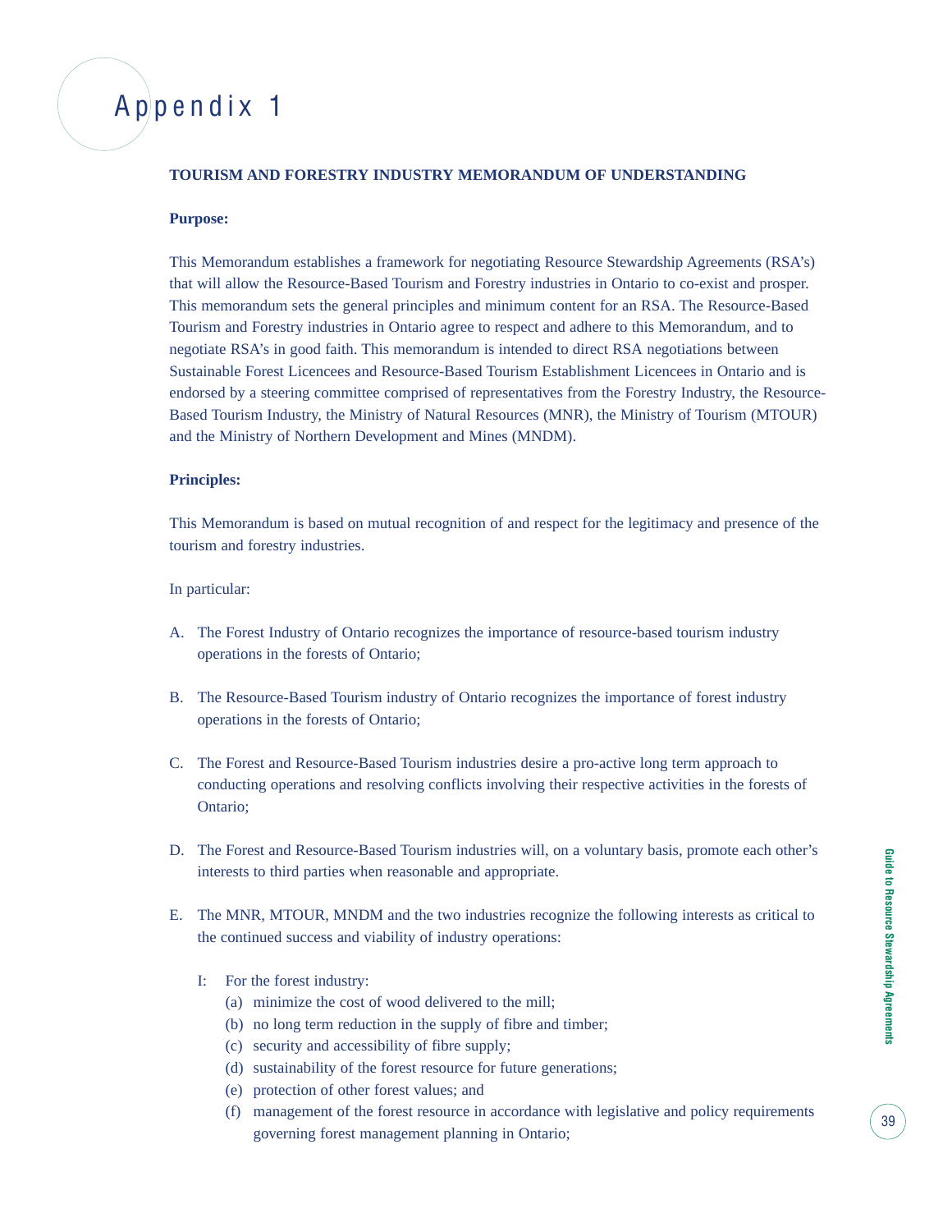# Appendix 1

**TOURISM AND FORESTRY INDUSTRY MEMORANDUM OF UNDERSTANDING**

**Purpose:**

This Memorandum establishes a framework for negotiating Resource Stewardship Agreements (RSA's) that will allow the Resource-Based Tourism and Forestry industries in Ontario to co-exist and prosper. This memorandum sets the general principles and minimum content for an RSA. The Resource-Based Tourism and Forestry industries in Ontario agree to respect and adhere to this Memorandum, and to negotiate RSA's in good faith. This memorandum is intended to direct RSA negotiations between Sustainable Forest Licencees and Resource-Based Tourism Establishment Licencees in Ontario and is endorsed by a steering committee comprised of representatives from the Forestry Industry, the Resource-Based Tourism Industry, the Ministry of Natural Resources (MNR), the Ministry of Tourism (MTOUR) and the Ministry of Northern Development and Mines (MNDM).

**Principles:**

This Memorandum is based on mutual recognition of and respect for the legitimacy and presence of the tourism and forestry industries.

In particular:

A. The Forest Industry of Ontario recognizes the importance of resource-based tourism industry operations in the forests of Ontario;

B. The Resource-Based Tourism industry of Ontario recognizes the importance of forest industry operations in the forests of Ontario;

C. The Forest and Resource-Based Tourism industries desire a pro-active long term approach to conducting operations and resolving conflicts involving their respective activities in the forests of Ontario;

D. The Forest and Resource-Based Tourism industries will, on a voluntary basis, promote each other's interests to third parties when reasonable and appropriate.

E. The MNR, MTOUR, MNDM and the two industries recognize the following interests as critical to the continued success and viability of industry operations:

   I: For the forest industry:
   
   (a) minimize the cost of wood delivered to the mill;
   
   (b) no long term reduction in the supply of fibre and timber;
   
   (c) security and accessibility of fibre supply;
   
   (d) sustainability of the forest resource for future generations;
   
   (e) protection of other forest values; and
   
   (f) management of the forest resource in accordance with legislative and policy requirements governing forest management planning in Ontario;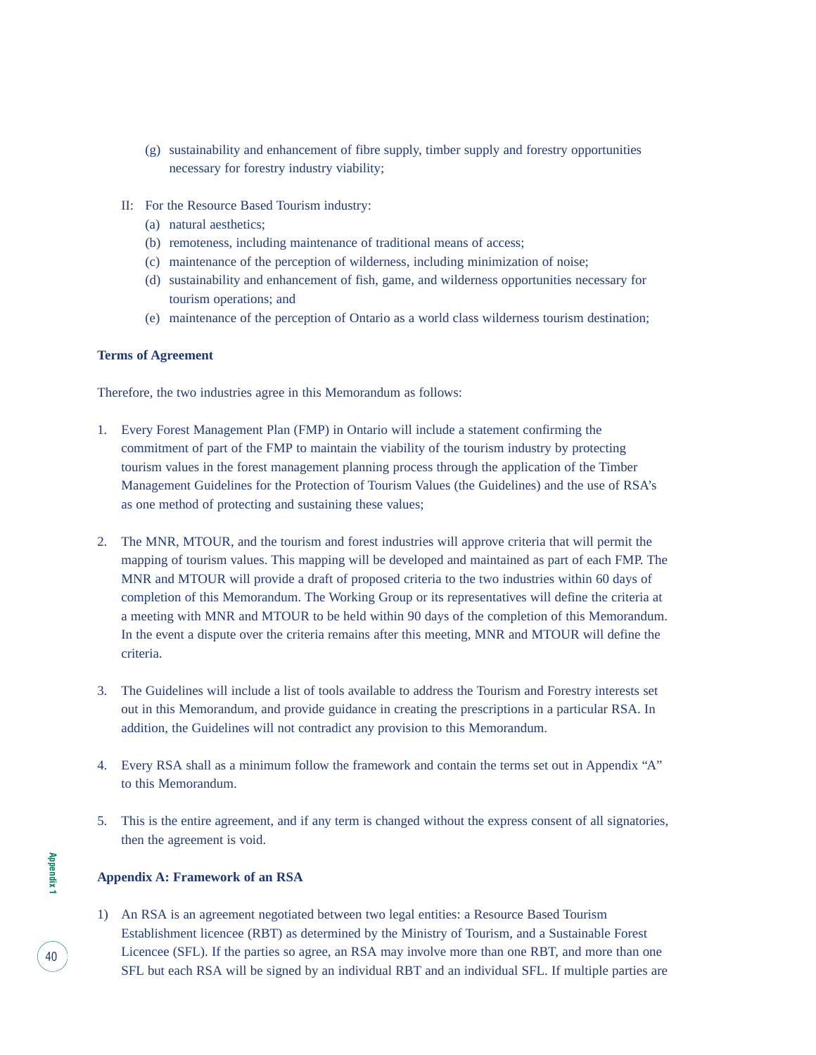(g) sustainability and enhancement of fibre supply, timber supply and forestry opportunities necessary for forestry industry viability;

II: For the Resource Based Tourism industry:

(a) natural aesthetics;
(b) remoteness, including maintenance of traditional means of access;
(c) maintenance of the perception of wilderness, including minimization of noise;
(d) sustainability and enhancement of fish, game, and wilderness opportunities necessary for tourism operations; and
(e) maintenance of the perception of Ontario as a world class wilderness tourism destination;

**Terms of Agreement**

Therefore, the two industries agree in this Memorandum as follows:

1. Every Forest Management Plan (FMP) in Ontario will include a statement confirming the commitment of part of the FMP to maintain the viability of the tourism industry by protecting tourism values in the forest management planning process through the application of the Timber Management Guidelines for the Protection of Tourism Values (the Guidelines) and the use of RSA's as one method of protecting and sustaining these values;

2. The MNR, MTOUR, and the tourism and forest industries will approve criteria that will permit the mapping of tourism values. This mapping will be developed and maintained as part of each FMP. The MNR and MTOUR will provide a draft of proposed criteria to the two industries within 60 days of completion of this Memorandum. The Working Group or its representatives will define the criteria at a meeting with MNR and MTOUR to be held within 90 days of the completion of this Memorandum. In the event a dispute over the criteria remains after this meeting, MNR and MTOUR will define the criteria.

3. The Guidelines will include a list of tools available to address the Tourism and Forestry interests set out in this Memorandum, and provide guidance in creating the prescriptions in a particular RSA. In addition, the Guidelines will not contradict any provision to this Memorandum.

4. Every RSA shall as a minimum follow the framework and contain the terms set out in Appendix "A" to this Memorandum.

5. This is the entire agreement, and if any term is changed without the express consent of all signatories, then the agreement is void.

**Appendix A: Framework of an RSA**

1) An RSA is an agreement negotiated between two legal entities: a Resource Based Tourism Establishment licencee (RBT) as determined by the Ministry of Tourism, and a Sustainable Forest Licencee (SFL). If the parties so agree, an RSA may involve more than one RBT, and more than one SFL but each RSA will be signed by an individual RBT and an individual SFL. If multiple parties are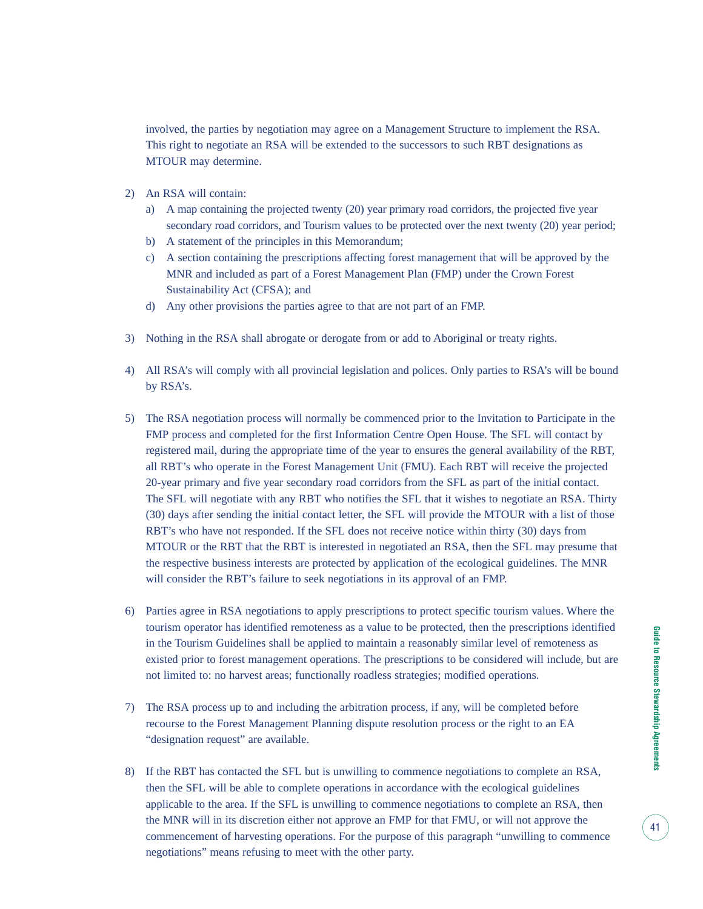involved, the parties by negotiation may agree on a Management Structure to implement the RSA. This right to negotiate an RSA will be extended to the successors to such RBT designations as MTOUR may determine.

2) An RSA will contain:
   a) A map containing the projected twenty (20) year primary road corridors, the projected five year secondary road corridors, and Tourism values to be protected over the next twenty (20) year period;
   b) A statement of the principles in this Memorandum;
   c) A section containing the prescriptions affecting forest management that will be approved by the MNR and included as part of a Forest Management Plan (FMP) under the Crown Forest Sustainability Act (CFSA); and
   d) Any other provisions the parties agree to that are not part of an FMP.

3) Nothing in the RSA shall abrogate or derogate from or add to Aboriginal or treaty rights.

4) All RSA's will comply with all provincial legislation and polices. Only parties to RSA's will be bound by RSA's.

5) The RSA negotiation process will normally be commenced prior to the Invitation to Participate in the FMP process and completed for the first Information Centre Open House. The SFL will contact by registered mail, during the appropriate time of the year to ensures the general availability of the RBT, all RBT's who operate in the Forest Management Unit (FMU). Each RBT will receive the projected 20-year primary and five year secondary road corridors from the SFL as part of the initial contact. The SFL will negotiate with any RBT who notifies the SFL that it wishes to negotiate an RSA. Thirty (30) days after sending the initial contact letter, the SFL will provide the MTOUR with a list of those RBT's who have not responded. If the SFL does not receive notice within thirty (30) days from MTOUR or the RBT that the RBT is interested in negotiated an RSA, then the SFL may presume that the respective business interests are protected by application of the ecological guidelines. The MNR will consider the RBT's failure to seek negotiations in its approval of an FMP.

6) Parties agree in RSA negotiations to apply prescriptions to protect specific tourism values. Where the tourism operator has identified remoteness as a value to be protected, then the prescriptions identified in the Tourism Guidelines shall be applied to maintain a reasonably similar level of remoteness as existed prior to forest management operations. The prescriptions to be considered will include, but are not limited to: no harvest areas; functionally roadless strategies; modified operations.

7) The RSA process up to and including the arbitration process, if any, will be completed before recourse to the Forest Management Planning dispute resolution process or the right to an EA "designation request" are available.

8) If the RBT has contacted the SFL but is unwilling to commence negotiations to complete an RSA, then the SFL will be able to complete operations in accordance with the ecological guidelines applicable to the area. If the SFL is unwilling to commence negotiations to complete an RSA, then the MNR will in its discretion either not approve an FMP for that FMU, or will not approve the commencement of harvesting operations. For the purpose of this paragraph "unwilling to commence negotiations" means refusing to meet with the other party.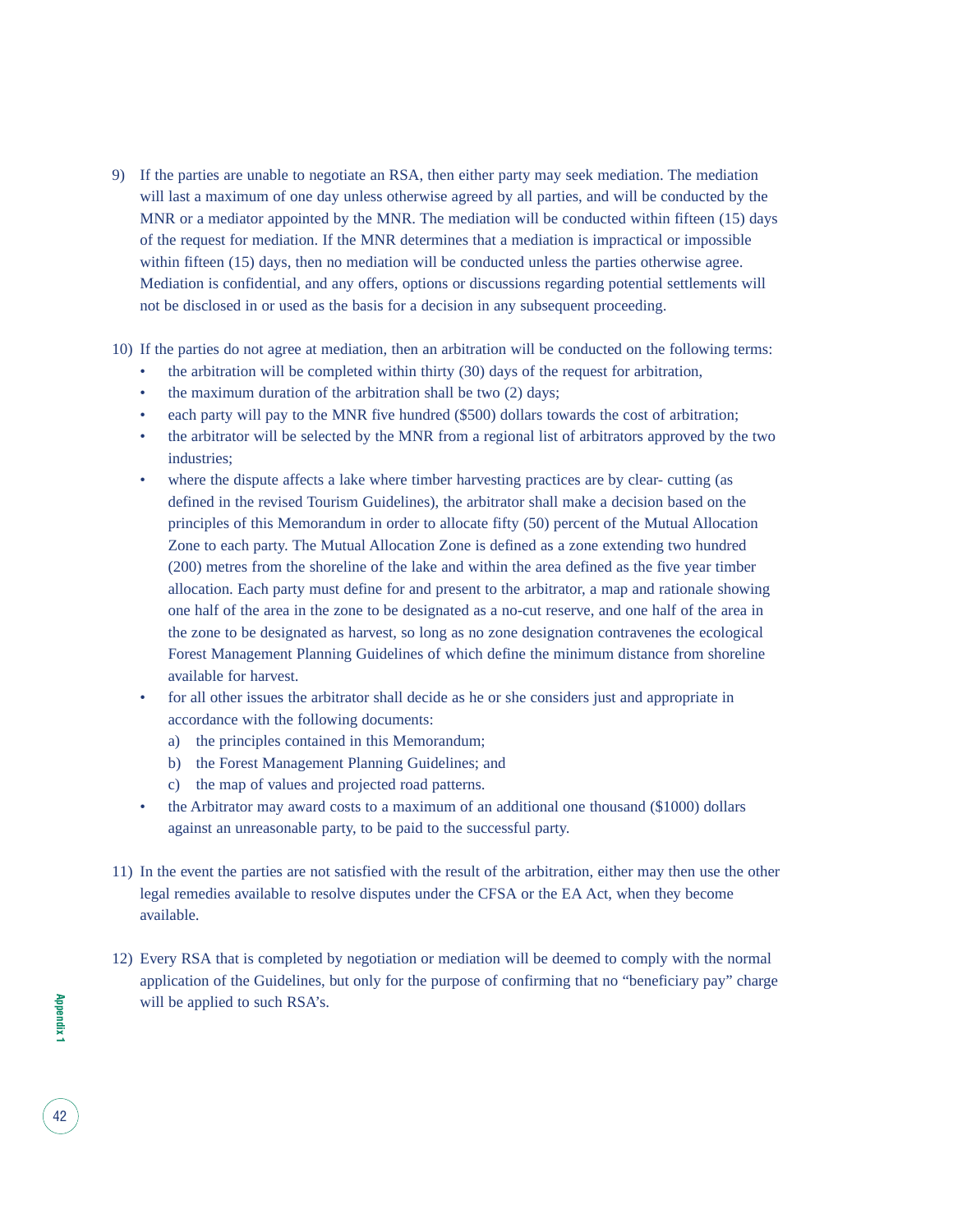9) If the parties are unable to negotiate an RSA, then either party may seek mediation. The mediation will last a maximum of one day unless otherwise agreed by all parties, and will be conducted by the MNR or a mediator appointed by the MNR. The mediation will be conducted within fifteen (15) days of the request for mediation. If the MNR determines that a mediation is impractical or impossible within fifteen (15) days, then no mediation will be conducted unless the parties otherwise agree. Mediation is confidential, and any offers, options or discussions regarding potential settlements will not be disclosed in or used as the basis for a decision in any subsequent proceeding.

10) If the parties do not agree at mediation, then an arbitration will be conducted on the following terms:
    - the arbitration will be completed within thirty (30) days of the request for arbitration,
    - the maximum duration of the arbitration shall be two (2) days;
    - each party will pay to the MNR five hundred ($500) dollars towards the cost of arbitration;
    - the arbitrator will be selected by the MNR from a regional list of arbitrators approved by the two industries;
    - where the dispute affects a lake where timber harvesting practices are by clear- cutting (as defined in the revised Tourism Guidelines), the arbitrator shall make a decision based on the principles of this Memorandum in order to allocate fifty (50) percent of the Mutual Allocation Zone to each party. The Mutual Allocation Zone is defined as a zone extending two hundred (200) metres from the shoreline of the lake and within the area defined as the five year timber allocation. Each party must define for and present to the arbitrator, a map and rationale showing one half of the area in the zone to be designated as a no-cut reserve, and one half of the area in the zone to be designated as harvest, so long as no zone designation contravenes the ecological Forest Management Planning Guidelines of which define the minimum distance from shoreline available for harvest.
    - for all other issues the arbitrator shall decide as he or she considers just and appropriate in accordance with the following documents:
        a) the principles contained in this Memorandum;
        b) the Forest Management Planning Guidelines; and
        c) the map of values and projected road patterns.
    - the Arbitrator may award costs to a maximum of an additional one thousand ($1000) dollars against an unreasonable party, to be paid to the successful party.

11) In the event the parties are not satisfied with the result of the arbitration, either may then use the other legal remedies available to resolve disputes under the CFSA or the EA Act, when they become available.

12) Every RSA that is completed by negotiation or mediation will be deemed to comply with the normal application of the Guidelines, but only for the purpose of confirming that no "beneficiary pay" charge will be applied to such RSA's.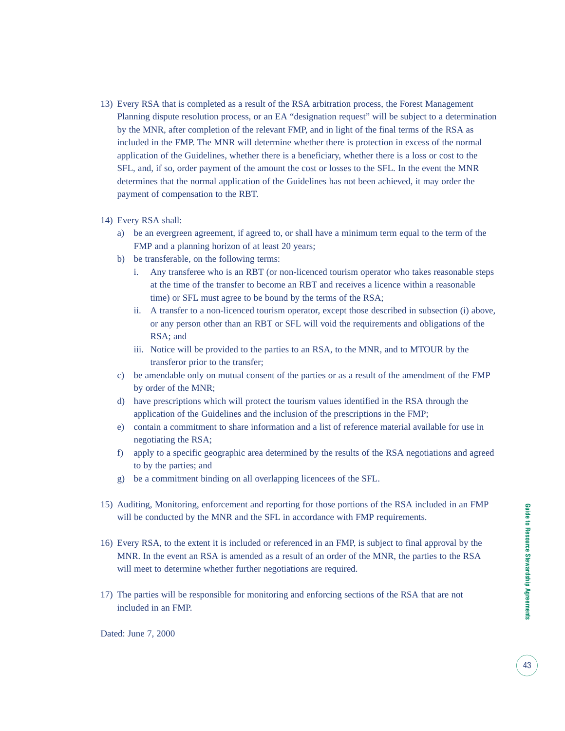13) Every RSA that is completed as a result of the RSA arbitration process, the Forest Management Planning dispute resolution process, or an EA "designation request" will be subject to a determination by the MNR, after completion of the relevant FMP, and in light of the final terms of the RSA as included in the FMP. The MNR will determine whether there is protection in excess of the normal application of the Guidelines, whether there is a beneficiary, whether there is a loss or cost to the SFL, and, if so, order payment of the amount the cost or losses to the SFL. In the event the MNR determines that the normal application of the Guidelines has not been achieved, it may order the payment of compensation to the RBT.

14) Every RSA shall:
   a) be an evergreen agreement, if agreed to, or shall have a minimum term equal to the term of the FMP and a planning horizon of at least 20 years;
   b) be transferable, on the following terms:
      i. Any transferee who is an RBT (or non-licenced tourism operator who takes reasonable steps at the time of the transfer to become an RBT and receives a licence within a reasonable time) or SFL must agree to be bound by the terms of the RSA;
      ii. A transfer to a non-licenced tourism operator, except those described in subsection (i) above, or any person other than an RBT or SFL will void the requirements and obligations of the RSA; and
      iii. Notice will be provided to the parties to an RSA, to the MNR, and to MTOUR by the transferor prior to the transfer;
   c) be amendable only on mutual consent of the parties or as a result of the amendment of the FMP by order of the MNR;
   d) have prescriptions which will protect the tourism values identified in the RSA through the application of the Guidelines and the inclusion of the prescriptions in the FMP;
   e) contain a commitment to share information and a list of reference material available for use in negotiating the RSA;
   f) apply to a specific geographic area determined by the results of the RSA negotiations and agreed to by the parties; and
   g) be a commitment binding on all overlapping licencees of the SFL.

15) Auditing, Monitoring, enforcement and reporting for those portions of the RSA included in an FMP will be conducted by the MNR and the SFL in accordance with FMP requirements.

16) Every RSA, to the extent it is included or referenced in an FMP, is subject to final approval by the MNR. In the event an RSA is amended as a result of an order of the MNR, the parties to the RSA will meet to determine whether further negotiations are required.

17) The parties will be responsible for monitoring and enforcing sections of the RSA that are not included in an FMP.

Dated: June 7, 2000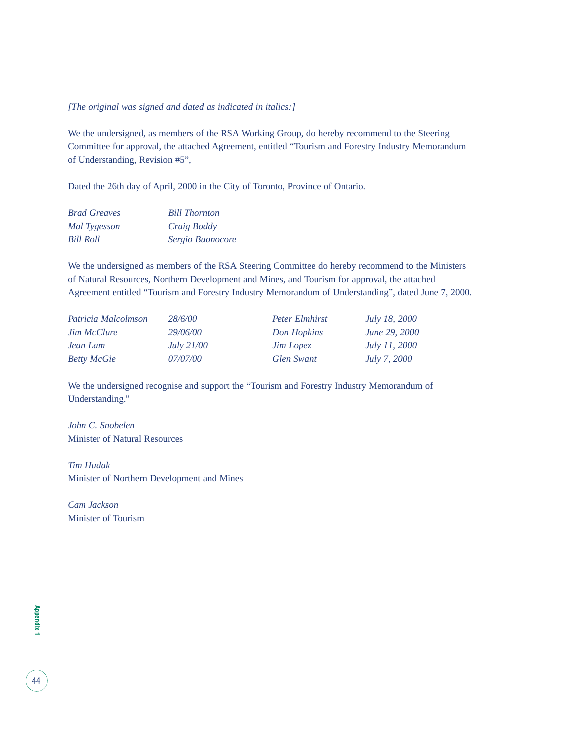*[The original was signed and dated as indicated in italics:]*

We the undersigned, as members of the RSA Working Group, do hereby recommend to the Steering Committee for approval, the attached Agreement, entitled "Tourism and Forestry Industry Memorandum of Understanding, Revision #5",

Dated the 26th day of April, 2000 in the City of Toronto, Province of Ontario.

| | |
|---|---|
| *Brad Greaves* | *Bill Thornton* |
| *Mal Tygesson* | *Craig Boddy* |
| *Bill Roll* | *Sergio Buonocore* |

We the undersigned as members of the RSA Steering Committee do hereby recommend to the Ministers of Natural Resources, Northern Development and Mines, and Tourism for approval, the attached Agreement entitled "Tourism and Forestry Industry Memorandum of Understanding", dated June 7, 2000.

| | | | |
|---|---|---|---|
| *Patricia Malcolmson* | *28/6/00* | *Peter Elmhirst* | *July 18, 2000* |
| *Jim McClure* | *29/06/00* | *Don Hopkins* | *June 29, 2000* |
| *Jean Lam* | *July 21/00* | *Jim Lopez* | *July 11, 2000* |
| *Betty McGie* | *07/07/00* | *Glen Swant* | *July 7, 2000* |

We the undersigned recognise and support the "Tourism and Forestry Industry Memorandum of Understanding."

*John C. Snobelen*
Minister of Natural Resources

*Tim Hudak*
Minister of Northern Development and Mines

*Cam Jackson*
Minister of Tourism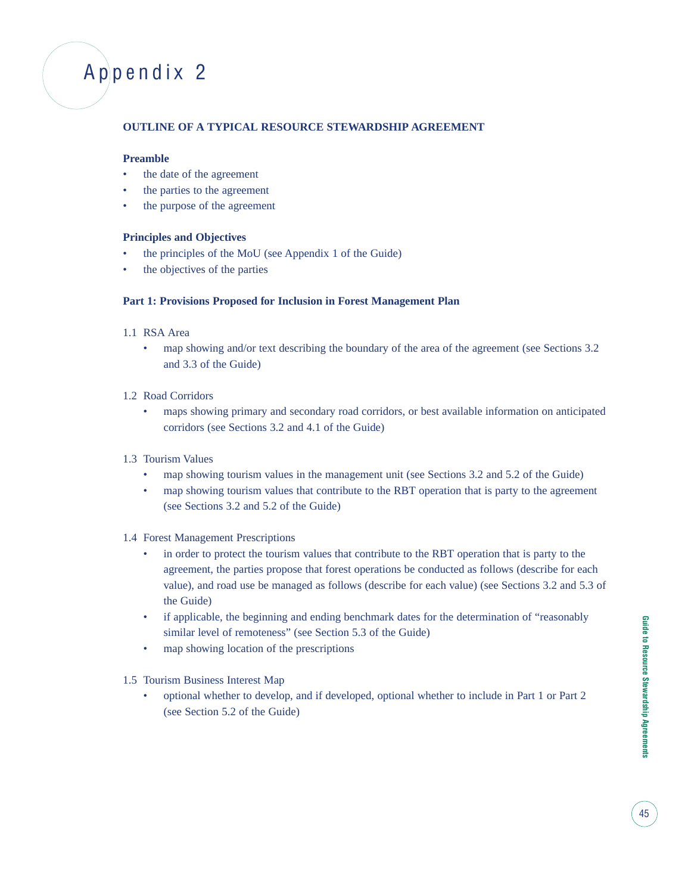# Appendix 2

## OUTLINE OF A TYPICAL RESOURCE STEWARDSHIP AGREEMENT

### Preamble

- the date of the agreement
- the parties to the agreement
- the purpose of the agreement

### Principles and Objectives

- the principles of the MoU (see Appendix 1 of the Guide)
- the objectives of the parties

### Part 1: Provisions Proposed for Inclusion in Forest Management Plan

1.1 RSA Area

- map showing and/or text describing the boundary of the area of the agreement (see Sections 3.2 and 3.3 of the Guide)

1.2 Road Corridors

- maps showing primary and secondary road corridors, or best available information on anticipated corridors (see Sections 3.2 and 4.1 of the Guide)

1.3 Tourism Values

- map showing tourism values in the management unit (see Sections 3.2 and 5.2 of the Guide)
- map showing tourism values that contribute to the RBT operation that is party to the agreement (see Sections 3.2 and 5.2 of the Guide)

1.4 Forest Management Prescriptions

- in order to protect the tourism values that contribute to the RBT operation that is party to the agreement, the parties propose that forest operations be conducted as follows (describe for each value), and road use be managed as follows (describe for each value) (see Sections 3.2 and 5.3 of the Guide)
- if applicable, the beginning and ending benchmark dates for the determination of "reasonably similar level of remoteness" (see Section 5.3 of the Guide)
- map showing location of the prescriptions

1.5 Tourism Business Interest Map

- optional whether to develop, and if developed, optional whether to include in Part 1 or Part 2 (see Section 5.2 of the Guide)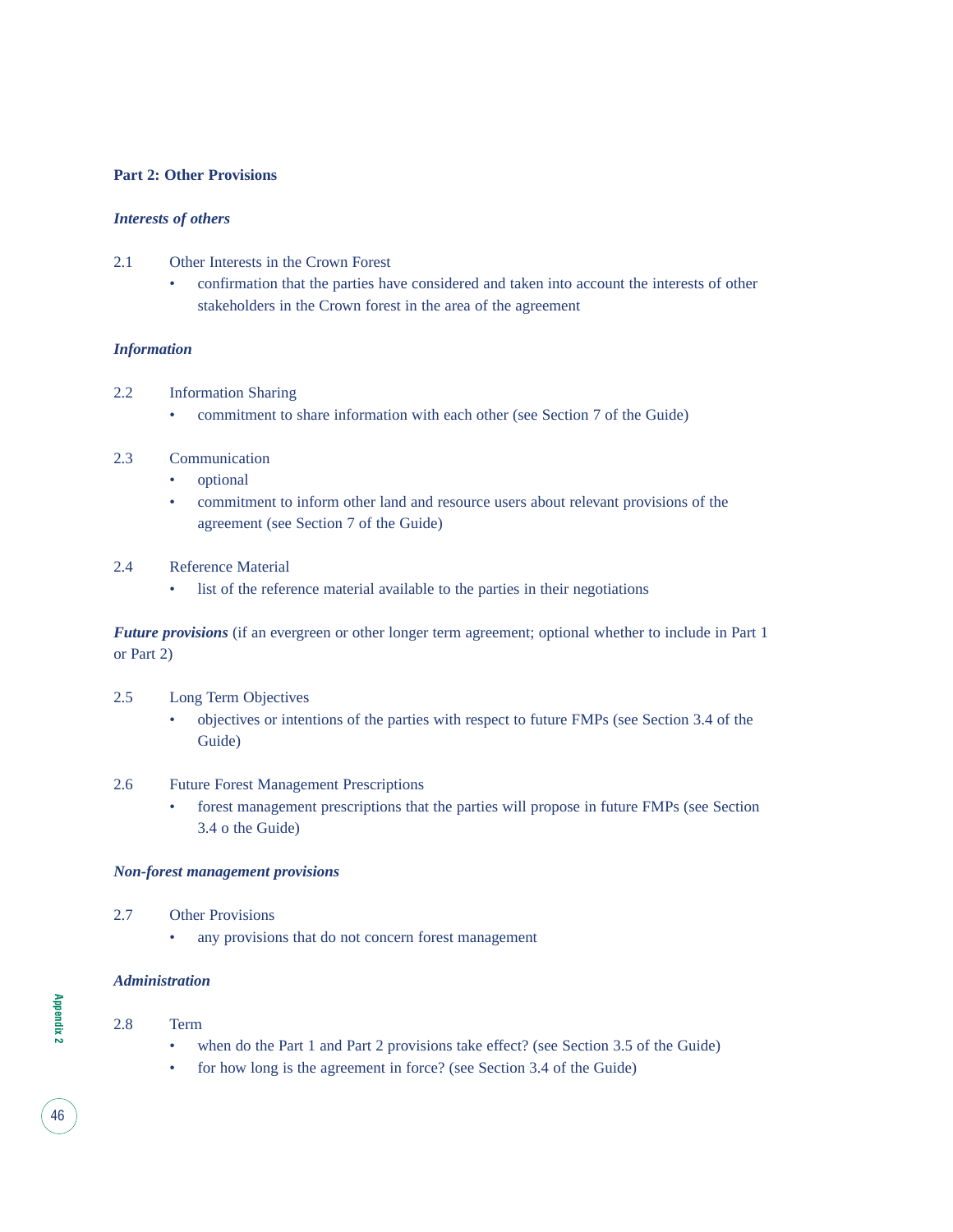## Part 2: Other Provisions

### *Interests of others*

2.1 Other Interests in the Crown Forest

- confirmation that the parties have considered and taken into account the interests of other stakeholders in the Crown forest in the area of the agreement

### *Information*

2.2 Information Sharing

- commitment to share information with each other (see Section 7 of the Guide)

2.3 Communication

- optional
- commitment to inform other land and resource users about relevant provisions of the agreement (see Section 7 of the Guide)

2.4 Reference Material

- list of the reference material available to the parties in their negotiations

***Future provisions*** (if an evergreen or other longer term agreement; optional whether to include in Part 1 or Part 2)

2.5 Long Term Objectives

- objectives or intentions of the parties with respect to future FMPs (see Section 3.4 of the Guide)

2.6 Future Forest Management Prescriptions

- forest management prescriptions that the parties will propose in future FMPs (see Section 3.4 o the Guide)

### *Non-forest management provisions*

2.7 Other Provisions

- any provisions that do not concern forest management

### *Administration*

2.8 Term

- when do the Part 1 and Part 2 provisions take effect? (see Section 3.5 of the Guide)
- for how long is the agreement in force? (see Section 3.4 of the Guide)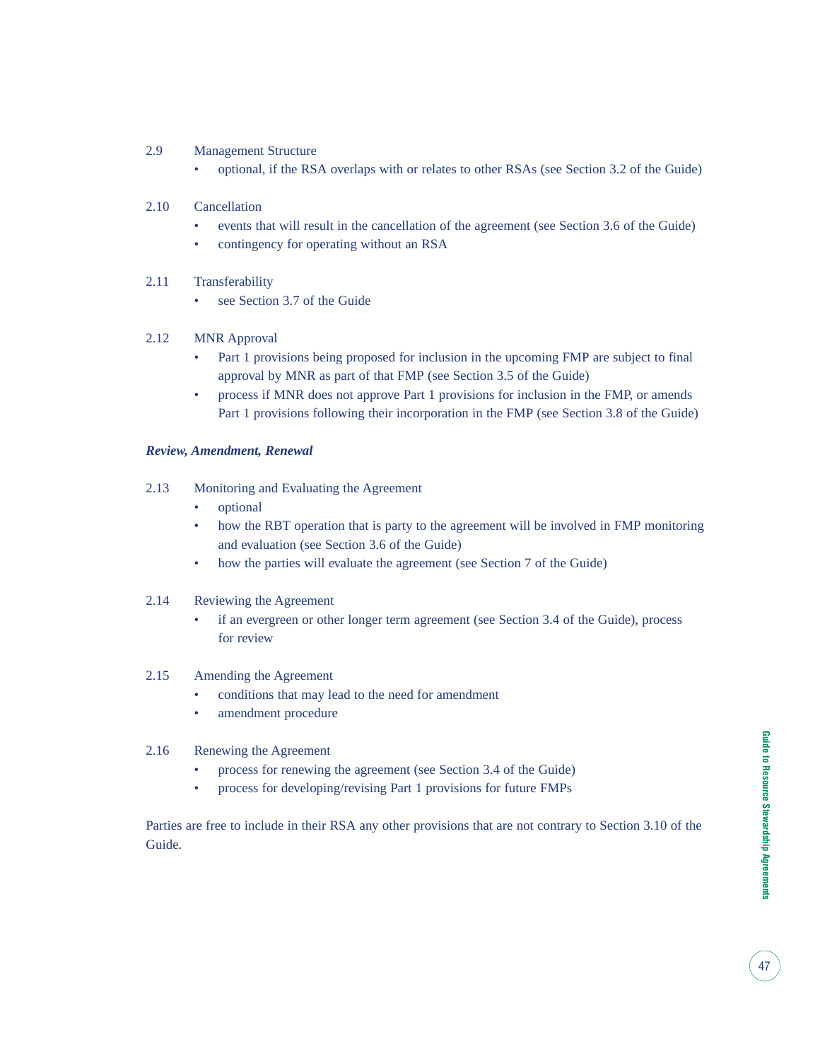2.9 Management Structure

- optional, if the RSA overlaps with or relates to other RSAs (see Section 3.2 of the Guide)

2.10 Cancellation

- events that will result in the cancellation of the agreement (see Section 3.6 of the Guide)
- contingency for operating without an RSA

2.11 Transferability

- see Section 3.7 of the Guide

2.12 MNR Approval

- Part 1 provisions being proposed for inclusion in the upcoming FMP are subject to final approval by MNR as part of that FMP (see Section 3.5 of the Guide)
- process if MNR does not approve Part 1 provisions for inclusion in the FMP, or amends Part 1 provisions following their incorporation in the FMP (see Section 3.8 of the Guide)

***Review, Amendment, Renewal***

2.13 Monitoring and Evaluating the Agreement

- optional
- how the RBT operation that is party to the agreement will be involved in FMP monitoring and evaluation (see Section 3.6 of the Guide)
- how the parties will evaluate the agreement (see Section 7 of the Guide)

2.14 Reviewing the Agreement

- if an evergreen or other longer term agreement (see Section 3.4 of the Guide), process for review

2.15 Amending the Agreement

- conditions that may lead to the need for amendment
- amendment procedure

2.16 Renewing the Agreement

- process for renewing the agreement (see Section 3.4 of the Guide)
- process for developing/revising Part 1 provisions for future FMPs

Parties are free to include in their RSA any other provisions that are not contrary to Section 3.10 of the Guide.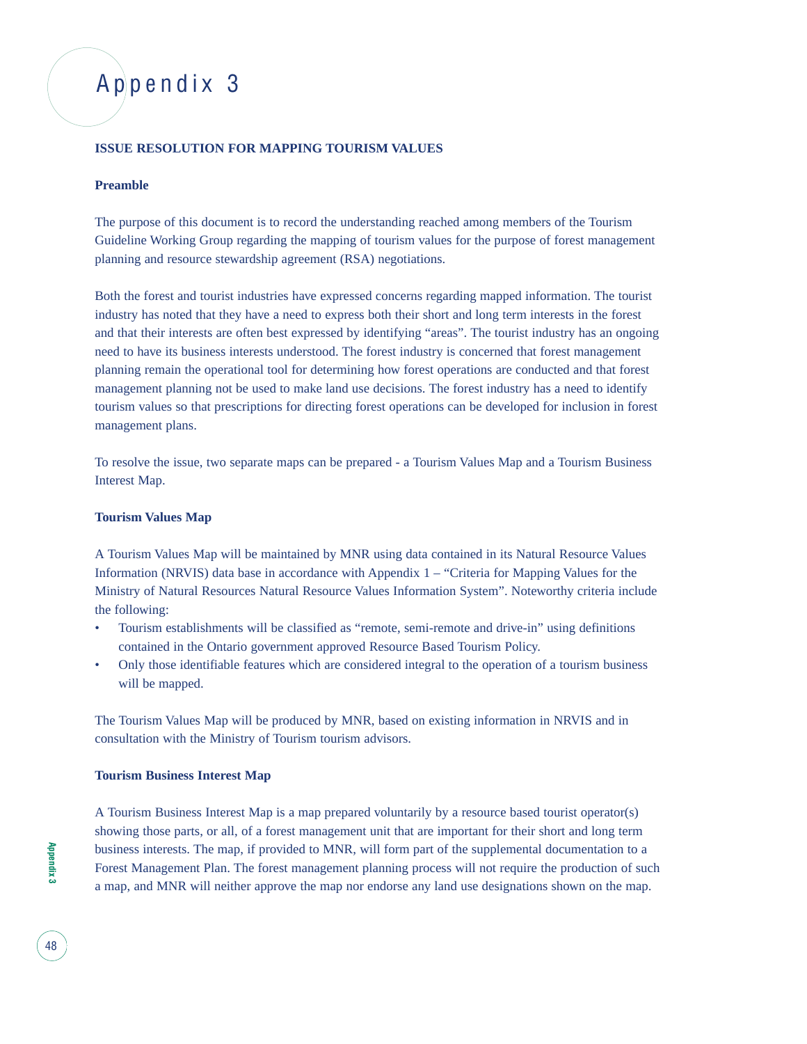# Appendix 3

## ISSUE RESOLUTION FOR MAPPING TOURISM VALUES

### Preamble

The purpose of this document is to record the understanding reached among members of the Tourism Guideline Working Group regarding the mapping of tourism values for the purpose of forest management planning and resource stewardship agreement (RSA) negotiations.

Both the forest and tourist industries have expressed concerns regarding mapped information. The tourist industry has noted that they have a need to express both their short and long term interests in the forest and that their interests are often best expressed by identifying "areas". The tourist industry has an ongoing need to have its business interests understood. The forest industry is concerned that forest management planning remain the operational tool for determining how forest operations are conducted and that forest management planning not be used to make land use decisions. The forest industry has a need to identify tourism values so that prescriptions for directing forest operations can be developed for inclusion in forest management plans.

To resolve the issue, two separate maps can be prepared - a Tourism Values Map and a Tourism Business Interest Map.

### Tourism Values Map

A Tourism Values Map will be maintained by MNR using data contained in its Natural Resource Values Information (NRVIS) data base in accordance with Appendix 1 – "Criteria for Mapping Values for the Ministry of Natural Resources Natural Resource Values Information System". Noteworthy criteria include the following:

- Tourism establishments will be classified as "remote, semi-remote and drive-in" using definitions contained in the Ontario government approved Resource Based Tourism Policy.
- Only those identifiable features which are considered integral to the operation of a tourism business will be mapped.

The Tourism Values Map will be produced by MNR, based on existing information in NRVIS and in consultation with the Ministry of Tourism tourism advisors.

### Tourism Business Interest Map

A Tourism Business Interest Map is a map prepared voluntarily by a resource based tourist operator(s) showing those parts, or all, of a forest management unit that are important for their short and long term business interests. The map, if provided to MNR, will form part of the supplemental documentation to a Forest Management Plan. The forest management planning process will not require the production of such a map, and MNR will neither approve the map nor endorse any land use designations shown on the map.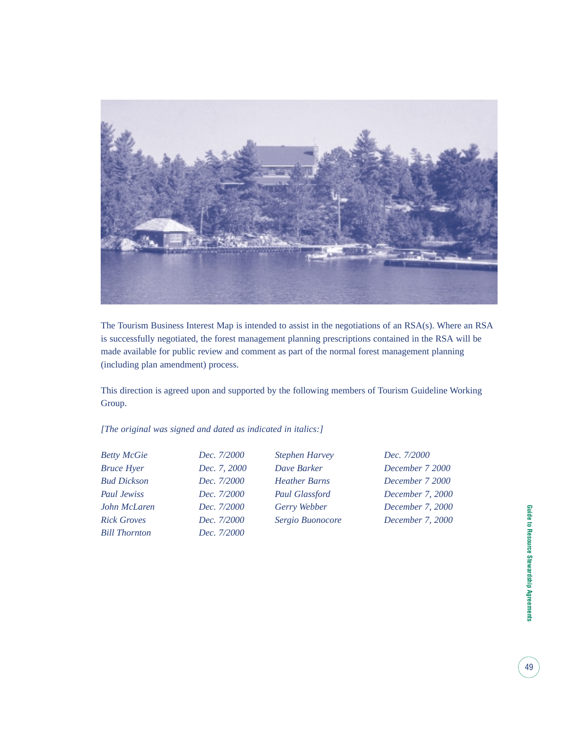The Tourism Business Interest Map is intended to assist in the negotiations of an RSA(s). Where an RSA is successfully negotiated, the forest management planning prescriptions contained in the RSA will be made available for public review and comment as part of the normal forest management planning (including plan amendment) process.

This direction is agreed upon and supported by the following members of Tourism Guideline Working Group.

*[The original was signed and dated as indicated in italics:]*

| | | | |
|---|---|---|---|
| *Betty McGie* | *Dec. 7/2000* | *Stephen Harvey* | *Dec. 7/2000* |
| *Bruce Hyer* | *Dec. 7, 2000* | *Dave Barker* | *December 7 2000* |
| *Bud Dickson* | *Dec. 7/2000* | *Heather Barns* | *December 7 2000* |
| *Paul Jewiss* | *Dec. 7/2000* | *Paul Glassford* | *December 7, 2000* |
| *John McLaren* | *Dec. 7/2000* | *Gerry Webber* | *December 7, 2000* |
| *Rick Groves* | *Dec. 7/2000* | *Sergio Buonocore* | *December 7, 2000* |
| *Bill Thornton* | *Dec. 7/2000* | | |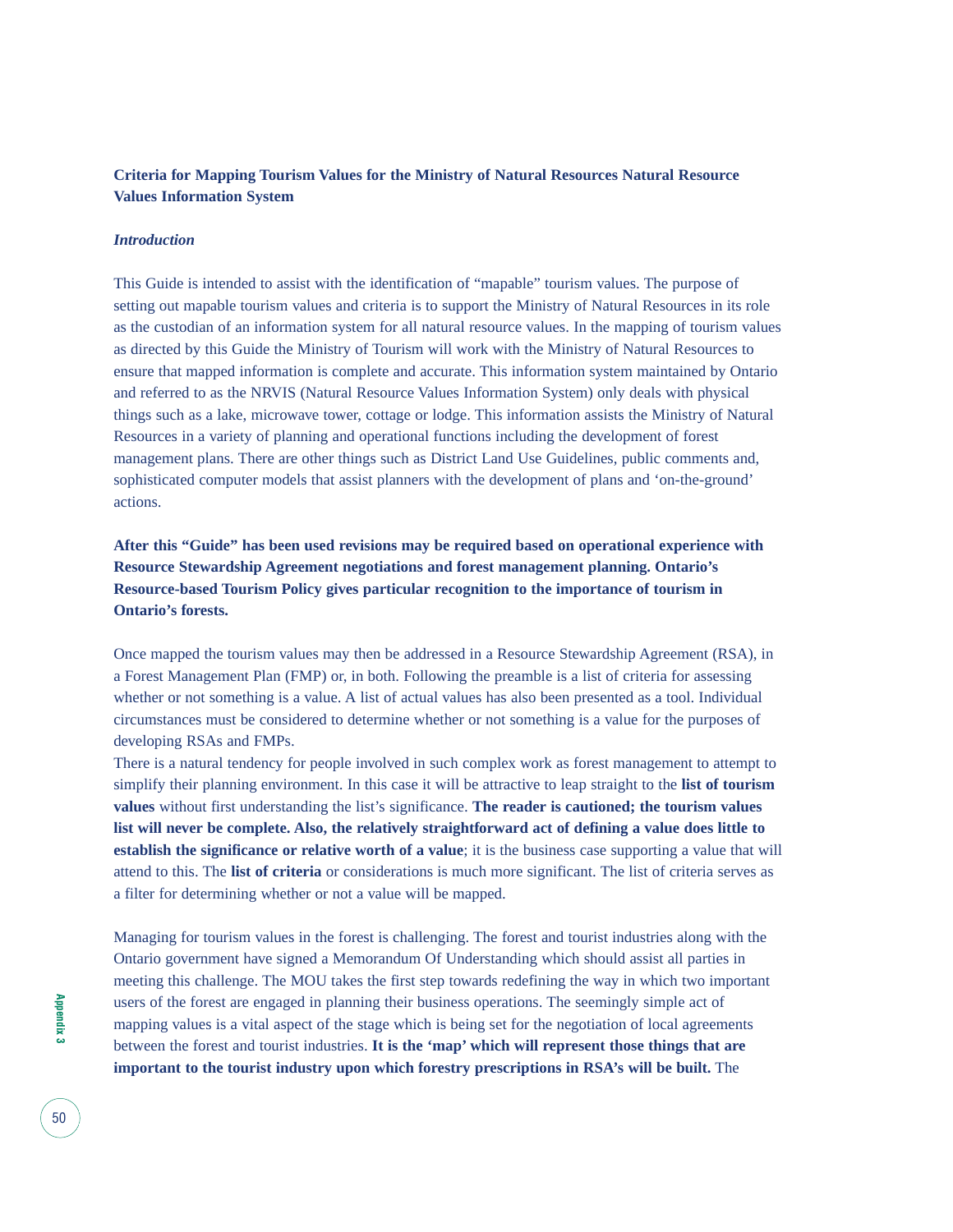**Criteria for Mapping Tourism Values for the Ministry of Natural Resources Natural Resource Values Information System**

***Introduction***

This Guide is intended to assist with the identification of "mapable" tourism values. The purpose of setting out mapable tourism values and criteria is to support the Ministry of Natural Resources in its role as the custodian of an information system for all natural resource values. In the mapping of tourism values as directed by this Guide the Ministry of Tourism will work with the Ministry of Natural Resources to ensure that mapped information is complete and accurate. This information system maintained by Ontario and referred to as the NRVIS (Natural Resource Values Information System) only deals with physical things such as a lake, microwave tower, cottage or lodge. This information assists the Ministry of Natural Resources in a variety of planning and operational functions including the development of forest management plans. There are other things such as District Land Use Guidelines, public comments and, sophisticated computer models that assist planners with the development of plans and 'on-the-ground' actions.

**After this "Guide" has been used revisions may be required based on operational experience with Resource Stewardship Agreement negotiations and forest management planning. Ontario's Resource-based Tourism Policy gives particular recognition to the importance of tourism in Ontario's forests.**

Once mapped the tourism values may then be addressed in a Resource Stewardship Agreement (RSA), in a Forest Management Plan (FMP) or, in both. Following the preamble is a list of criteria for assessing whether or not something is a value. A list of actual values has also been presented as a tool. Individual circumstances must be considered to determine whether or not something is a value for the purposes of developing RSAs and FMPs.
There is a natural tendency for people involved in such complex work as forest management to attempt to simplify their planning environment. In this case it will be attractive to leap straight to the **list of tourism values** without first understanding the list's significance. **The reader is cautioned; the tourism values list will never be complete. Also, the relatively straightforward act of defining a value does little to establish the significance or relative worth of a value**; it is the business case supporting a value that will attend to this. The **list of criteria** or considerations is much more significant. The list of criteria serves as a filter for determining whether or not a value will be mapped.

Managing for tourism values in the forest is challenging. The forest and tourist industries along with the Ontario government have signed a Memorandum Of Understanding which should assist all parties in meeting this challenge. The MOU takes the first step towards redefining the way in which two important users of the forest are engaged in planning their business operations. The seemingly simple act of mapping values is a vital aspect of the stage which is being set for the negotiation of local agreements between the forest and tourist industries. **It is the 'map' which will represent those things that are important to the tourist industry upon which forestry prescriptions in RSA's will be built.** The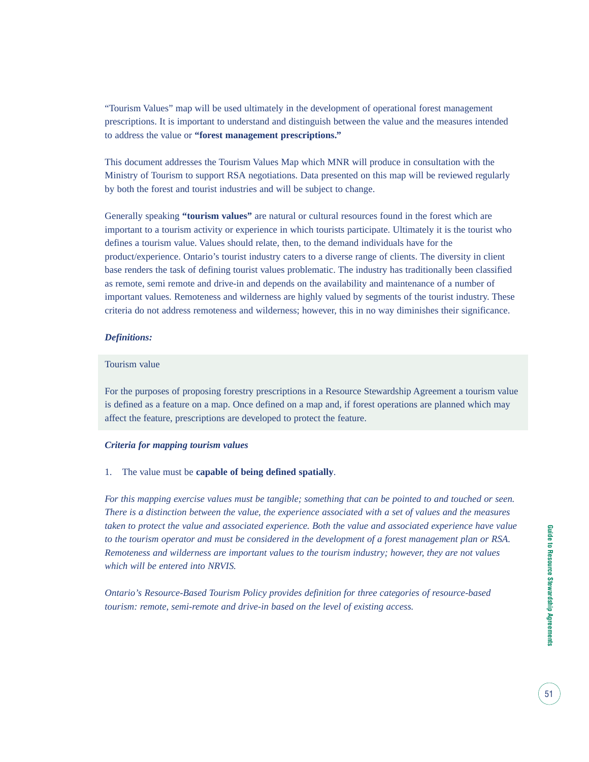"Tourism Values" map will be used ultimately in the development of operational forest management prescriptions. It is important to understand and distinguish between the value and the measures intended to address the value or **"forest management prescriptions."**

This document addresses the Tourism Values Map which MNR will produce in consultation with the Ministry of Tourism to support RSA negotiations. Data presented on this map will be reviewed regularly by both the forest and tourist industries and will be subject to change.

Generally speaking **"tourism values"** are natural or cultural resources found in the forest which are important to a tourism activity or experience in which tourists participate. Ultimately it is the tourist who defines a tourism value. Values should relate, then, to the demand individuals have for the product/experience. Ontario's tourist industry caters to a diverse range of clients. The diversity in client base renders the task of defining tourist values problematic. The industry has traditionally been classified as remote, semi remote and drive-in and depends on the availability and maintenance of a number of important values. Remoteness and wilderness are highly valued by segments of the tourist industry. These criteria do not address remoteness and wilderness; however, this in no way diminishes their significance.

***Definitions:***

Tourism value

For the purposes of proposing forestry prescriptions in a Resource Stewardship Agreement a tourism value is defined as a feature on a map. Once defined on a map and, if forest operations are planned which may affect the feature, prescriptions are developed to protect the feature.

***Criteria for mapping tourism values***

1. The value must be **capable of being defined spatially**.

*For this mapping exercise values must be tangible; something that can be pointed to and touched or seen. There is a distinction between the value, the experience associated with a set of values and the measures taken to protect the value and associated experience. Both the value and associated experience have value to the tourism operator and must be considered in the development of a forest management plan or RSA. Remoteness and wilderness are important values to the tourism industry; however, they are not values which will be entered into NRVIS.*

*Ontario's Resource-Based Tourism Policy provides definition for three categories of resource-based tourism: remote, semi-remote and drive-in based on the level of existing access.*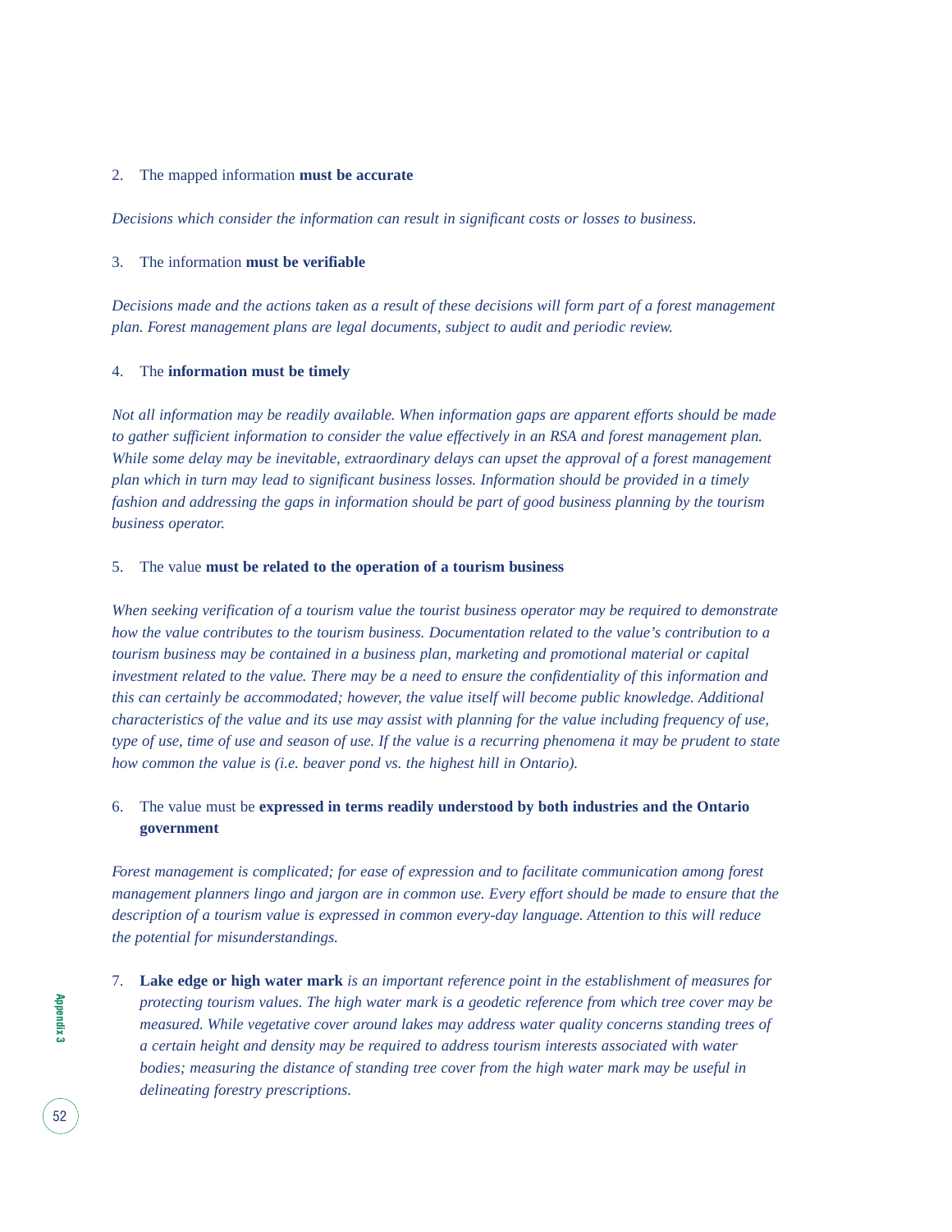2. The mapped information **must be accurate**

*Decisions which consider the information can result in significant costs or losses to business.*

3. The information **must be verifiable**

*Decisions made and the actions taken as a result of these decisions will form part of a forest management plan. Forest management plans are legal documents, subject to audit and periodic review.*

4. The **information must be timely**

*Not all information may be readily available. When information gaps are apparent efforts should be made to gather sufficient information to consider the value effectively in an RSA and forest management plan. While some delay may be inevitable, extraordinary delays can upset the approval of a forest management plan which in turn may lead to significant business losses. Information should be provided in a timely fashion and addressing the gaps in information should be part of good business planning by the tourism business operator.*

5. The value **must be related to the operation of a tourism business**

*When seeking verification of a tourism value the tourist business operator may be required to demonstrate how the value contributes to the tourism business. Documentation related to the value's contribution to a tourism business may be contained in a business plan, marketing and promotional material or capital investment related to the value. There may be a need to ensure the confidentiality of this information and this can certainly be accommodated; however, the value itself will become public knowledge. Additional characteristics of the value and its use may assist with planning for the value including frequency of use, type of use, time of use and season of use. If the value is a recurring phenomena it may be prudent to state how common the value is (i.e. beaver pond vs. the highest hill in Ontario).*

6. The value must be **expressed in terms readily understood by both industries and the Ontario government**

*Forest management is complicated; for ease of expression and to facilitate communication among forest management planners lingo and jargon are in common use. Every effort should be made to ensure that the description of a tourism value is expressed in common every-day language. Attention to this will reduce the potential for misunderstandings.*

7. **Lake edge or high water mark** *is an important reference point in the establishment of measures for protecting tourism values. The high water mark is a geodetic reference from which tree cover may be measured. While vegetative cover around lakes may address water quality concerns standing trees of a certain height and density may be required to address tourism interests associated with water bodies; measuring the distance of standing tree cover from the high water mark may be useful in delineating forestry prescriptions.*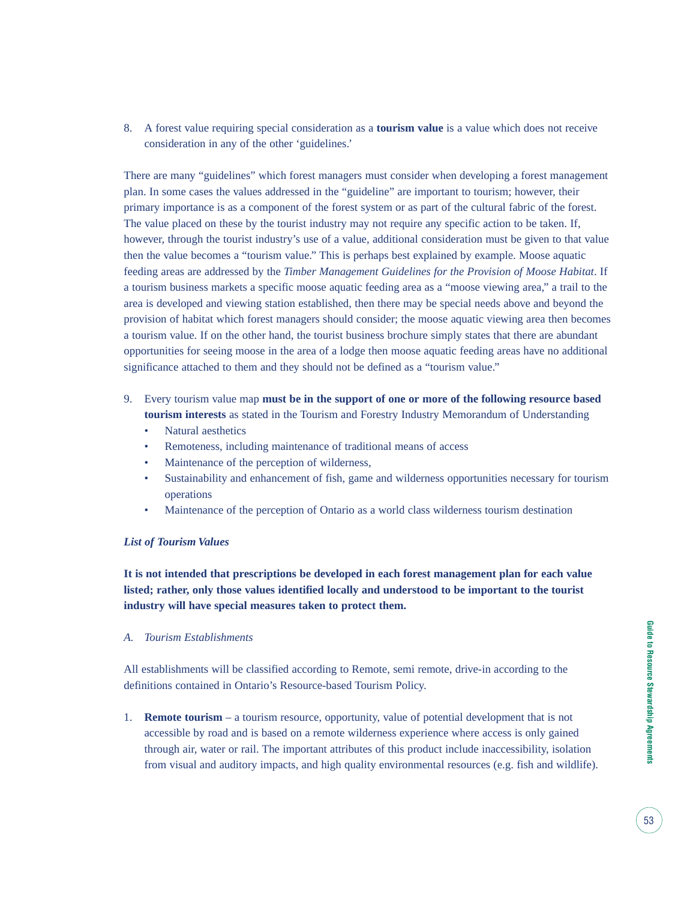8. A forest value requiring special consideration as a **tourism value** is a value which does not receive consideration in any of the other 'guidelines.'

There are many "guidelines" which forest managers must consider when developing a forest management plan. In some cases the values addressed in the "guideline" are important to tourism; however, their primary importance is as a component of the forest system or as part of the cultural fabric of the forest. The value placed on these by the tourist industry may not require any specific action to be taken. If, however, through the tourist industry's use of a value, additional consideration must be given to that value then the value becomes a "tourism value." This is perhaps best explained by example. Moose aquatic feeding areas are addressed by the *Timber Management Guidelines for the Provision of Moose Habitat*. If a tourism business markets a specific moose aquatic feeding area as a "moose viewing area," a trail to the area is developed and viewing station established, then there may be special needs above and beyond the provision of habitat which forest managers should consider; the moose aquatic viewing area then becomes a tourism value. If on the other hand, the tourist business brochure simply states that there are abundant opportunities for seeing moose in the area of a lodge then moose aquatic feeding areas have no additional significance attached to them and they should not be defined as a "tourism value."

9. Every tourism value map **must be in the support of one or more of the following resource based tourism interests** as stated in the Tourism and Forestry Industry Memorandum of Understanding
   - Natural aesthetics
   - Remoteness, including maintenance of traditional means of access
   - Maintenance of the perception of wilderness,
   - Sustainability and enhancement of fish, game and wilderness opportunities necessary for tourism operations
   - Maintenance of the perception of Ontario as a world class wilderness tourism destination

***List of Tourism Values***

**It is not intended that prescriptions be developed in each forest management plan for each value listed; rather, only those values identified locally and understood to be important to the tourist industry will have special measures taken to protect them.**

*A. Tourism Establishments*

All establishments will be classified according to Remote, semi remote, drive-in according to the definitions contained in Ontario's Resource-based Tourism Policy.

1. **Remote tourism** – a tourism resource, opportunity, value of potential development that is not accessible by road and is based on a remote wilderness experience where access is only gained through air, water or rail. The important attributes of this product include inaccessibility, isolation from visual and auditory impacts, and high quality environmental resources (e.g. fish and wildlife).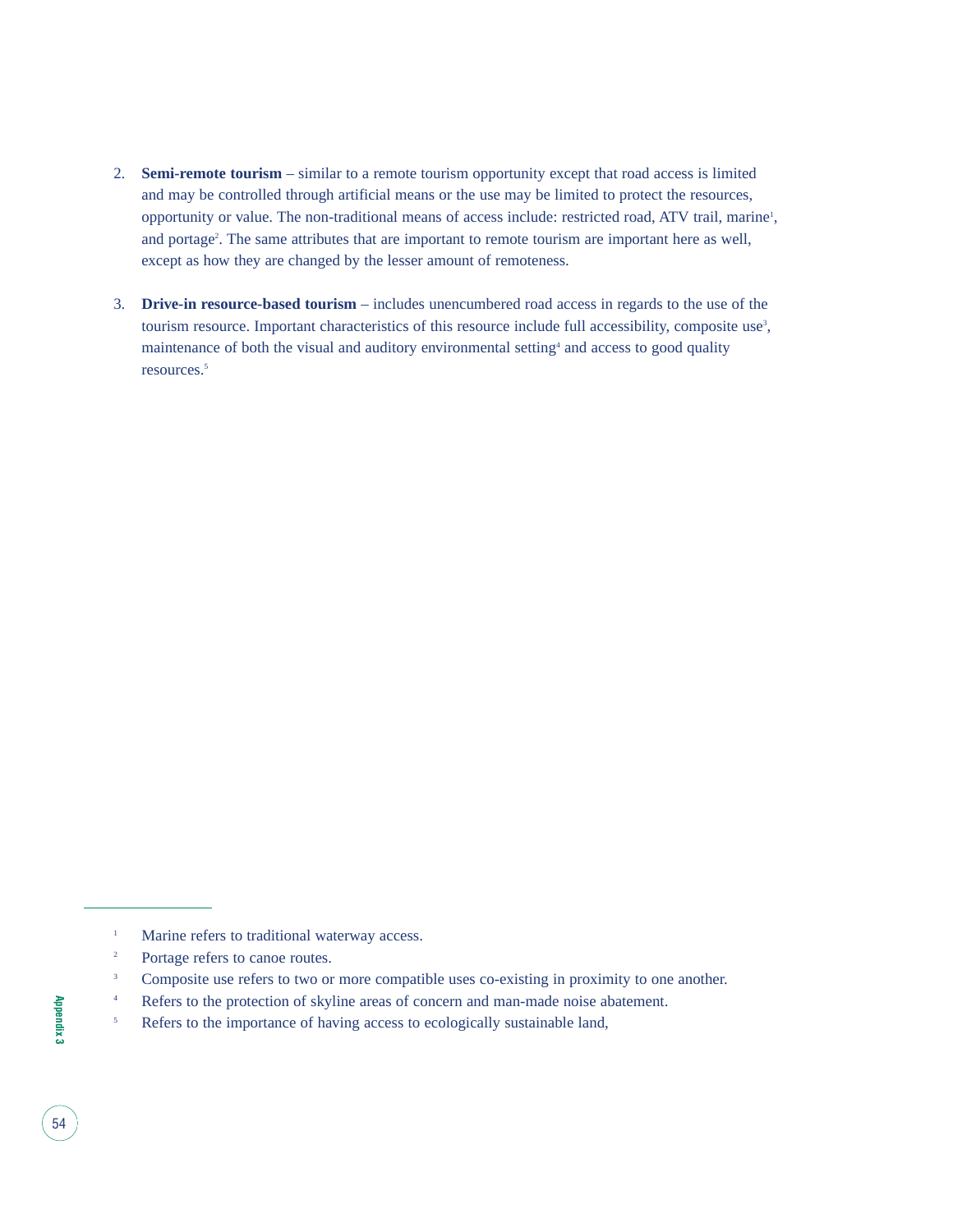2. **Semi-remote tourism** – similar to a remote tourism opportunity except that road access is limited and may be controlled through artificial means or the use may be limited to protect the resources, opportunity or value. The non-traditional means of access include: restricted road, ATV trail, marine[1], and portage[2]. The same attributes that are important to remote tourism are important here as well, except as how they are changed by the lesser amount of remoteness.

3. **Drive-in resource-based tourism** – includes unencumbered road access in regards to the use of the tourism resource. Important characteristics of this resource include full accessibility, composite use[3], maintenance of both the visual and auditory environmental setting[4] and access to good quality resources.[5]

---

[1] Marine refers to traditional waterway access.

[2] Portage refers to canoe routes.

[3] Composite use refers to two or more compatible uses co-existing in proximity to one another.

[4] Refers to the protection of skyline areas of concern and man-made noise abatement.

[5] Refers to the importance of having access to ecologically sustainable land,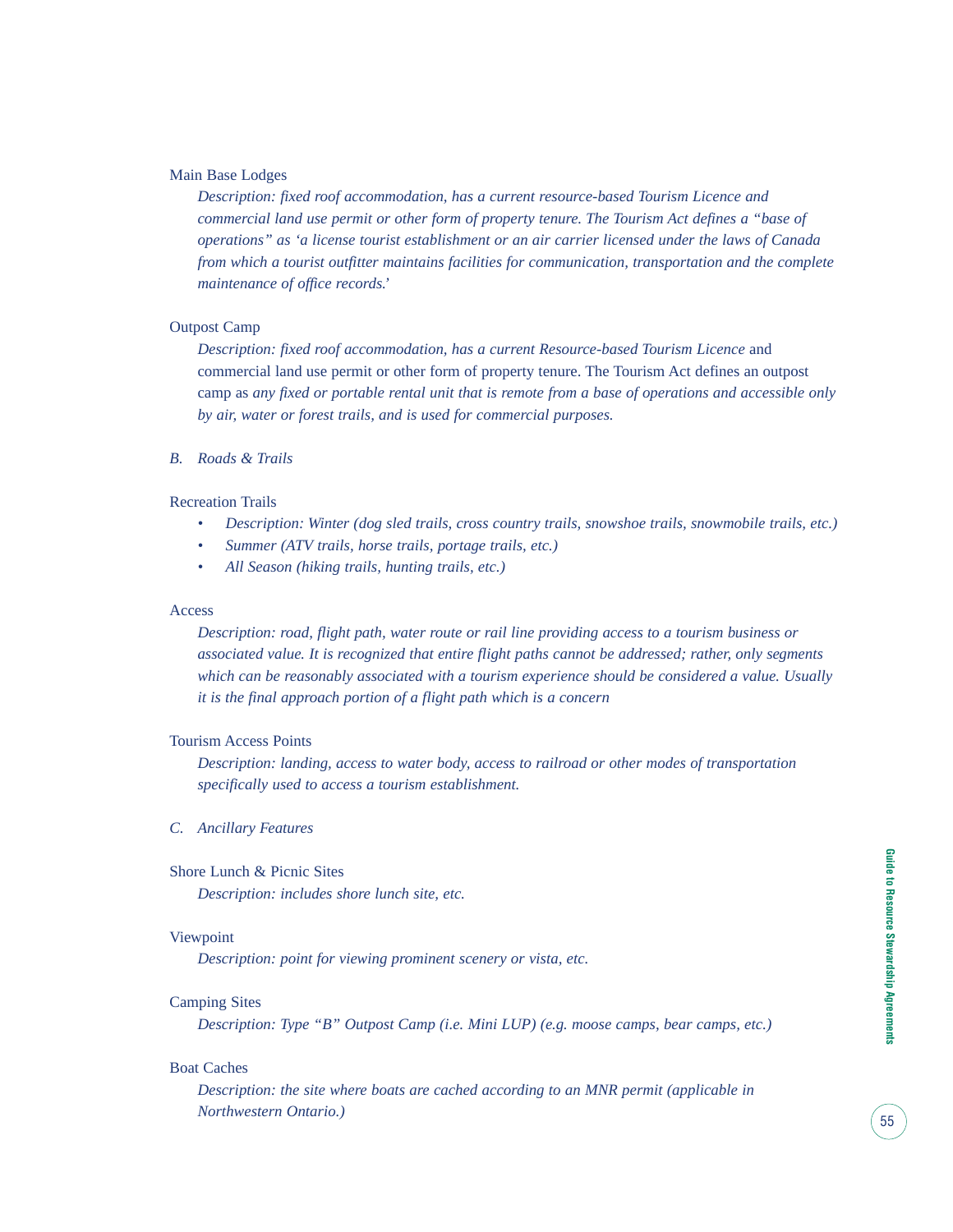Main Base Lodges

*Description: fixed roof accommodation, has a current resource-based Tourism Licence and commercial land use permit or other form of property tenure. The Tourism Act defines a "base of operations" as 'a license tourist establishment or an air carrier licensed under the laws of Canada from which a tourist outfitter maintains facilities for communication, transportation and the complete maintenance of office records.'*

Outpost Camp

*Description: fixed roof accommodation, has a current Resource-based Tourism Licence* and commercial land use permit or other form of property tenure. The Tourism Act defines an outpost camp as *any fixed or portable rental unit that is remote from a base of operations and accessible only by air, water or forest trails, and is used for commercial purposes.*

*B. Roads & Trails*

Recreation Trails

- *Description: Winter (dog sled trails, cross country trails, snowshoe trails, snowmobile trails, etc.)*
- *Summer (ATV trails, horse trails, portage trails, etc.)*
- *All Season (hiking trails, hunting trails, etc.)*

Access

*Description: road, flight path, water route or rail line providing access to a tourism business or associated value. It is recognized that entire flight paths cannot be addressed; rather, only segments which can be reasonably associated with a tourism experience should be considered a value. Usually it is the final approach portion of a flight path which is a concern*

Tourism Access Points

*Description: landing, access to water body, access to railroad or other modes of transportation specifically used to access a tourism establishment.*

*C. Ancillary Features*

Shore Lunch & Picnic Sites

*Description: includes shore lunch site, etc.*

Viewpoint

*Description: point for viewing prominent scenery or vista, etc.*

Camping Sites

*Description: Type "B" Outpost Camp (i.e. Mini LUP) (e.g. moose camps, bear camps, etc.)*

Boat Caches

*Description: the site where boats are cached according to an MNR permit (applicable in Northwestern Ontario.)*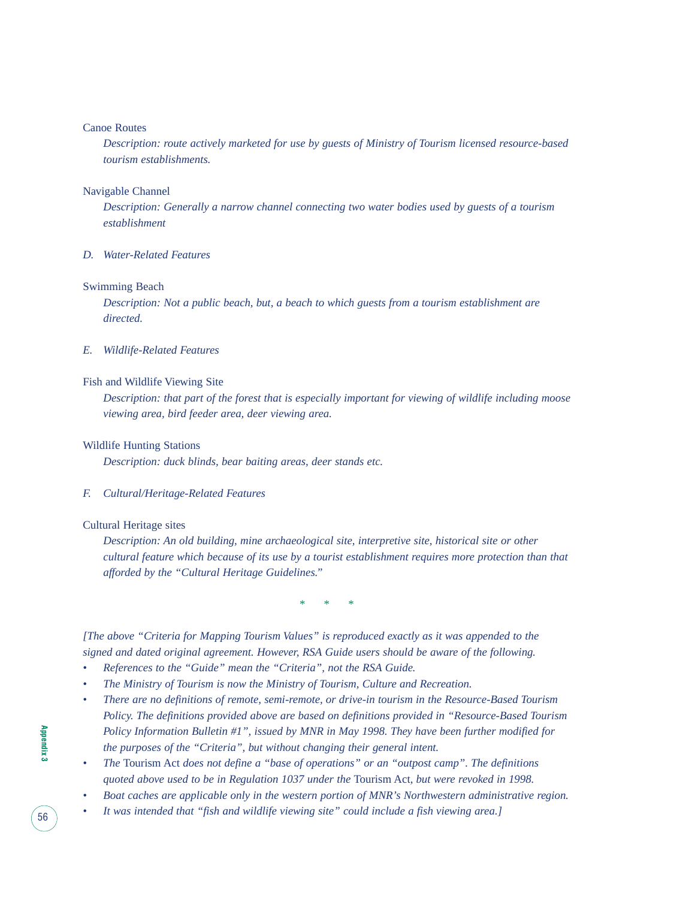Canoe Routes

*Description: route actively marketed for use by guests of Ministry of Tourism licensed resource-based tourism establishments.*

Navigable Channel

*Description: Generally a narrow channel connecting two water bodies used by guests of a tourism establishment*

*D. Water-Related Features*

Swimming Beach

*Description: Not a public beach, but, a beach to which guests from a tourism establishment are directed.*

*E. Wildlife-Related Features*

Fish and Wildlife Viewing Site

*Description: that part of the forest that is especially important for viewing of wildlife including moose viewing area, bird feeder area, deer viewing area.*

Wildlife Hunting Stations

*Description: duck blinds, bear baiting areas, deer stands etc.*

*F. Cultural/Heritage-Related Features*

Cultural Heritage sites

*Description: An old building, mine archaeological site, interpretive site, historical site or other cultural feature which because of its use by a tourist establishment requires more protection than that afforded by the "Cultural Heritage Guidelines."*

\* \* \*

*[The above "Criteria for Mapping Tourism Values" is reproduced exactly as it was appended to the signed and dated original agreement. However, RSA Guide users should be aware of the following.*

- *References to the "Guide" mean the "Criteria", not the RSA Guide.*
- *The Ministry of Tourism is now the Ministry of Tourism, Culture and Recreation.*
- *There are no definitions of remote, semi-remote, or drive-in tourism in the Resource-Based Tourism Policy. The definitions provided above are based on definitions provided in "Resource-Based Tourism Policy Information Bulletin #1", issued by MNR in May 1998. They have been further modified for the purposes of the "Criteria", but without changing their general intent.*
- *The* Tourism Act *does not define a "base of operations" or an "outpost camp". The definitions quoted above used to be in Regulation 1037 under the* Tourism Act, *but were revoked in 1998.*
- *Boat caches are applicable only in the western portion of MNR's Northwestern administrative region.*
- *It was intended that "fish and wildlife viewing site" could include a fish viewing area.]*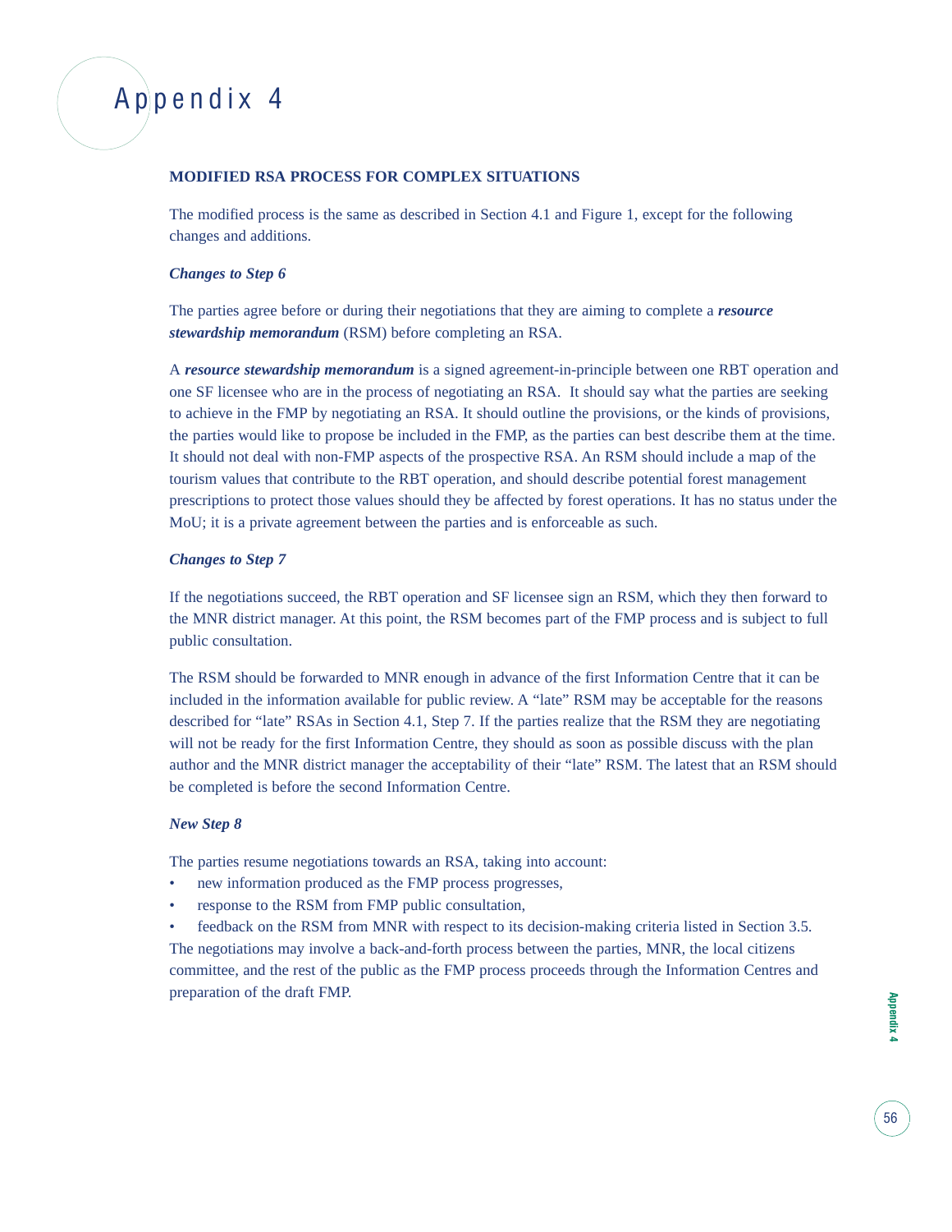# Appendix 4

**MODIFIED RSA PROCESS FOR COMPLEX SITUATIONS**

The modified process is the same as described in Section 4.1 and Figure 1, except for the following changes and additions.

***Changes to Step 6***

The parties agree before or during their negotiations that they are aiming to complete a ***resource stewardship memorandum*** (RSM) before completing an RSA.

A ***resource stewardship memorandum*** is a signed agreement-in-principle between one RBT operation and one SF licensee who are in the process of negotiating an RSA. It should say what the parties are seeking to achieve in the FMP by negotiating an RSA. It should outline the provisions, or the kinds of provisions, the parties would like to propose be included in the FMP, as the parties can best describe them at the time. It should not deal with non-FMP aspects of the prospective RSA. An RSM should include a map of the tourism values that contribute to the RBT operation, and should describe potential forest management prescriptions to protect those values should they be affected by forest operations. It has no status under the MoU; it is a private agreement between the parties and is enforceable as such.

***Changes to Step 7***

If the negotiations succeed, the RBT operation and SF licensee sign an RSM, which they then forward to the MNR district manager. At this point, the RSM becomes part of the FMP process and is subject to full public consultation.

The RSM should be forwarded to MNR enough in advance of the first Information Centre that it can be included in the information available for public review. A "late" RSM may be acceptable for the reasons described for "late" RSAs in Section 4.1, Step 7. If the parties realize that the RSM they are negotiating will not be ready for the first Information Centre, they should as soon as possible discuss with the plan author and the MNR district manager the acceptability of their "late" RSM. The latest that an RSM should be completed is before the second Information Centre.

***New Step 8***

The parties resume negotiations towards an RSA, taking into account:

- new information produced as the FMP process progresses,
- response to the RSM from FMP public consultation,
- feedback on the RSM from MNR with respect to its decision-making criteria listed in Section 3.5.

The negotiations may involve a back-and-forth process between the parties, MNR, the local citizens committee, and the rest of the public as the FMP process proceeds through the Information Centres and preparation of the draft FMP.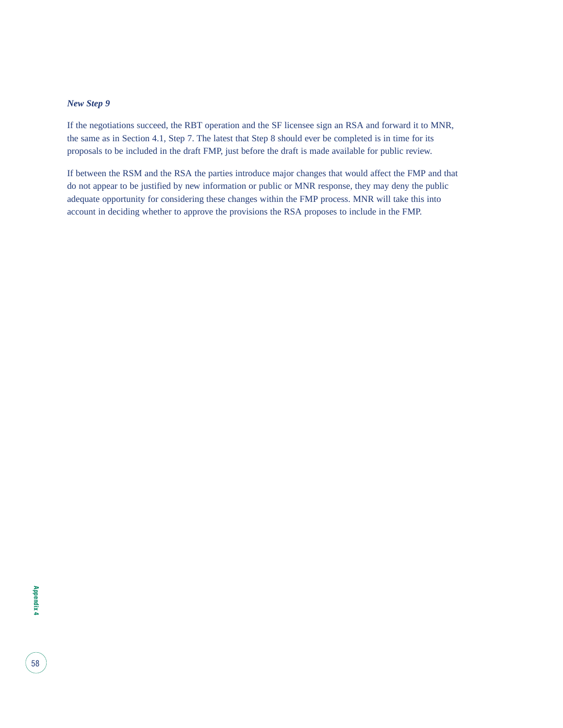### *New Step 9*

If the negotiations succeed, the RBT operation and the SF licensee sign an RSA and forward it to MNR, the same as in Section 4.1, Step 7. The latest that Step 8 should ever be completed is in time for its proposals to be included in the draft FMP, just before the draft is made available for public review.

If between the RSM and the RSA the parties introduce major changes that would affect the FMP and that do not appear to be justified by new information or public or MNR response, they may deny the public adequate opportunity for considering these changes within the FMP process. MNR will take this into account in deciding whether to approve the provisions the RSA proposes to include in the FMP.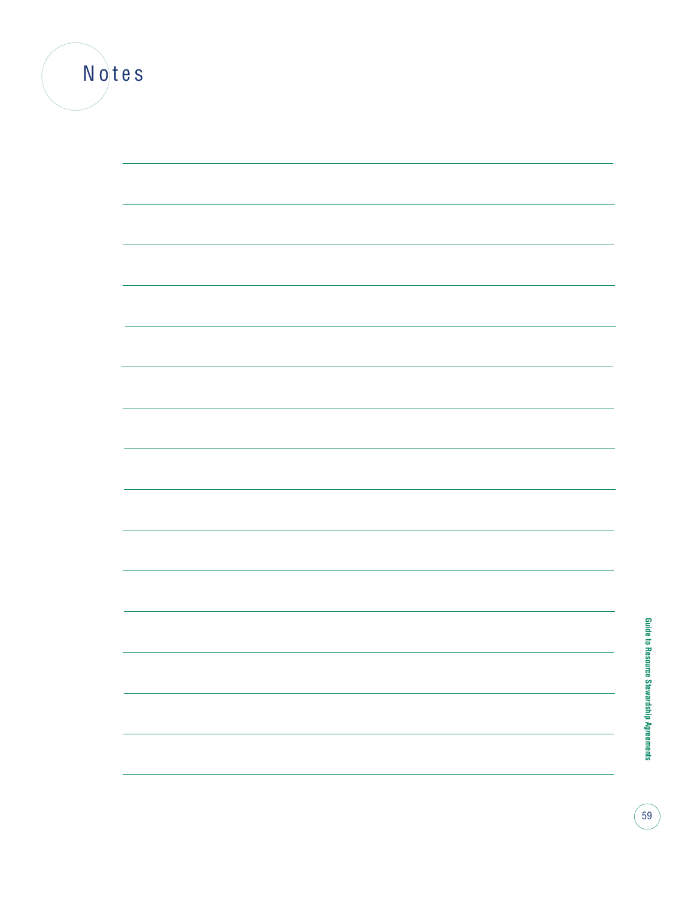# Notes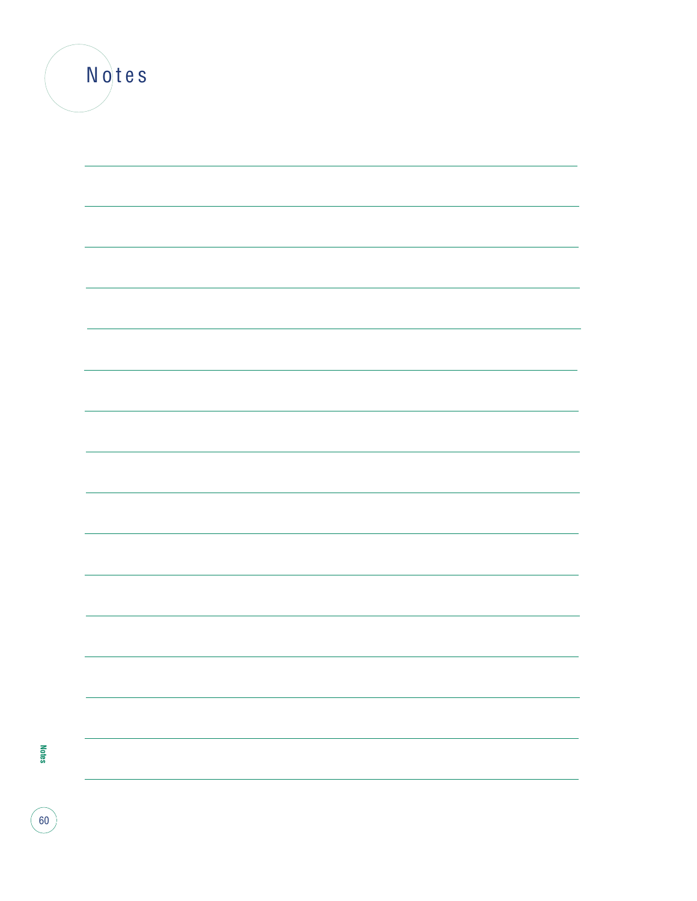# Notes